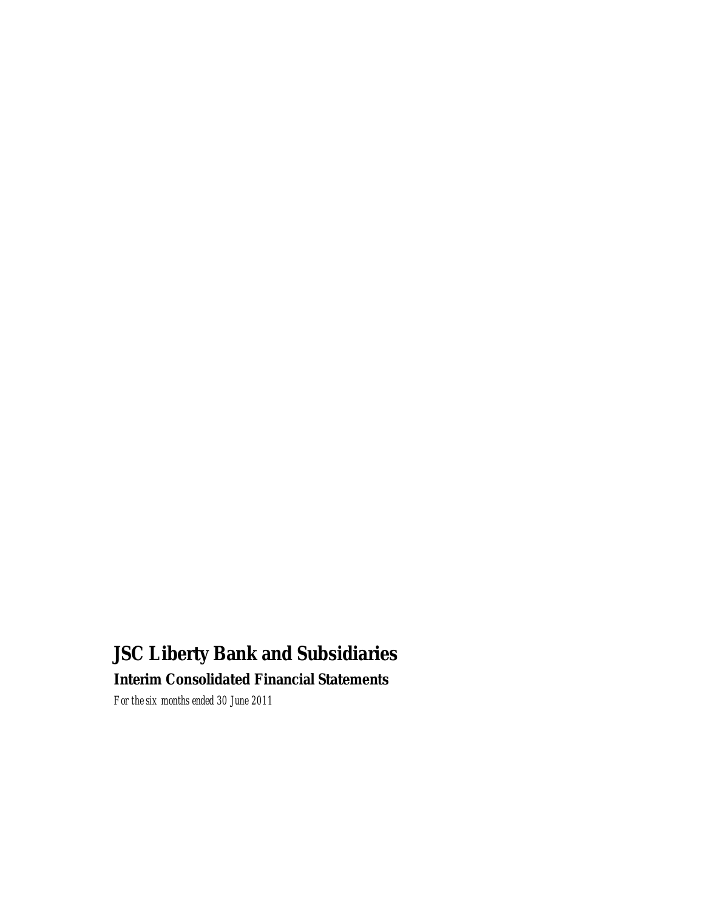# JSC Liberty Bank and Subsidiaries

## Interim Consolidated Financial Statements

*For the six months ended 30 June 2011*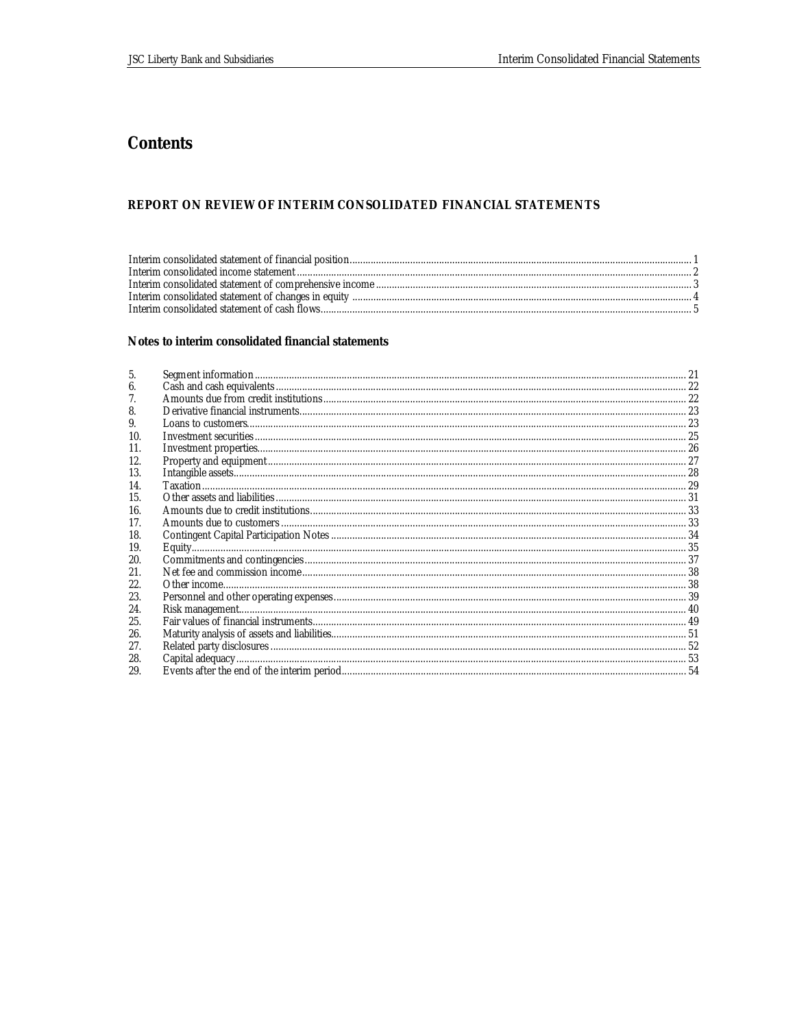# Contents

**REPORT ON REVIEW OF INTERIM CONSOLIDATED FINANCIAL STATEMENTS**

Interim consolidated statement of financial position .......... 1
Interim consolidated income statement .......... 2
Interim consolidated statement of comprehensive income .......... 3
Interim consolidated statement of changes in equity .......... 4
Interim consolidated statement of cash flows .......... 5

## Notes to interim consolidated financial statements

| | | |
|---|---|---|
| 5. | Segment information | 21 |
| 6. | Cash and cash equivalents | 22 |
| 7. | Amounts due from credit institutions | 22 |
| 8. | Derivative financial instruments | 23 |
| 9. | Loans to customers | 23 |
| 10. | Investment securities | 25 |
| 11. | Investment properties | 26 |
| 12. | Property and equipment | 27 |
| 13. | Intangible assets | 28 |
| 14. | Taxation | 29 |
| 15. | Other assets and liabilities | 31 |
| 16. | Amounts due to credit institutions | 33 |
| 17. | Amounts due to customers | 33 |
| 18. | Contingent Capital Participation Notes | 34 |
| 19. | Equity | 35 |
| 20. | Commitments and contingencies | 37 |
| 21. | Net fee and commission income | 38 |
| 22. | Other income | 38 |
| 23. | Personnel and other operating expenses | 39 |
| 24. | Risk management | 40 |
| 25. | Fair values of financial instruments | 49 |
| 26. | Maturity analysis of assets and liabilities | 51 |
| 27. | Related party disclosures | 52 |
| 28. | Capital adequacy | 53 |
| 29. | Events after the end of the interim period | 54 |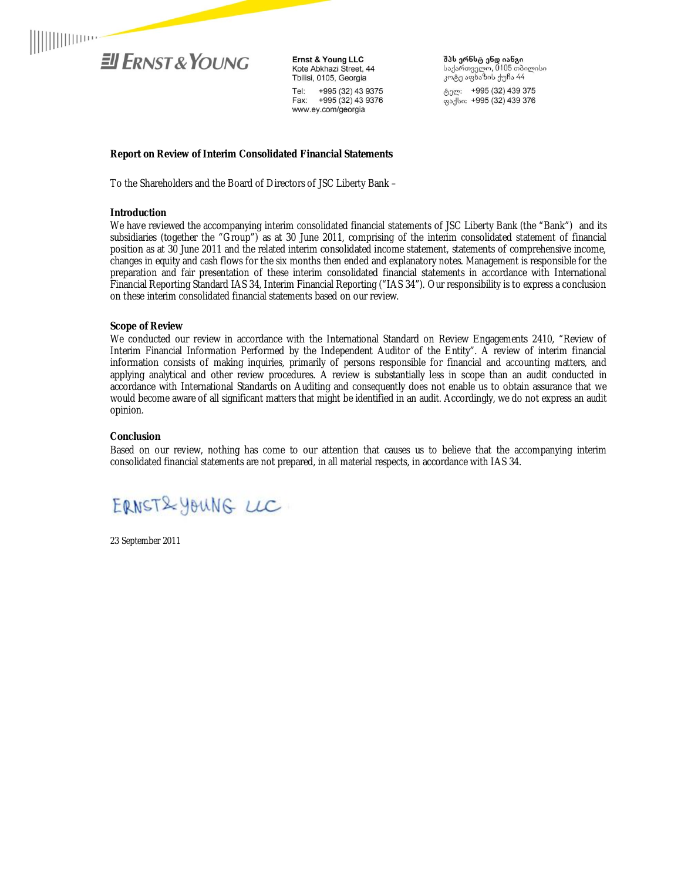**Ernst & Young LLC**
Kote Abkhazi Street, 44
Tbilisi, 0105, Georgia

Tel: +995 (32) 43 9375
Fax: +995 (32) 43 9376
www.ey.com/georgia

**შპს ერნსტ ენდ იანგი**
საქართველო, 0105 თბილისი
კოტე აფხაზის ქუჩა 44

ტელ: +995 (32) 439 375
ფაქსი: +995 (32) 439 376

## Report on Review of Interim Consolidated Financial Statements

To the Shareholders and the Board of Directors of JSC Liberty Bank –

### Introduction

We have reviewed the accompanying interim consolidated financial statements of JSC Liberty Bank (the "Bank") and its subsidiaries (together the "Group") as at 30 June 2011, comprising of the interim consolidated statement of financial position as at 30 June 2011 and the related interim consolidated income statement, statements of comprehensive income, changes in equity and cash flows for the six months then ended and explanatory notes. Management is responsible for the preparation and fair presentation of these interim consolidated financial statements in accordance with International Financial Reporting Standard IAS 34, Interim Financial Reporting ("IAS 34"). Our responsibility is to express a conclusion on these interim consolidated financial statements based on our review.

### Scope of Review

We conducted our review in accordance with the International Standard on Review Engagements 2410, "Review of Interim Financial Information Performed by the Independent Auditor of the Entity". A review of interim financial information consists of making inquiries, primarily of persons responsible for financial and accounting matters, and applying analytical and other review procedures. A review is substantially less in scope than an audit conducted in accordance with International Standards on Auditing and consequently does not enable us to obtain assurance that we would become aware of all significant matters that might be identified in an audit. Accordingly, we do not express an audit opinion.

### Conclusion

Based on our review, nothing has come to our attention that causes us to believe that the accompanying interim consolidated financial statements are not prepared, in all material respects, in accordance with IAS 34.

ERNST & YOUNG LLC

23 September 2011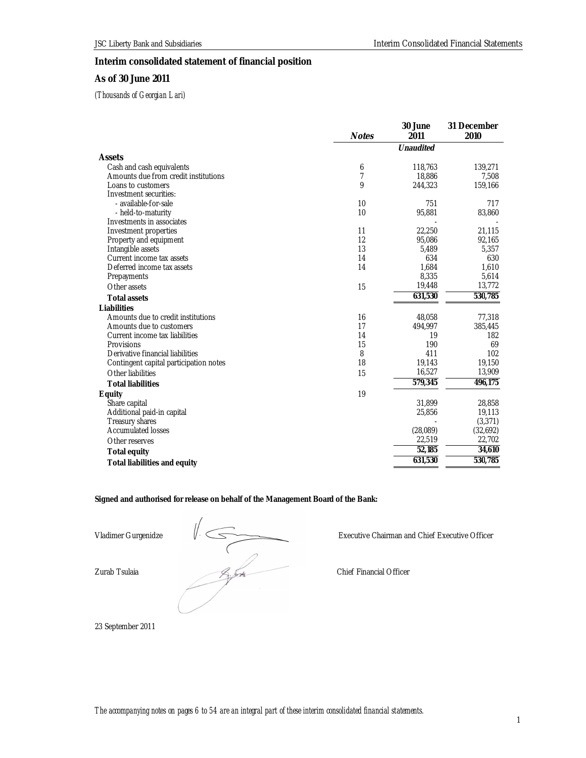## Interim consolidated statement of financial position

## As of 30 June 2011

*(Thousands of Georgian Lari)*

| | Notes | 30 June 2011 | 31 December 2010 |
|---|---|---|---|
| | | *Unaudited* | |
| **Assets** | | | |
| Cash and cash equivalents | 6 | 118,763 | 139,271 |
| Amounts due from credit institutions | 7 | 18,886 | 7,508 |
| Loans to customers | 9 | 244,323 | 159,166 |
| Investment securities: | | | |
| - available-for-sale | 10 | 751 | 717 |
| - held-to-maturity | 10 | 95,881 | 83,860 |
| Investments in associates | | - | - |
| Investment properties | 11 | 22,250 | 21,115 |
| Property and equipment | 12 | 95,086 | 92,165 |
| Intangible assets | 13 | 5,489 | 5,357 |
| Current income tax assets | 14 | 634 | 630 |
| Deferred income tax assets | 14 | 1,684 | 1,610 |
| Prepayments | | 8,335 | 5,614 |
| Other assets | 15 | 19,448 | 13,772 |
| **Total assets** | | **631,530** | **530,785** |
| **Liabilities** | | | |
| Amounts due to credit institutions | 16 | 48,058 | 77,318 |
| Amounts due to customers | 17 | 494,997 | 385,445 |
| Current income tax liabilities | 14 | 19 | 182 |
| Provisions | 15 | 190 | 69 |
| Derivative financial liabilities | 8 | 411 | 102 |
| Contingent capital participation notes | 18 | 19,143 | 19,150 |
| Other liabilities | 15 | 16,527 | 13,909 |
| **Total liabilities** | | **579,345** | **496,175** |
| **Equity** | 19 | | |
| Share capital | | 31,899 | 28,858 |
| Additional paid-in capital | | 25,856 | 19,113 |
| Treasury shares | | - | (3,371) |
| Accumulated losses | | (28,089) | (32,692) |
| Other reserves | | 22,519 | 22,702 |
| **Total equity** | | **52,185** | **34,610** |
| **Total liabilities and equity** | | **631,530** | **530,785** |

**Signed and authorised for release on behalf of the Management Board of the Bank:**

Vladimer Gurgenidze — Executive Chairman and Chief Executive Officer

Zurab Tsulaia — Chief Financial Officer

23 September 2011

*The accompanying notes on pages 6 to 54 are an integral part of these interim consolidated financial statements.*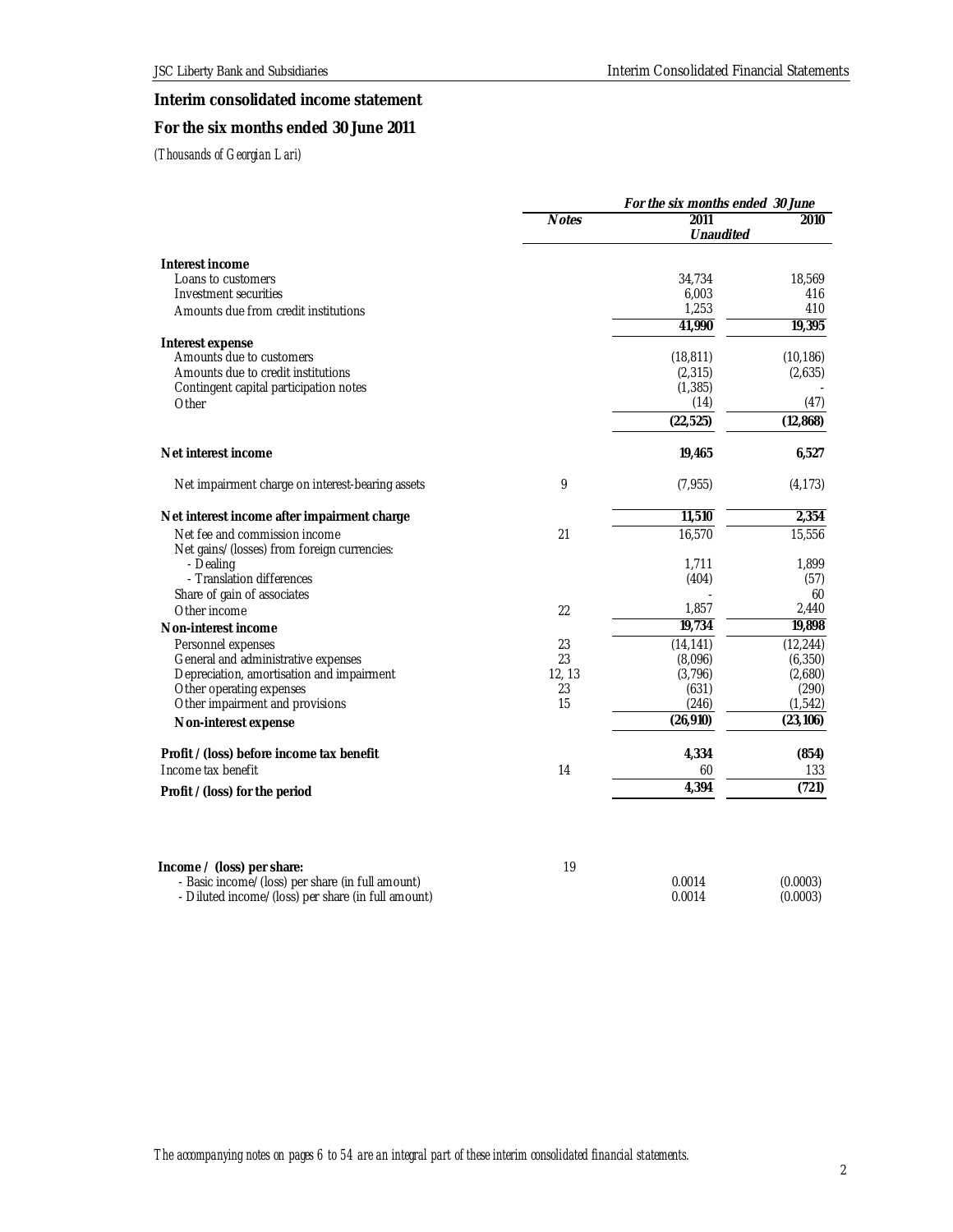## Interim consolidated income statement

## For the six months ended 30 June 2011

*(Thousands of Georgian Lari)*

| | Notes | For the six months ended 30 June 2011 Unaudited | 2010 |
|---|---|---|---|
| **Interest income** | | | |
| Loans to customers | | 34,734 | 18,569 |
| Investment securities | | 6,003 | 416 |
| Amounts due from credit institutions | | 1,253 | 410 |
| | | **41,990** | **19,395** |
| **Interest expense** | | | |
| Amounts due to customers | | (18,811) | (10,186) |
| Amounts due to credit institutions | | (2,315) | (2,635) |
| Contingent capital participation notes | | (1,385) | - |
| Other | | (14) | (47) |
| | | **(22,525)** | **(12,868)** |
| **Net interest income** | | **19,465** | **6,527** |
| Net impairment charge on interest-bearing assets | 9 | (7,955) | (4,173) |
| **Net interest income after impairment charge** | | **11,510** | **2,354** |
| Net fee and commission income | 21 | 16,570 | 15,556 |
| Net gains/(losses) from foreign currencies: | | | |
| - Dealing | | 1,711 | 1,899 |
| - Translation differences | | (404) | (57) |
| Share of gain of associates | | - | 60 |
| Other income | 22 | 1,857 | 2,440 |
| **Non-interest income** | | **19,734** | **19,898** |
| Personnel expenses | 23 | (14,141) | (12,244) |
| General and administrative expenses | 23 | (8,096) | (6,350) |
| Depreciation, amortisation and impairment | 12, 13 | (3,796) | (2,680) |
| Other operating expenses | 23 | (631) | (290) |
| Other impairment and provisions | 15 | (246) | (1,542) |
| **Non-interest expense** | | **(26,910)** | **(23,106)** |
| **Profit / (loss) before income tax benefit** | | **4,334** | **(854)** |
| Income tax benefit | 14 | 60 | 133 |
| **Profit / (loss) for the period** | | **4,394** | **(721)** |

| | Notes | 2011 | 2010 |
|---|---|---|---|
| **Income / (loss) per share:** | 19 | | |
| - Basic income/(loss) per share (in full amount) | | 0.0014 | (0.0003) |
| - Diluted income/(loss) per share (in full amount) | | 0.0014 | (0.0003) |

*The accompanying notes on pages 6 to 54 are an integral part of these interim consolidated financial statements.*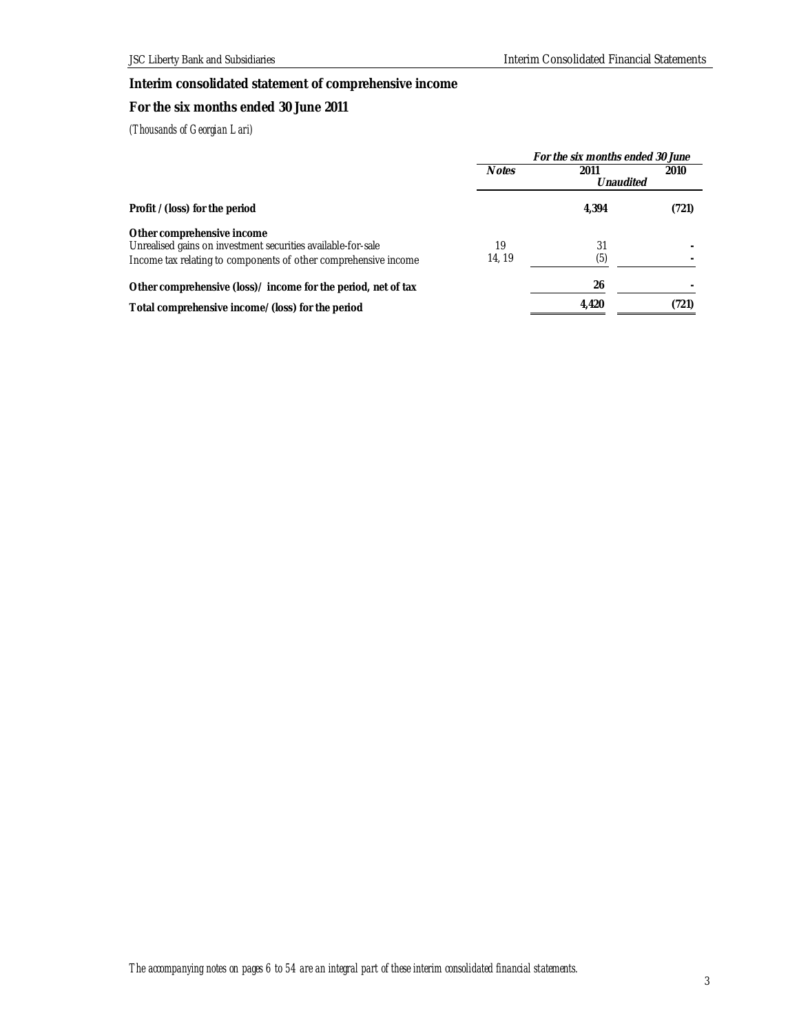# Interim consolidated statement of comprehensive income

## For the six months ended 30 June 2011

*(Thousands of Georgian Lari)*

| | | *For the six months ended 30 June* | |
|---|---|---|---|
| | ***Notes*** | **2011** | **2010** |
| | | ***Unaudited*** | |
| **Profit / (loss) for the period** | | **4,394** | **(721)** |
| **Other comprehensive income** | | | |
| Unrealised gains on investment securities available-for-sale | 19 | 31 | - |
| Income tax relating to components of other comprehensive income | 14, 19 | (5) | - |
| **Other comprehensive (loss)/ income for the period, net of tax** | | **26** | **-** |
| **Total comprehensive income/ (loss) for the period** | | **4,420** | **(721)** |

*The accompanying notes on pages 6 to 54 are an integral part of these interim consolidated financial statements.*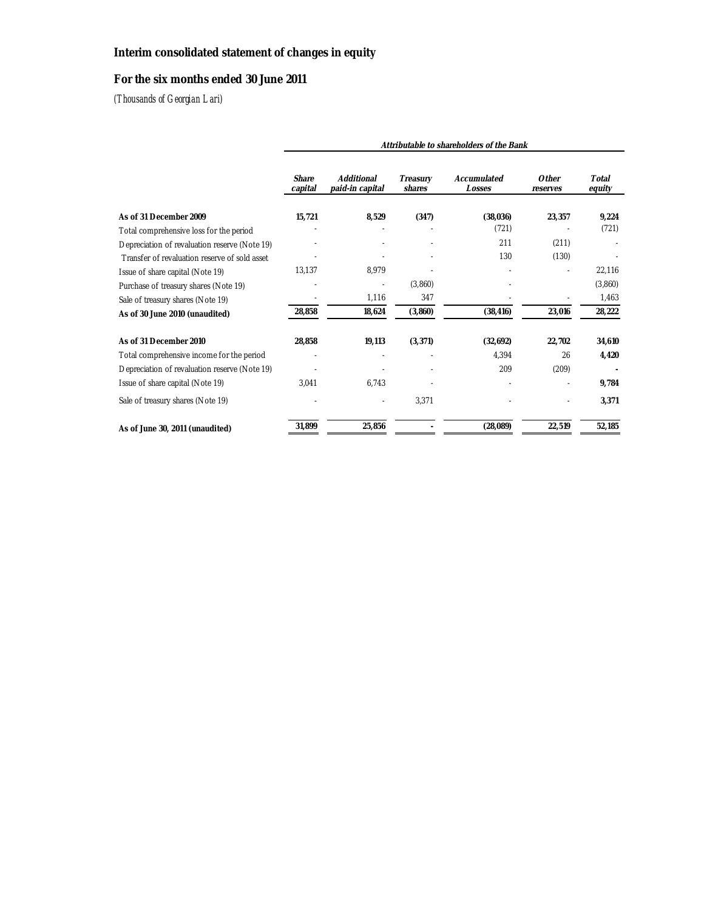## Interim consolidated statement of changes in equity

## For the six months ended 30 June 2011

*(Thousands of Georgian Lari)*

| | *Attributable to shareholders of the Bank* | | | | | |
|---|---|---|---|---|---|---|
| | ***Share capital*** | ***Additional paid-in capital*** | ***Treasury shares*** | ***Accumulated Losses*** | ***Other reserves*** | ***Total equity*** |
| **As of 31 December 2009** | **15,721** | **8,529** | **(347)** | **(38,036)** | **23,357** | **9,224** |
| Total comprehensive loss for the period | - | - | - | (721) | - | (721) |
| Depreciation of revaluation reserve (Note 19) | - | - | - | 211 | (211) | - |
| Transfer of revaluation reserve of sold asset | - | - | - | 130 | (130) | - |
| Issue of share capital (Note 19) | 13,137 | 8,979 | - | - | - | 22,116 |
| Purchase of treasury shares (Note 19) | - | - | (3,860) | - | | (3,860) |
| Sale of treasury shares (Note 19) | - | 1,116 | 347 | - | - | 1,463 |
| **As of 30 June 2010 (unaudited)** | **28,858** | **18,624** | **(3,860)** | **(38,416)** | **23,016** | **28,222** |
| | | | | | | |
| **As of 31 December 2010** | **28,858** | **19,113** | **(3,371)** | **(32,692)** | **22,702** | **34,610** |
| Total comprehensive income for the period | - | - | - | 4,394 | 26 | **4,420** |
| Depreciation of revaluation reserve (Note 19) | - | - | - | 209 | (209) | **-** |
| Issue of share capital (Note 19) | 3,041 | 6,743 | - | - | - | **9,784** |
| Sale of treasury shares (Note 19) | - | - | 3,371 | - | - | **3,371** |
| **As of June 30, 2011 (unaudited)** | **31,899** | **25,856** | **-** | **(28,089)** | **22,519** | **52,185** |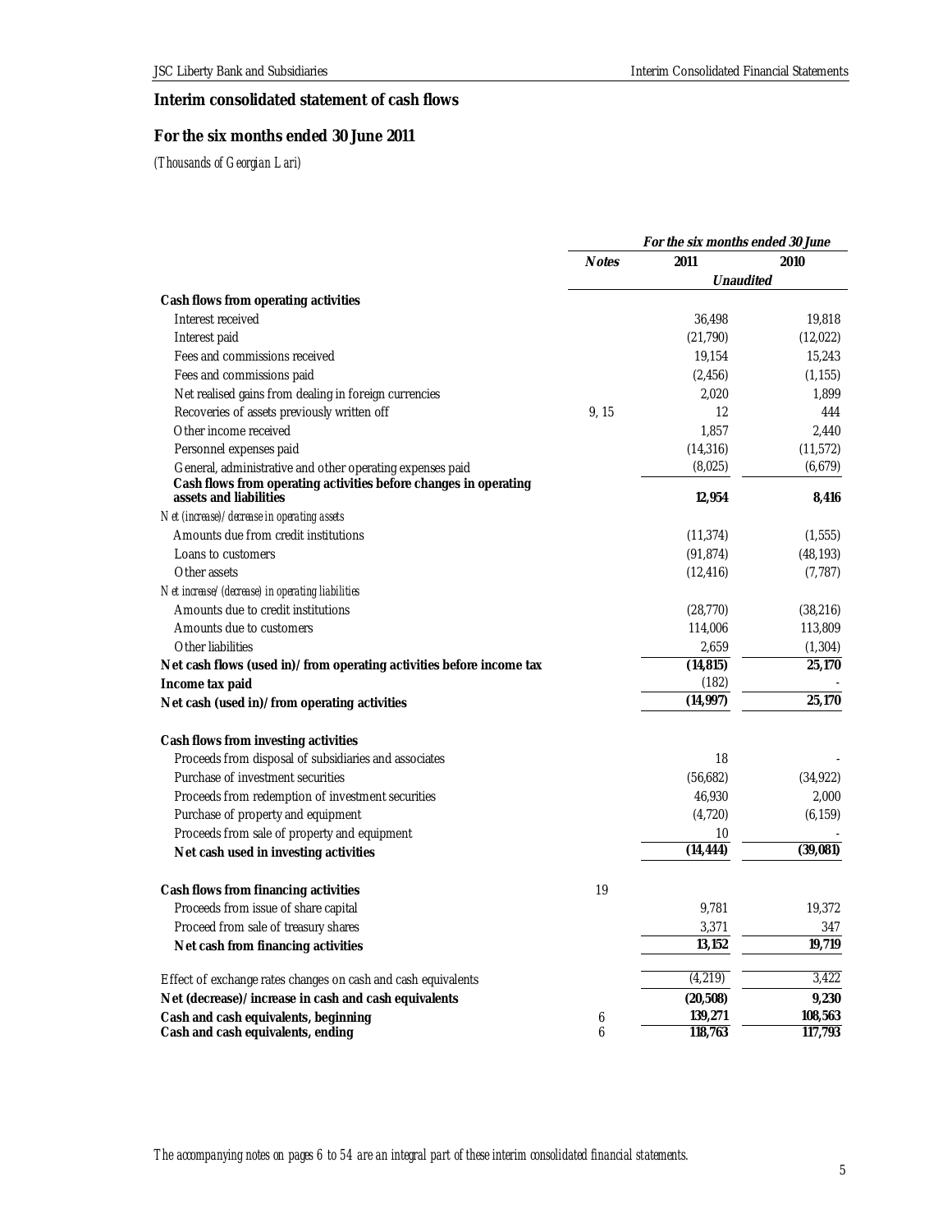# Interim consolidated statement of cash flows

## For the six months ended 30 June 2011

*(Thousands of Georgian Lari)*

| | Notes | For the six months ended 30 June 2011 | 2010 |
|---|---|---|---|
| | | *Unaudited* | |
| **Cash flows from operating activities** | | | |
| Interest received | | 36,498 | 19,818 |
| Interest paid | | (21,790) | (12,022) |
| Fees and commissions received | | 19,154 | 15,243 |
| Fees and commissions paid | | (2,456) | (1,155) |
| Net realised gains from dealing in foreign currencies | | 2,020 | 1,899 |
| Recoveries of assets previously written off | 9, 15 | 12 | 444 |
| Other income received | | 1,857 | 2,440 |
| Personnel expenses paid | | (14,316) | (11,572) |
| General, administrative and other operating expenses paid | | (8,025) | (6,679) |
| **Cash flows from operating activities before changes in operating assets and liabilities** | | **12,954** | **8,416** |
| *Net (increase)/decrease in operating assets* | | | |
| Amounts due from credit institutions | | (11,374) | (1,555) |
| Loans to customers | | (91,874) | (48,193) |
| Other assets | | (12,416) | (7,787) |
| *Net increase/(decrease) in operating liabilities* | | | |
| Amounts due to credit institutions | | (28,770) | (38,216) |
| Amounts due to customers | | 114,006 | 113,809 |
| Other liabilities | | 2,659 | (1,304) |
| **Net cash flows (used in)/from operating activities before income tax** | | **(14,815)** | **25,170** |
| **Income tax paid** | | (182) | - |
| **Net cash (used in)/from operating activities** | | **(14,997)** | **25,170** |
| | | | |
| **Cash flows from investing activities** | | | |
| Proceeds from disposal of subsidiaries and associates | | 18 | - |
| Purchase of investment securities | | (56,682) | (34,922) |
| Proceeds from redemption of investment securities | | 46,930 | 2,000 |
| Purchase of property and equipment | | (4,720) | (6,159) |
| Proceeds from sale of property and equipment | | 10 | - |
| **Net cash used in investing activities** | | **(14,444)** | **(39,081)** |
| | | | |
| **Cash flows from financing activities** | 19 | | |
| Proceeds from issue of share capital | | 9,781 | 19,372 |
| Proceed from sale of treasury shares | | 3,371 | 347 |
| **Net cash from financing activities** | | **13,152** | **19,719** |
| | | | |
| Effect of exchange rates changes on cash and cash equivalents | | (4,219) | 3,422 |
| **Net (decrease)/increase in cash and cash equivalents** | | **(20,508)** | **9,230** |
| **Cash and cash equivalents, beginning** | 6 | **139,271** | **108,563** |
| **Cash and cash equivalents, ending** | 6 | **118,763** | **117,793** |

*The accompanying notes on pages 6 to 54 are an integral part of these interim consolidated financial statements.*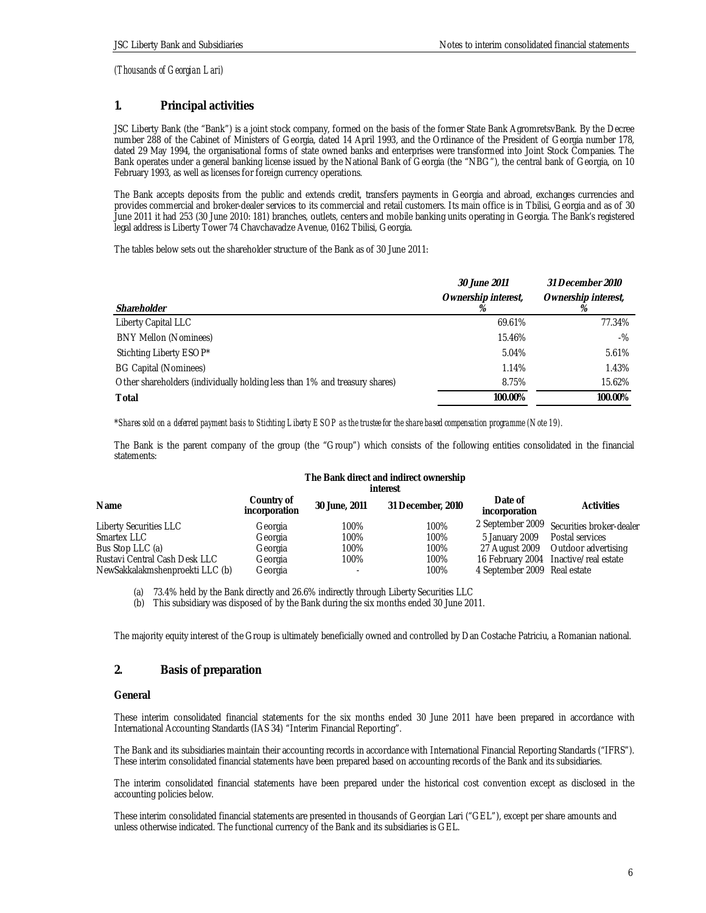*(Thousands of Georgian Lari)*

## 1. Principal activities

JSC Liberty Bank (the "Bank") is a joint stock company, formed on the basis of the former State Bank AgromretsvBank. By the Decree number 288 of the Cabinet of Ministers of Georgia, dated 14 April 1993, and the Ordinance of the President of Georgia number 178, dated 29 May 1994, the organisational forms of state owned banks and enterprises were transformed into Joint Stock Companies. The Bank operates under a general banking license issued by the National Bank of Georgia (the "NBG"), the central bank of Georgia, on 10 February 1993, as well as licenses for foreign currency operations.

The Bank accepts deposits from the public and extends credit, transfers payments in Georgia and abroad, exchanges currencies and provides commercial and broker-dealer services to its commercial and retail customers. Its main office is in Tbilisi, Georgia and as of 30 June 2011 it had 253 (30 June 2010: 181) branches, outlets, centers and mobile banking units operating in Georgia. The Bank's registered legal address is Liberty Tower 74 Chavchavadze Avenue, 0162 Tbilisi, Georgia.

The tables below sets out the shareholder structure of the Bank as of 30 June 2011:

| *Shareholder* | *30 June 2011* Ownership interest, % | *31 December 2010* Ownership interest, % |
|---|---|---|
| Liberty Capital LLC | 69.61% | 77.34% |
| BNY Mellon (Nominees) | 15.46% | -% |
| Stichting Liberty ESOP* | 5.04% | 5.61% |
| BG Capital (Nominees) | 1.14% | 1.43% |
| Other shareholders (individually holding less than 1% and treasury shares) | 8.75% | 15.62% |
| **Total** | **100.00%** | **100.00%** |

*\*Shares sold on a deferred payment basis to Stichting Liberty ESOP as the trustee for the share based compensation programme (Note 19).*

The Bank is the parent company of the group (the "Group") which consists of the following entities consolidated in the financial statements:

| Name | Country of incorporation | The Bank direct and indirect ownership interest 30 June, 2011 | 31 December, 2010 | Date of incorporation | Activities |
|---|---|---|---|---|---|
| Liberty Securities LLC | Georgia | 100% | 100% | 2 September 2009 | Securities broker-dealer |
| Smartex LLC | Georgia | 100% | 100% | 5 January 2009 | Postal services |
| Bus Stop LLC (a) | Georgia | 100% | 100% | 27 August 2009 | Outdoor advertising |
| Rustavi Central Cash Desk LLC | Georgia | 100% | 100% | 16 February 2004 | Inactive/real estate |
| NewSakkalakmshenproekti LLC (b) | Georgia | - | 100% | 4 September 2009 | Real estate |

(a) 73.4% held by the Bank directly and 26.6% indirectly through Liberty Securities LLC

(b) This subsidiary was disposed of by the Bank during the six months ended 30 June 2011.

The majority equity interest of the Group is ultimately beneficially owned and controlled by Dan Costache Patriciu, a Romanian national.

## 2. Basis of preparation

### General

These interim consolidated financial statements for the six months ended 30 June 2011 have been prepared in accordance with International Accounting Standards (IAS 34) "Interim Financial Reporting".

The Bank and its subsidiaries maintain their accounting records in accordance with International Financial Reporting Standards ("IFRS"). These interim consolidated financial statements have been prepared based on accounting records of the Bank and its subsidiaries.

The interim consolidated financial statements have been prepared under the historical cost convention except as disclosed in the accounting policies below.

These interim consolidated financial statements are presented in thousands of Georgian Lari ("GEL"), except per share amounts and unless otherwise indicated. The functional currency of the Bank and its subsidiaries is GEL.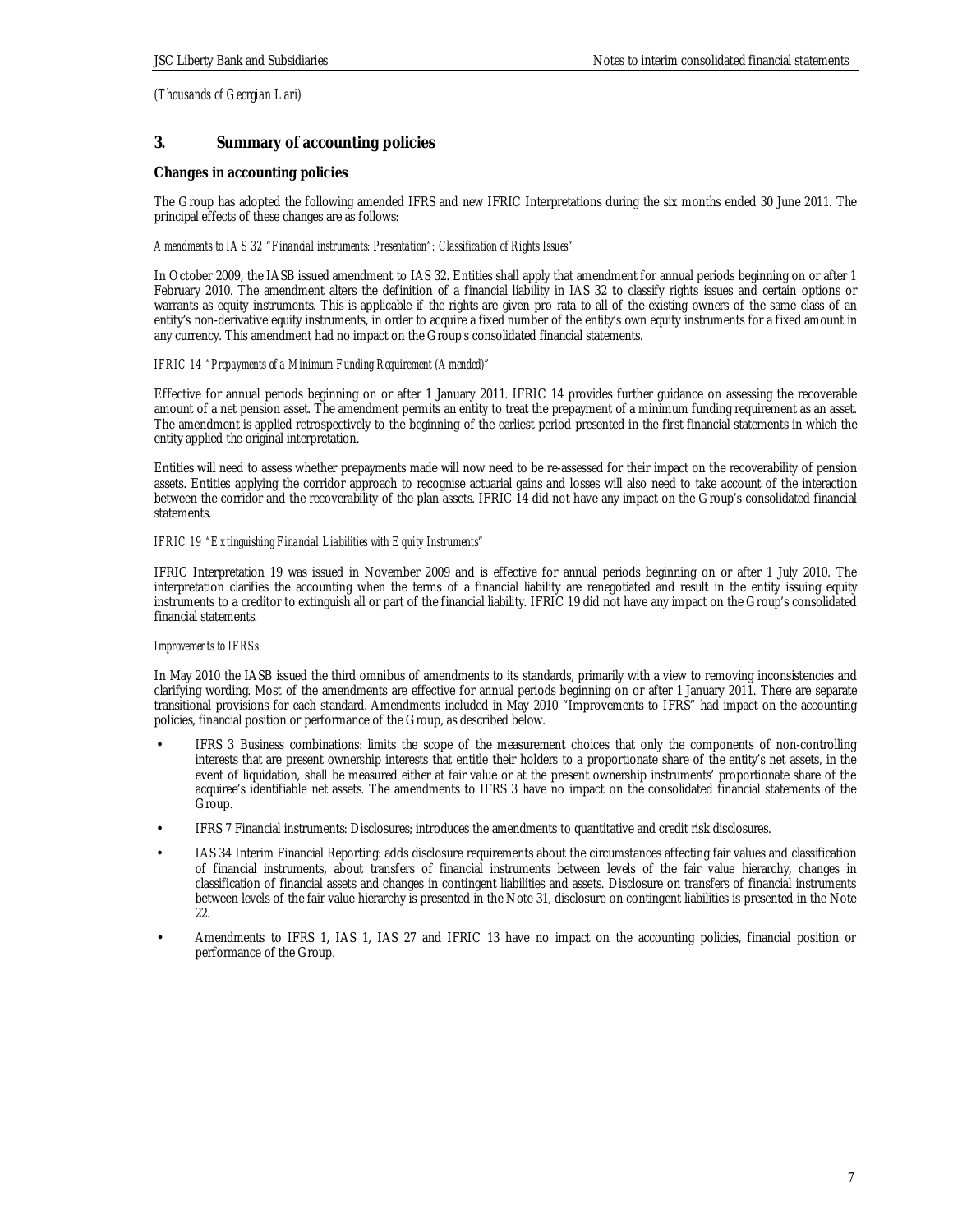*(Thousands of Georgian Lari)*

## 3. Summary of accounting policies

### Changes in accounting policies

The Group has adopted the following amended IFRS and new IFRIC Interpretations during the six months ended 30 June 2011. The principal effects of these changes are as follows:

*Amendments to IAS 32 "Financial instruments: Presentation": Classification of Rights Issues"*

In October 2009, the IASB issued amendment to IAS 32. Entities shall apply that amendment for annual periods beginning on or after 1 February 2010. The amendment alters the definition of a financial liability in IAS 32 to classify rights issues and certain options or warrants as equity instruments. This is applicable if the rights are given pro rata to all of the existing owners of the same class of an entity's non-derivative equity instruments, in order to acquire a fixed number of the entity's own equity instruments for a fixed amount in any currency. This amendment had no impact on the Group's consolidated financial statements.

*IFRIC 14 "Prepayments of a Minimum Funding Requirement (Amended)"*

Effective for annual periods beginning on or after 1 January 2011. IFRIC 14 provides further guidance on assessing the recoverable amount of a net pension asset. The amendment permits an entity to treat the prepayment of a minimum funding requirement as an asset. The amendment is applied retrospectively to the beginning of the earliest period presented in the first financial statements in which the entity applied the original interpretation.

Entities will need to assess whether prepayments made will now need to be re-assessed for their impact on the recoverability of pension assets. Entities applying the corridor approach to recognise actuarial gains and losses will also need to take account of the interaction between the corridor and the recoverability of the plan assets. IFRIC 14 did not have any impact on the Group's consolidated financial statements.

*IFRIC 19 "Extinguishing Financial Liabilities with Equity Instruments"*

IFRIC Interpretation 19 was issued in November 2009 and is effective for annual periods beginning on or after 1 July 2010. The interpretation clarifies the accounting when the terms of a financial liability are renegotiated and result in the entity issuing equity instruments to a creditor to extinguish all or part of the financial liability. IFRIC 19 did not have any impact on the Group's consolidated financial statements.

*Improvements to IFRSs*

In May 2010 the IASB issued the third omnibus of amendments to its standards, primarily with a view to removing inconsistencies and clarifying wording. Most of the amendments are effective for annual periods beginning on or after 1 January 2011. There are separate transitional provisions for each standard. Amendments included in May 2010 "Improvements to IFRS" had impact on the accounting policies, financial position or performance of the Group, as described below.

- IFRS 3 Business combinations: limits the scope of the measurement choices that only the components of non-controlling interests that are present ownership interests that entitle their holders to a proportionate share of the entity's net assets, in the event of liquidation, shall be measured either at fair value or at the present ownership instruments' proportionate share of the acquiree's identifiable net assets. The amendments to IFRS 3 have no impact on the consolidated financial statements of the Group.
- IFRS 7 Financial instruments: Disclosures; introduces the amendments to quantitative and credit risk disclosures.
- IAS 34 Interim Financial Reporting: adds disclosure requirements about the circumstances affecting fair values and classification of financial instruments, about transfers of financial instruments between levels of the fair value hierarchy, changes in classification of financial assets and changes in contingent liabilities and assets. Disclosure on transfers of financial instruments between levels of the fair value hierarchy is presented in the Note 31, disclosure on contingent liabilities is presented in the Note 22.
- Amendments to IFRS 1, IAS 1, IAS 27 and IFRIC 13 have no impact on the accounting policies, financial position or performance of the Group.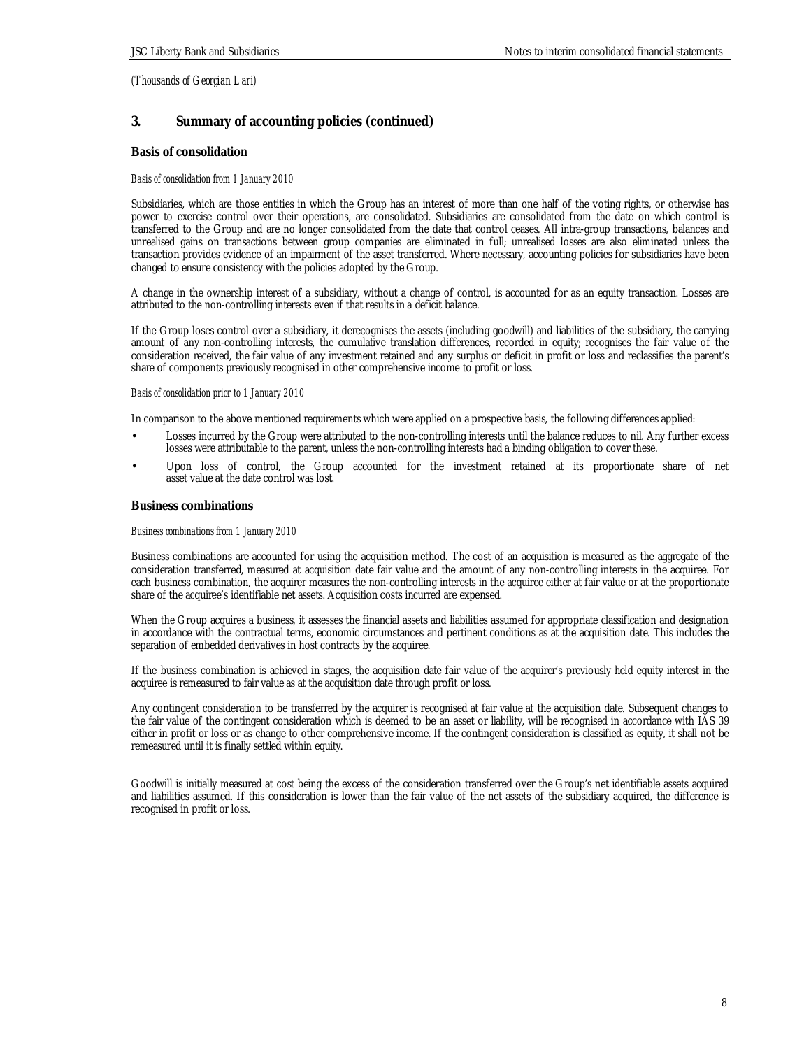*(Thousands of Georgian Lari)*

## 3. Summary of accounting policies (continued)

### Basis of consolidation

*Basis of consolidation from 1 January 2010*

Subsidiaries, which are those entities in which the Group has an interest of more than one half of the voting rights, or otherwise has power to exercise control over their operations, are consolidated. Subsidiaries are consolidated from the date on which control is transferred to the Group and are no longer consolidated from the date that control ceases. All intra-group transactions, balances and unrealised gains on transactions between group companies are eliminated in full; unrealised losses are also eliminated unless the transaction provides evidence of an impairment of the asset transferred. Where necessary, accounting policies for subsidiaries have been changed to ensure consistency with the policies adopted by the Group.

A change in the ownership interest of a subsidiary, without a change of control, is accounted for as an equity transaction. Losses are attributed to the non-controlling interests even if that results in a deficit balance.

If the Group loses control over a subsidiary, it derecognises the assets (including goodwill) and liabilities of the subsidiary, the carrying amount of any non-controlling interests, the cumulative translation differences, recorded in equity; recognises the fair value of the consideration received, the fair value of any investment retained and any surplus or deficit in profit or loss and reclassifies the parent's share of components previously recognised in other comprehensive income to profit or loss.

*Basis of consolidation prior to 1 January 2010*

In comparison to the above mentioned requirements which were applied on a prospective basis, the following differences applied:

- Losses incurred by the Group were attributed to the non-controlling interests until the balance reduces to nil. Any further excess losses were attributable to the parent, unless the non-controlling interests had a binding obligation to cover these.
- Upon loss of control, the Group accounted for the investment retained at its proportionate share of net asset value at the date control was lost.

### Business combinations

*Business combinations from 1 January 2010*

Business combinations are accounted for using the acquisition method. The cost of an acquisition is measured as the aggregate of the consideration transferred, measured at acquisition date fair value and the amount of any non-controlling interests in the acquiree. For each business combination, the acquirer measures the non-controlling interests in the acquiree either at fair value or at the proportionate share of the acquiree's identifiable net assets. Acquisition costs incurred are expensed.

When the Group acquires a business, it assesses the financial assets and liabilities assumed for appropriate classification and designation in accordance with the contractual terms, economic circumstances and pertinent conditions as at the acquisition date. This includes the separation of embedded derivatives in host contracts by the acquiree.

If the business combination is achieved in stages, the acquisition date fair value of the acquirer's previously held equity interest in the acquiree is remeasured to fair value as at the acquisition date through profit or loss.

Any contingent consideration to be transferred by the acquirer is recognised at fair value at the acquisition date. Subsequent changes to the fair value of the contingent consideration which is deemed to be an asset or liability, will be recognised in accordance with IAS 39 either in profit or loss or as change to other comprehensive income. If the contingent consideration is classified as equity, it shall not be remeasured until it is finally settled within equity.

Goodwill is initially measured at cost being the excess of the consideration transferred over the Group's net identifiable assets acquired and liabilities assumed. If this consideration is lower than the fair value of the net assets of the subsidiary acquired, the difference is recognised in profit or loss.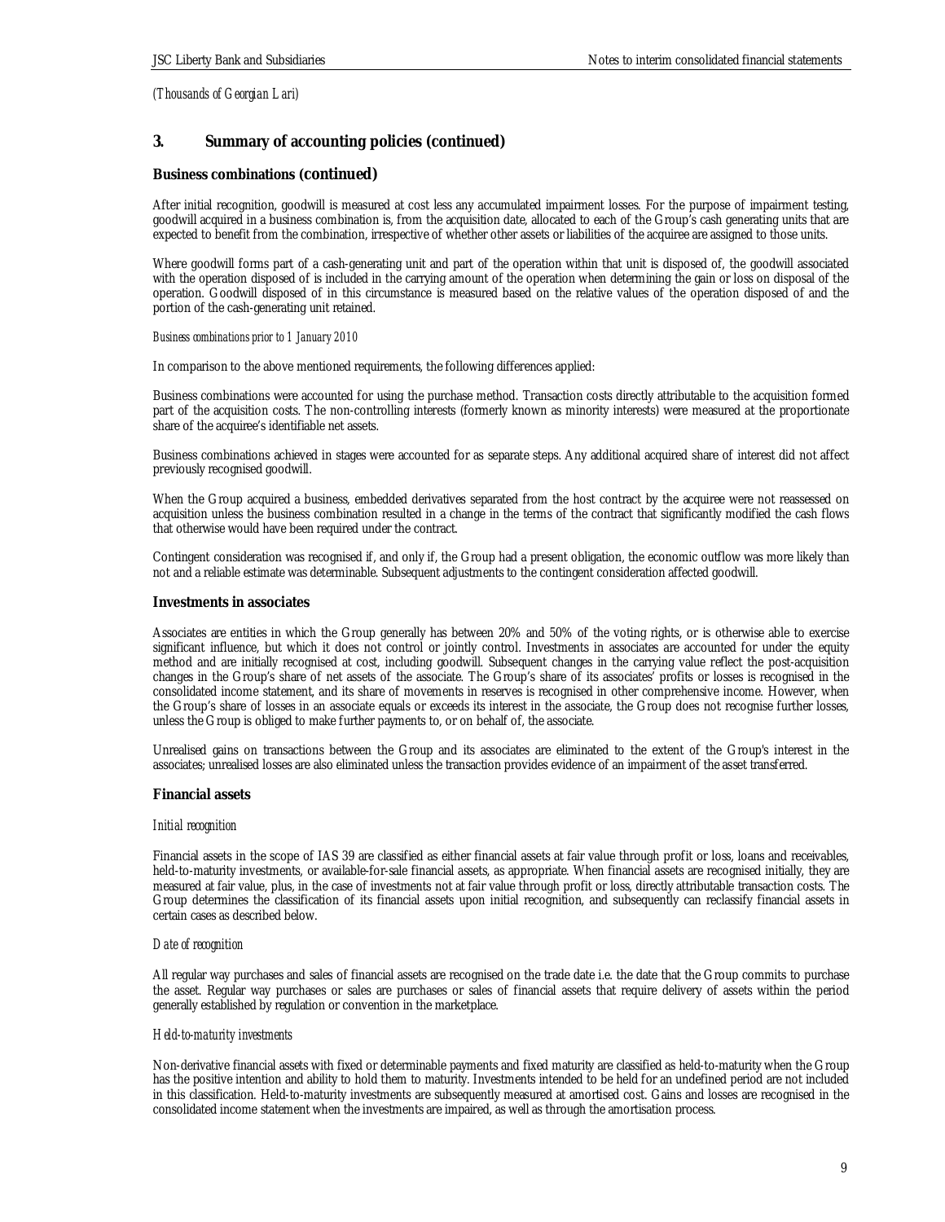*(Thousands of Georgian Lari)*

## 3. Summary of accounting policies (continued)

### Business combinations (continued)

After initial recognition, goodwill is measured at cost less any accumulated impairment losses. For the purpose of impairment testing, goodwill acquired in a business combination is, from the acquisition date, allocated to each of the Group's cash generating units that are expected to benefit from the combination, irrespective of whether other assets or liabilities of the acquiree are assigned to those units.

Where goodwill forms part of a cash-generating unit and part of the operation within that unit is disposed of, the goodwill associated with the operation disposed of is included in the carrying amount of the operation when determining the gain or loss on disposal of the operation. Goodwill disposed of in this circumstance is measured based on the relative values of the operation disposed of and the portion of the cash-generating unit retained.

*Business combinations prior to 1 January 2010*

In comparison to the above mentioned requirements, the following differences applied:

Business combinations were accounted for using the purchase method. Transaction costs directly attributable to the acquisition formed part of the acquisition costs. The non-controlling interests (formerly known as minority interests) were measured at the proportionate share of the acquiree's identifiable net assets.

Business combinations achieved in stages were accounted for as separate steps. Any additional acquired share of interest did not affect previously recognised goodwill.

When the Group acquired a business, embedded derivatives separated from the host contract by the acquiree were not reassessed on acquisition unless the business combination resulted in a change in the terms of the contract that significantly modified the cash flows that otherwise would have been required under the contract.

Contingent consideration was recognised if, and only if, the Group had a present obligation, the economic outflow was more likely than not and a reliable estimate was determinable. Subsequent adjustments to the contingent consideration affected goodwill.

### Investments in associates

Associates are entities in which the Group generally has between 20% and 50% of the voting rights, or is otherwise able to exercise significant influence, but which it does not control or jointly control. Investments in associates are accounted for under the equity method and are initially recognised at cost, including goodwill. Subsequent changes in the carrying value reflect the post-acquisition changes in the Group's share of net assets of the associate. The Group's share of its associates' profits or losses is recognised in the consolidated income statement, and its share of movements in reserves is recognised in other comprehensive income. However, when the Group's share of losses in an associate equals or exceeds its interest in the associate, the Group does not recognise further losses, unless the Group is obliged to make further payments to, or on behalf of, the associate.

Unrealised gains on transactions between the Group and its associates are eliminated to the extent of the Group's interest in the associates; unrealised losses are also eliminated unless the transaction provides evidence of an impairment of the asset transferred.

### Financial assets

*Initial recognition*

Financial assets in the scope of IAS 39 are classified as either financial assets at fair value through profit or loss, loans and receivables, held-to-maturity investments, or available-for-sale financial assets, as appropriate. When financial assets are recognised initially, they are measured at fair value, plus, in the case of investments not at fair value through profit or loss, directly attributable transaction costs. The Group determines the classification of its financial assets upon initial recognition, and subsequently can reclassify financial assets in certain cases as described below.

*Date of recognition*

All regular way purchases and sales of financial assets are recognised on the trade date i.e. the date that the Group commits to purchase the asset. Regular way purchases or sales are purchases or sales of financial assets that require delivery of assets within the period generally established by regulation or convention in the marketplace.

*Held-to-maturity investments*

Non-derivative financial assets with fixed or determinable payments and fixed maturity are classified as held-to-maturity when the Group has the positive intention and ability to hold them to maturity. Investments intended to be held for an undefined period are not included in this classification. Held-to-maturity investments are subsequently measured at amortised cost. Gains and losses are recognised in the consolidated income statement when the investments are impaired, as well as through the amortisation process.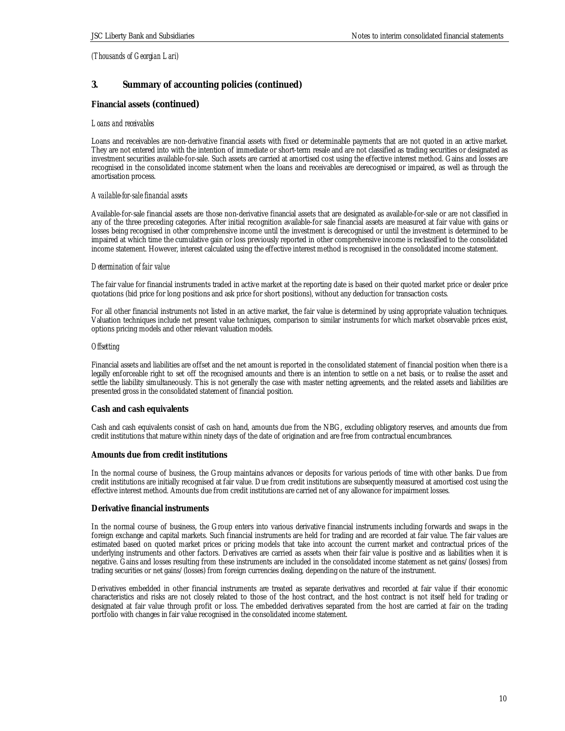*(Thousands of Georgian Lari)*

## 3. Summary of accounting policies (continued)

### Financial assets (continued)

*Loans and receivables*

Loans and receivables are non-derivative financial assets with fixed or determinable payments that are not quoted in an active market. They are not entered into with the intention of immediate or short-term resale and are not classified as trading securities or designated as investment securities available-for-sale. Such assets are carried at amortised cost using the effective interest method. Gains and losses are recognised in the consolidated income statement when the loans and receivables are derecognised or impaired, as well as through the amortisation process.

*Available-for-sale financial assets*

Available-for-sale financial assets are those non-derivative financial assets that are designated as available-for-sale or are not classified in any of the three preceding categories. After initial recognition available-for sale financial assets are measured at fair value with gains or losses being recognised in other comprehensive income until the investment is derecognised or until the investment is determined to be impaired at which time the cumulative gain or loss previously reported in other comprehensive income is reclassified to the consolidated income statement. However, interest calculated using the effective interest method is recognised in the consolidated income statement.

*Determination of fair value*

The fair value for financial instruments traded in active market at the reporting date is based on their quoted market price or dealer price quotations (bid price for long positions and ask price for short positions), without any deduction for transaction costs.

For all other financial instruments not listed in an active market, the fair value is determined by using appropriate valuation techniques. Valuation techniques include net present value techniques, comparison to similar instruments for which market observable prices exist, options pricing models and other relevant valuation models.

*Offsetting*

Financial assets and liabilities are offset and the net amount is reported in the consolidated statement of financial position when there is a legally enforceable right to set off the recognised amounts and there is an intention to settle on a net basis, or to realise the asset and settle the liability simultaneously. This is not generally the case with master netting agreements, and the related assets and liabilities are presented gross in the consolidated statement of financial position.

### Cash and cash equivalents

Cash and cash equivalents consist of cash on hand, amounts due from the NBG, excluding obligatory reserves, and amounts due from credit institutions that mature within ninety days of the date of origination and are free from contractual encumbrances.

### Amounts due from credit institutions

In the normal course of business, the Group maintains advances or deposits for various periods of time with other banks. Due from credit institutions are initially recognised at fair value. Due from credit institutions are subsequently measured at amortised cost using the effective interest method. Amounts due from credit institutions are carried net of any allowance for impairment losses.

### Derivative financial instruments

In the normal course of business, the Group enters into various derivative financial instruments including forwards and swaps in the foreign exchange and capital markets. Such financial instruments are held for trading and are recorded at fair value. The fair values are estimated based on quoted market prices or pricing models that take into account the current market and contractual prices of the underlying instruments and other factors. Derivatives are carried as assets when their fair value is positive and as liabilities when it is negative. Gains and losses resulting from these instruments are included in the consolidated income statement as net gains/(losses) from trading securities or net gains/(losses) from foreign currencies dealing, depending on the nature of the instrument.

Derivatives embedded in other financial instruments are treated as separate derivatives and recorded at fair value if their economic characteristics and risks are not closely related to those of the host contract, and the host contract is not itself held for trading or designated at fair value through profit or loss. The embedded derivatives separated from the host are carried at fair on the trading portfolio with changes in fair value recognised in the consolidated income statement.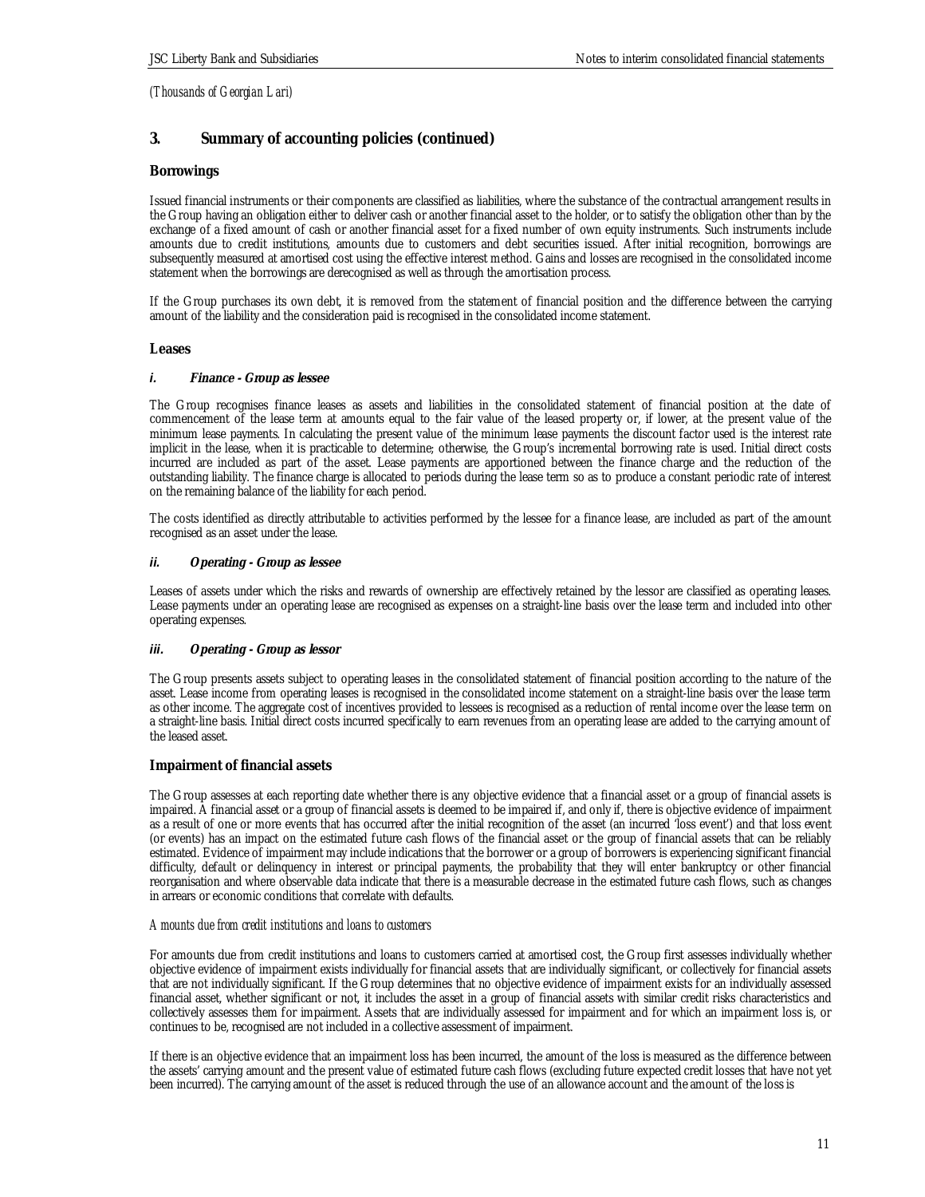*(Thousands of Georgian Lari)*

## 3. Summary of accounting policies (continued)

### Borrowings

Issued financial instruments or their components are classified as liabilities, where the substance of the contractual arrangement results in the Group having an obligation either to deliver cash or another financial asset to the holder, or to satisfy the obligation other than by the exchange of a fixed amount of cash or another financial asset for a fixed number of own equity instruments. Such instruments include amounts due to credit institutions, amounts due to customers and debt securities issued. After initial recognition, borrowings are subsequently measured at amortised cost using the effective interest method. Gains and losses are recognised in the consolidated income statement when the borrowings are derecognised as well as through the amortisation process.

If the Group purchases its own debt, it is removed from the statement of financial position and the difference between the carrying amount of the liability and the consideration paid is recognised in the consolidated income statement.

### Leases

#### *i. Finance - Group as lessee*

The Group recognises finance leases as assets and liabilities in the consolidated statement of financial position at the date of commencement of the lease term at amounts equal to the fair value of the leased property or, if lower, at the present value of the minimum lease payments. In calculating the present value of the minimum lease payments the discount factor used is the interest rate implicit in the lease, when it is practicable to determine; otherwise, the Group's incremental borrowing rate is used. Initial direct costs incurred are included as part of the asset. Lease payments are apportioned between the finance charge and the reduction of the outstanding liability. The finance charge is allocated to periods during the lease term so as to produce a constant periodic rate of interest on the remaining balance of the liability for each period.

The costs identified as directly attributable to activities performed by the lessee for a finance lease, are included as part of the amount recognised as an asset under the lease.

#### *ii. Operating - Group as lessee*

Leases of assets under which the risks and rewards of ownership are effectively retained by the lessor are classified as operating leases. Lease payments under an operating lease are recognised as expenses on a straight-line basis over the lease term and included into other operating expenses.

#### *iii. Operating - Group as lessor*

The Group presents assets subject to operating leases in the consolidated statement of financial position according to the nature of the asset. Lease income from operating leases is recognised in the consolidated income statement on a straight-line basis over the lease term as other income. The aggregate cost of incentives provided to lessees is recognised as a reduction of rental income over the lease term on a straight-line basis. Initial direct costs incurred specifically to earn revenues from an operating lease are added to the carrying amount of the leased asset.

### Impairment of financial assets

The Group assesses at each reporting date whether there is any objective evidence that a financial asset or a group of financial assets is impaired. A financial asset or a group of financial assets is deemed to be impaired if, and only if, there is objective evidence of impairment as a result of one or more events that has occurred after the initial recognition of the asset (an incurred 'loss event') and that loss event (or events) has an impact on the estimated future cash flows of the financial asset or the group of financial assets that can be reliably estimated. Evidence of impairment may include indications that the borrower or a group of borrowers is experiencing significant financial difficulty, default or delinquency in interest or principal payments, the probability that they will enter bankruptcy or other financial reorganisation and where observable data indicate that there is a measurable decrease in the estimated future cash flows, such as changes in arrears or economic conditions that correlate with defaults.

*Amounts due from credit institutions and loans to customers*

For amounts due from credit institutions and loans to customers carried at amortised cost, the Group first assesses individually whether objective evidence of impairment exists individually for financial assets that are individually significant, or collectively for financial assets that are not individually significant. If the Group determines that no objective evidence of impairment exists for an individually assessed financial asset, whether significant or not, it includes the asset in a group of financial assets with similar credit risks characteristics and collectively assesses them for impairment. Assets that are individually assessed for impairment and for which an impairment loss is, or continues to be, recognised are not included in a collective assessment of impairment.

If there is an objective evidence that an impairment loss has been incurred, the amount of the loss is measured as the difference between the assets' carrying amount and the present value of estimated future cash flows (excluding future expected credit losses that have not yet been incurred). The carrying amount of the asset is reduced through the use of an allowance account and the amount of the loss is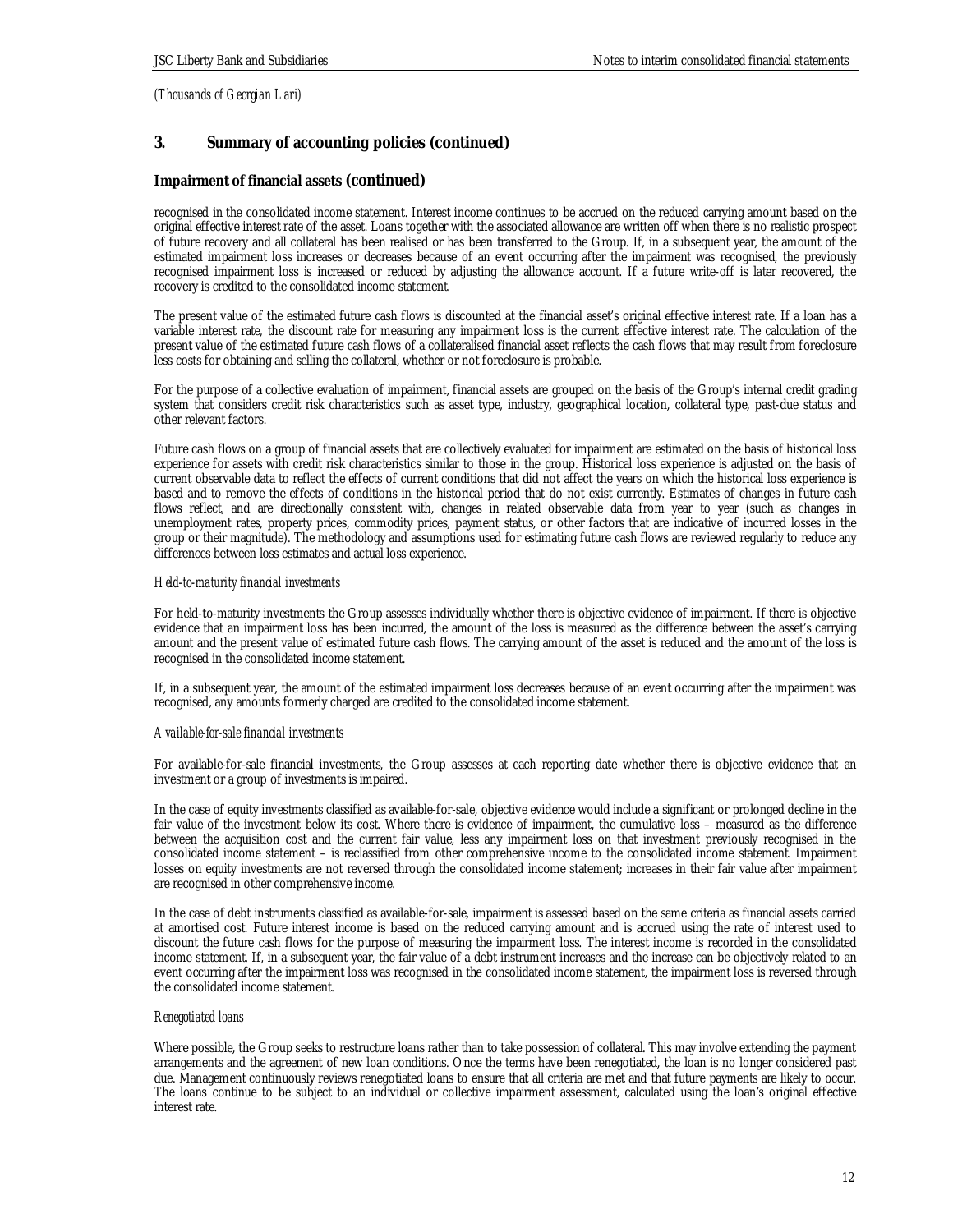*(Thousands of Georgian Lari)*

## 3. Summary of accounting policies (continued)

### Impairment of financial assets (continued)

recognised in the consolidated income statement. Interest income continues to be accrued on the reduced carrying amount based on the original effective interest rate of the asset. Loans together with the associated allowance are written off when there is no realistic prospect of future recovery and all collateral has been realised or has been transferred to the Group. If, in a subsequent year, the amount of the estimated impairment loss increases or decreases because of an event occurring after the impairment was recognised, the previously recognised impairment loss is increased or reduced by adjusting the allowance account. If a future write-off is later recovered, the recovery is credited to the consolidated income statement.

The present value of the estimated future cash flows is discounted at the financial asset's original effective interest rate. If a loan has a variable interest rate, the discount rate for measuring any impairment loss is the current effective interest rate. The calculation of the present value of the estimated future cash flows of a collateralised financial asset reflects the cash flows that may result from foreclosure less costs for obtaining and selling the collateral, whether or not foreclosure is probable.

For the purpose of a collective evaluation of impairment, financial assets are grouped on the basis of the Group's internal credit grading system that considers credit risk characteristics such as asset type, industry, geographical location, collateral type, past-due status and other relevant factors.

Future cash flows on a group of financial assets that are collectively evaluated for impairment are estimated on the basis of historical loss experience for assets with credit risk characteristics similar to those in the group. Historical loss experience is adjusted on the basis of current observable data to reflect the effects of current conditions that did not affect the years on which the historical loss experience is based and to remove the effects of conditions in the historical period that do not exist currently. Estimates of changes in future cash flows reflect, and are directionally consistent with, changes in related observable data from year to year (such as changes in unemployment rates, property prices, commodity prices, payment status, or other factors that are indicative of incurred losses in the group or their magnitude). The methodology and assumptions used for estimating future cash flows are reviewed regularly to reduce any differences between loss estimates and actual loss experience.

*Held-to-maturity financial investments*

For held-to-maturity investments the Group assesses individually whether there is objective evidence of impairment. If there is objective evidence that an impairment loss has been incurred, the amount of the loss is measured as the difference between the asset's carrying amount and the present value of estimated future cash flows. The carrying amount of the asset is reduced and the amount of the loss is recognised in the consolidated income statement.

If, in a subsequent year, the amount of the estimated impairment loss decreases because of an event occurring after the impairment was recognised, any amounts formerly charged are credited to the consolidated income statement.

*Available-for-sale financial investments*

For available-for-sale financial investments, the Group assesses at each reporting date whether there is objective evidence that an investment or a group of investments is impaired.

In the case of equity investments classified as available-for-sale, objective evidence would include a significant or prolonged decline in the fair value of the investment below its cost. Where there is evidence of impairment, the cumulative loss – measured as the difference between the acquisition cost and the current fair value, less any impairment loss on that investment previously recognised in the consolidated income statement – is reclassified from other comprehensive income to the consolidated income statement. Impairment losses on equity investments are not reversed through the consolidated income statement; increases in their fair value after impairment are recognised in other comprehensive income.

In the case of debt instruments classified as available-for-sale, impairment is assessed based on the same criteria as financial assets carried at amortised cost. Future interest income is based on the reduced carrying amount and is accrued using the rate of interest used to discount the future cash flows for the purpose of measuring the impairment loss. The interest income is recorded in the consolidated income statement. If, in a subsequent year, the fair value of a debt instrument increases and the increase can be objectively related to an event occurring after the impairment loss was recognised in the consolidated income statement, the impairment loss is reversed through the consolidated income statement.

*Renegotiated loans*

Where possible, the Group seeks to restructure loans rather than to take possession of collateral. This may involve extending the payment arrangements and the agreement of new loan conditions. Once the terms have been renegotiated, the loan is no longer considered past due. Management continuously reviews renegotiated loans to ensure that all criteria are met and that future payments are likely to occur. The loans continue to be subject to an individual or collective impairment assessment, calculated using the loan's original effective interest rate.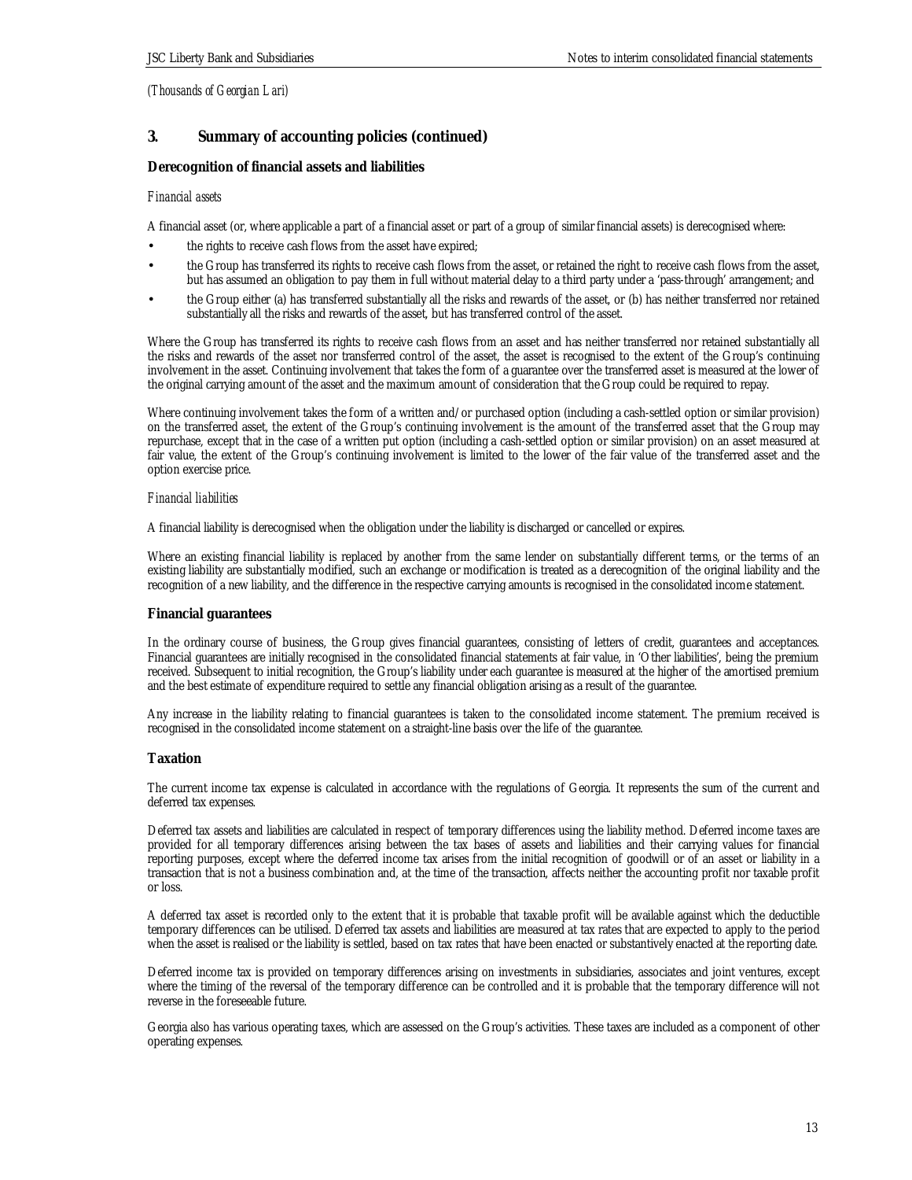*(Thousands of Georgian Lari)*

## 3. Summary of accounting policies (continued)

### Derecognition of financial assets and liabilities

*Financial assets*

A financial asset (or, where applicable a part of a financial asset or part of a group of similar financial assets) is derecognised where:

- the rights to receive cash flows from the asset have expired;
- the Group has transferred its rights to receive cash flows from the asset, or retained the right to receive cash flows from the asset, but has assumed an obligation to pay them in full without material delay to a third party under a 'pass-through' arrangement; and
- the Group either (a) has transferred substantially all the risks and rewards of the asset, or (b) has neither transferred nor retained substantially all the risks and rewards of the asset, but has transferred control of the asset.

Where the Group has transferred its rights to receive cash flows from an asset and has neither transferred nor retained substantially all the risks and rewards of the asset nor transferred control of the asset, the asset is recognised to the extent of the Group's continuing involvement in the asset. Continuing involvement that takes the form of a guarantee over the transferred asset is measured at the lower of the original carrying amount of the asset and the maximum amount of consideration that the Group could be required to repay.

Where continuing involvement takes the form of a written and/or purchased option (including a cash-settled option or similar provision) on the transferred asset, the extent of the Group's continuing involvement is the amount of the transferred asset that the Group may repurchase, except that in the case of a written put option (including a cash-settled option or similar provision) on an asset measured at fair value, the extent of the Group's continuing involvement is limited to the lower of the fair value of the transferred asset and the option exercise price.

*Financial liabilities*

A financial liability is derecognised when the obligation under the liability is discharged or cancelled or expires.

Where an existing financial liability is replaced by another from the same lender on substantially different terms, or the terms of an existing liability are substantially modified, such an exchange or modification is treated as a derecognition of the original liability and the recognition of a new liability, and the difference in the respective carrying amounts is recognised in the consolidated income statement.

### Financial guarantees

In the ordinary course of business, the Group gives financial guarantees, consisting of letters of credit, guarantees and acceptances. Financial guarantees are initially recognised in the consolidated financial statements at fair value, in 'Other liabilities', being the premium received. Subsequent to initial recognition, the Group's liability under each guarantee is measured at the higher of the amortised premium and the best estimate of expenditure required to settle any financial obligation arising as a result of the guarantee.

Any increase in the liability relating to financial guarantees is taken to the consolidated income statement. The premium received is recognised in the consolidated income statement on a straight-line basis over the life of the guarantee.

### Taxation

The current income tax expense is calculated in accordance with the regulations of Georgia. It represents the sum of the current and deferred tax expenses.

Deferred tax assets and liabilities are calculated in respect of temporary differences using the liability method. Deferred income taxes are provided for all temporary differences arising between the tax bases of assets and liabilities and their carrying values for financial reporting purposes, except where the deferred income tax arises from the initial recognition of goodwill or of an asset or liability in a transaction that is not a business combination and, at the time of the transaction, affects neither the accounting profit nor taxable profit or loss.

A deferred tax asset is recorded only to the extent that it is probable that taxable profit will be available against which the deductible temporary differences can be utilised. Deferred tax assets and liabilities are measured at tax rates that are expected to apply to the period when the asset is realised or the liability is settled, based on tax rates that have been enacted or substantively enacted at the reporting date.

Deferred income tax is provided on temporary differences arising on investments in subsidiaries, associates and joint ventures, except where the timing of the reversal of the temporary difference can be controlled and it is probable that the temporary difference will not reverse in the foreseeable future.

Georgia also has various operating taxes, which are assessed on the Group's activities. These taxes are included as a component of other operating expenses.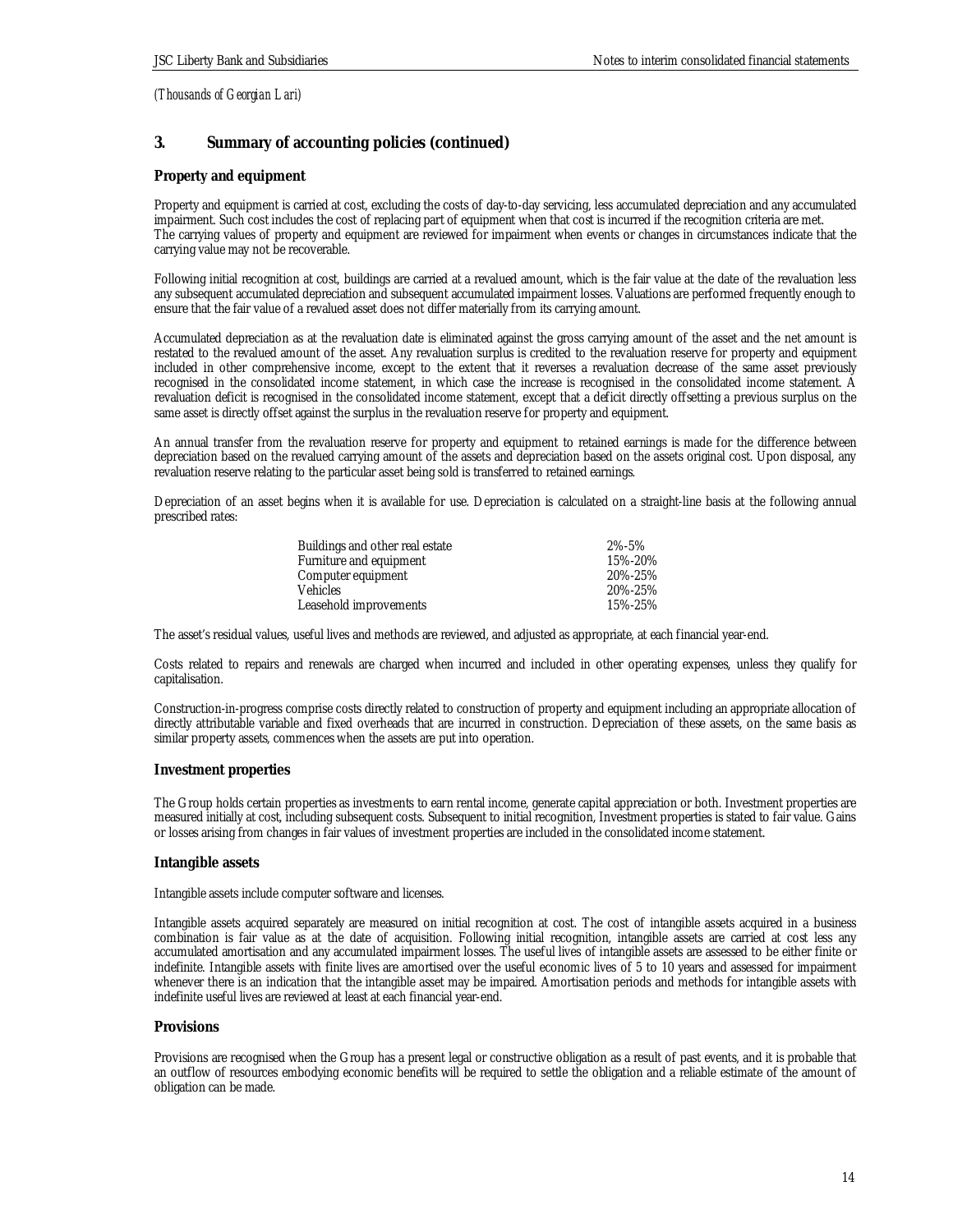*(Thousands of Georgian Lari)*

## 3. Summary of accounting policies (continued)

### Property and equipment

Property and equipment is carried at cost, excluding the costs of day-to-day servicing, less accumulated depreciation and any accumulated impairment. Such cost includes the cost of replacing part of equipment when that cost is incurred if the recognition criteria are met. The carrying values of property and equipment are reviewed for impairment when events or changes in circumstances indicate that the carrying value may not be recoverable.

Following initial recognition at cost, buildings are carried at a revalued amount, which is the fair value at the date of the revaluation less any subsequent accumulated depreciation and subsequent accumulated impairment losses. Valuations are performed frequently enough to ensure that the fair value of a revalued asset does not differ materially from its carrying amount.

Accumulated depreciation as at the revaluation date is eliminated against the gross carrying amount of the asset and the net amount is restated to the revalued amount of the asset. Any revaluation surplus is credited to the revaluation reserve for property and equipment included in other comprehensive income, except to the extent that it reverses a revaluation decrease of the same asset previously recognised in the consolidated income statement, in which case the increase is recognised in the consolidated income statement. A revaluation deficit is recognised in the consolidated income statement, except that a deficit directly offsetting a previous surplus on the same asset is directly offset against the surplus in the revaluation reserve for property and equipment.

An annual transfer from the revaluation reserve for property and equipment to retained earnings is made for the difference between depreciation based on the revalued carrying amount of the assets and depreciation based on the assets original cost. Upon disposal, any revaluation reserve relating to the particular asset being sold is transferred to retained earnings.

Depreciation of an asset begins when it is available for use. Depreciation is calculated on a straight-line basis at the following annual prescribed rates:

| | |
|---|---|
| Buildings and other real estate | 2%-5% |
| Furniture and equipment | 15%-20% |
| Computer equipment | 20%-25% |
| Vehicles | 20%-25% |
| Leasehold improvements | 15%-25% |

The asset's residual values, useful lives and methods are reviewed, and adjusted as appropriate, at each financial year-end.

Costs related to repairs and renewals are charged when incurred and included in other operating expenses, unless they qualify for capitalisation.

Construction-in-progress comprise costs directly related to construction of property and equipment including an appropriate allocation of directly attributable variable and fixed overheads that are incurred in construction. Depreciation of these assets, on the same basis as similar property assets, commences when the assets are put into operation.

### Investment properties

The Group holds certain properties as investments to earn rental income, generate capital appreciation or both. Investment properties are measured initially at cost, including subsequent costs. Subsequent to initial recognition, Investment properties is stated to fair value. Gains or losses arising from changes in fair values of investment properties are included in the consolidated income statement.

### Intangible assets

Intangible assets include computer software and licenses.

Intangible assets acquired separately are measured on initial recognition at cost. The cost of intangible assets acquired in a business combination is fair value as at the date of acquisition. Following initial recognition, intangible assets are carried at cost less any accumulated amortisation and any accumulated impairment losses. The useful lives of intangible assets are assessed to be either finite or indefinite. Intangible assets with finite lives are amortised over the useful economic lives of 5 to 10 years and assessed for impairment whenever there is an indication that the intangible asset may be impaired. Amortisation periods and methods for intangible assets with indefinite useful lives are reviewed at least at each financial year-end.

### Provisions

Provisions are recognised when the Group has a present legal or constructive obligation as a result of past events, and it is probable that an outflow of resources embodying economic benefits will be required to settle the obligation and a reliable estimate of the amount of obligation can be made.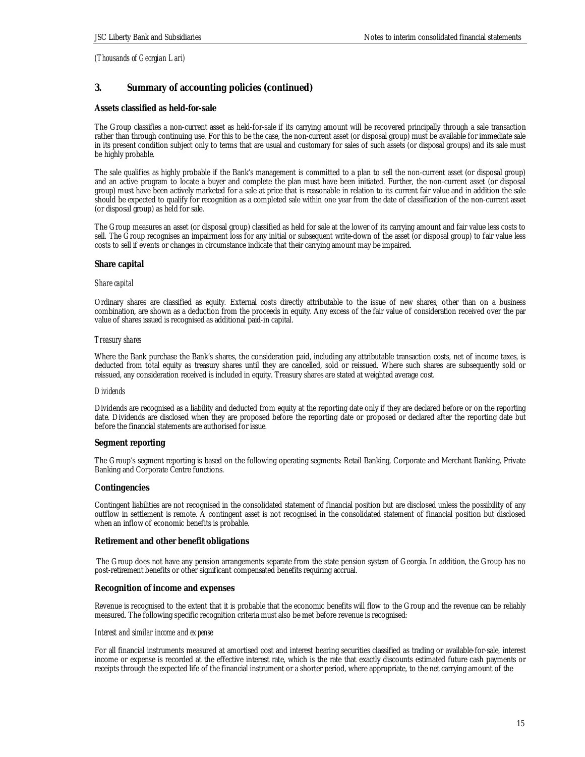*(Thousands of Georgian Lari)*

## 3. Summary of accounting policies (continued)

### Assets classified as held-for-sale

The Group classifies a non-current asset as held-for-sale if its carrying amount will be recovered principally through a sale transaction rather than through continuing use. For this to be the case, the non-current asset (or disposal group) must be available for immediate sale in its present condition subject only to terms that are usual and customary for sales of such assets (or disposal groups) and its sale must be highly probable.

The sale qualifies as highly probable if the Bank's management is committed to a plan to sell the non-current asset (or disposal group) and an active program to locate a buyer and complete the plan must have been initiated. Further, the non-current asset (or disposal group) must have been actively marketed for a sale at price that is reasonable in relation to its current fair value and in addition the sale should be expected to qualify for recognition as a completed sale within one year from the date of classification of the non-current asset (or disposal group) as held for sale.

The Group measures an asset (or disposal group) classified as held for sale at the lower of its carrying amount and fair value less costs to sell. The Group recognises an impairment loss for any initial or subsequent write-down of the asset (or disposal group) to fair value less costs to sell if events or changes in circumstance indicate that their carrying amount may be impaired.

### Share capital

*Share capital*

Ordinary shares are classified as equity. External costs directly attributable to the issue of new shares, other than on a business combination, are shown as a deduction from the proceeds in equity. Any excess of the fair value of consideration received over the par value of shares issued is recognised as additional paid-in capital.

*Treasury shares*

Where the Bank purchase the Bank's shares, the consideration paid, including any attributable transaction costs, net of income taxes, is deducted from total equity as treasury shares until they are cancelled, sold or reissued. Where such shares are subsequently sold or reissued, any consideration received is included in equity. Treasury shares are stated at weighted average cost.

*Dividends*

Dividends are recognised as a liability and deducted from equity at the reporting date only if they are declared before or on the reporting date. Dividends are disclosed when they are proposed before the reporting date or proposed or declared after the reporting date but before the financial statements are authorised for issue.

### Segment reporting

The Group's segment reporting is based on the following operating segments: Retail Banking, Corporate and Merchant Banking, Private Banking and Corporate Centre functions.

### Contingencies

Contingent liabilities are not recognised in the consolidated statement of financial position but are disclosed unless the possibility of any outflow in settlement is remote. A contingent asset is not recognised in the consolidated statement of financial position but disclosed when an inflow of economic benefits is probable.

### Retirement and other benefit obligations

The Group does not have any pension arrangements separate from the state pension system of Georgia. In addition, the Group has no post-retirement benefits or other significant compensated benefits requiring accrual.

### Recognition of income and expenses

Revenue is recognised to the extent that it is probable that the economic benefits will flow to the Group and the revenue can be reliably measured. The following specific recognition criteria must also be met before revenue is recognised:

*Interest and similar income and expense*

For all financial instruments measured at amortised cost and interest bearing securities classified as trading or available-for-sale, interest income or expense is recorded at the effective interest rate, which is the rate that exactly discounts estimated future cash payments or receipts through the expected life of the financial instrument or a shorter period, where appropriate, to the net carrying amount of the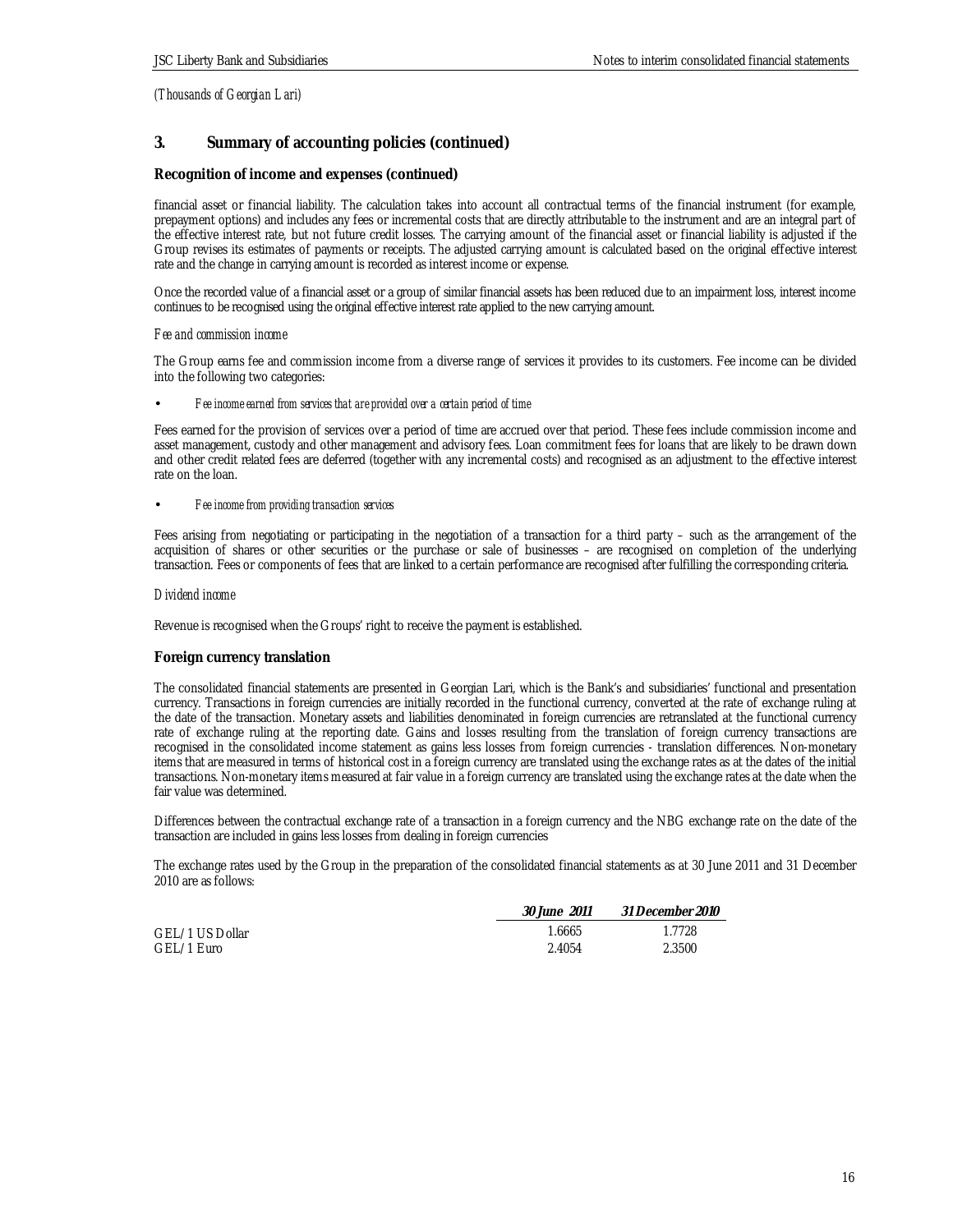*(Thousands of Georgian Lari)*

## 3. Summary of accounting policies (continued)

### Recognition of income and expenses (continued)

financial asset or financial liability. The calculation takes into account all contractual terms of the financial instrument (for example, prepayment options) and includes any fees or incremental costs that are directly attributable to the instrument and are an integral part of the effective interest rate, but not future credit losses. The carrying amount of the financial asset or financial liability is adjusted if the Group revises its estimates of payments or receipts. The adjusted carrying amount is calculated based on the original effective interest rate and the change in carrying amount is recorded as interest income or expense.

Once the recorded value of a financial asset or a group of similar financial assets has been reduced due to an impairment loss, interest income continues to be recognised using the original effective interest rate applied to the new carrying amount.

*Fee and commission income*

The Group earns fee and commission income from a diverse range of services it provides to its customers. Fee income can be divided into the following two categories:

- *Fee income earned from services that are provided over a certain period of time*

Fees earned for the provision of services over a period of time are accrued over that period. These fees include commission income and asset management, custody and other management and advisory fees. Loan commitment fees for loans that are likely to be drawn down and other credit related fees are deferred (together with any incremental costs) and recognised as an adjustment to the effective interest rate on the loan.

- *Fee income from providing transaction services*

Fees arising from negotiating or participating in the negotiation of a transaction for a third party – such as the arrangement of the acquisition of shares or other securities or the purchase or sale of businesses – are recognised on completion of the underlying transaction. Fees or components of fees that are linked to a certain performance are recognised after fulfilling the corresponding criteria.

*Dividend income*

Revenue is recognised when the Groups' right to receive the payment is established.

### Foreign currency translation

The consolidated financial statements are presented in Georgian Lari, which is the Bank's and subsidiaries' functional and presentation currency. Transactions in foreign currencies are initially recorded in the functional currency, converted at the rate of exchange ruling at the date of the transaction. Monetary assets and liabilities denominated in foreign currencies are retranslated at the functional currency rate of exchange ruling at the reporting date. Gains and losses resulting from the translation of foreign currency transactions are recognised in the consolidated income statement as gains less losses from foreign currencies - translation differences. Non-monetary items that are measured in terms of historical cost in a foreign currency are translated using the exchange rates as at the dates of the initial transactions. Non-monetary items measured at fair value in a foreign currency are translated using the exchange rates at the date when the fair value was determined.

Differences between the contractual exchange rate of a transaction in a foreign currency and the NBG exchange rate on the date of the transaction are included in gains less losses from dealing in foreign currencies

The exchange rates used by the Group in the preparation of the consolidated financial statements as at 30 June 2011 and 31 December 2010 are as follows:

| | *30 June 2011* | *31 December 2010* |
|---|---|---|
| GEL/1 US Dollar | 1.6665 | 1.7728 |
| GEL/1 Euro | 2.4054 | 2.3500 |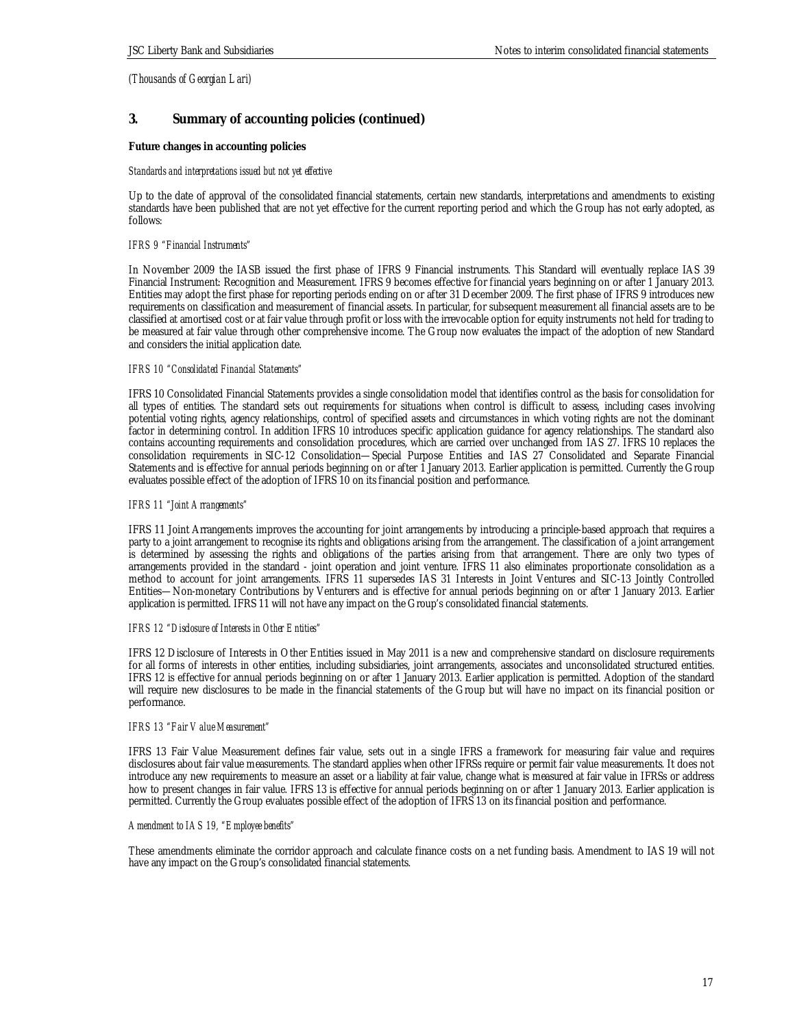*(Thousands of Georgian Lari)*

## 3. Summary of accounting policies (continued)

**Future changes in accounting policies**

*Standards and interpretations issued but not yet effective*

Up to the date of approval of the consolidated financial statements, certain new standards, interpretations and amendments to existing standards have been published that are not yet effective for the current reporting period and which the Group has not early adopted, as follows:

*IFRS 9 "Financial Instruments"*

In November 2009 the IASB issued the first phase of IFRS 9 Financial instruments. This Standard will eventually replace IAS 39 Financial Instrument: Recognition and Measurement. IFRS 9 becomes effective for financial years beginning on or after 1 January 2013. Entities may adopt the first phase for reporting periods ending on or after 31 December 2009. The first phase of IFRS 9 introduces new requirements on classification and measurement of financial assets. In particular, for subsequent measurement all financial assets are to be classified at amortised cost or at fair value through profit or loss with the irrevocable option for equity instruments not held for trading to be measured at fair value through other comprehensive income. The Group now evaluates the impact of the adoption of new Standard and considers the initial application date.

*IFRS 10 "Consolidated Financial Statements"*

IFRS 10 Consolidated Financial Statements provides a single consolidation model that identifies control as the basis for consolidation for all types of entities. The standard sets out requirements for situations when control is difficult to assess, including cases involving potential voting rights, agency relationships, control of specified assets and circumstances in which voting rights are not the dominant factor in determining control. In addition IFRS 10 introduces specific application guidance for agency relationships. The standard also contains accounting requirements and consolidation procedures, which are carried over unchanged from IAS 27. IFRS 10 replaces the consolidation requirements in SIC-12 Consolidation—Special Purpose Entities and IAS 27 Consolidated and Separate Financial Statements and is effective for annual periods beginning on or after 1 January 2013. Earlier application is permitted. Currently the Group evaluates possible effect of the adoption of IFRS 10 on its financial position and performance.

*IFRS 11 "Joint Arrangements"*

IFRS 11 Joint Arrangements improves the accounting for joint arrangements by introducing a principle-based approach that requires a party to a joint arrangement to recognise its rights and obligations arising from the arrangement. The classification of a joint arrangement is determined by assessing the rights and obligations of the parties arising from that arrangement. There are only two types of arrangements provided in the standard - joint operation and joint venture. IFRS 11 also eliminates proportionate consolidation as a method to account for joint arrangements. IFRS 11 supersedes IAS 31 Interests in Joint Ventures and SIC-13 Jointly Controlled Entities—Non-monetary Contributions by Venturers and is effective for annual periods beginning on or after 1 January 2013. Earlier application is permitted. IFRS 11 will not have any impact on the Group's consolidated financial statements.

*IFRS 12 "Disclosure of Interests in Other Entities"*

IFRS 12 Disclosure of Interests in Other Entities issued in May 2011 is a new and comprehensive standard on disclosure requirements for all forms of interests in other entities, including subsidiaries, joint arrangements, associates and unconsolidated structured entities. IFRS 12 is effective for annual periods beginning on or after 1 January 2013. Earlier application is permitted. Adoption of the standard will require new disclosures to be made in the financial statements of the Group but will have no impact on its financial position or performance.

*IFRS 13 "Fair Value Measurement"*

IFRS 13 Fair Value Measurement defines fair value, sets out in a single IFRS a framework for measuring fair value and requires disclosures about fair value measurements. The standard applies when other IFRSs require or permit fair value measurements. It does not introduce any new requirements to measure an asset or a liability at fair value, change what is measured at fair value in IFRSs or address how to present changes in fair value. IFRS 13 is effective for annual periods beginning on or after 1 January 2013. Earlier application is permitted. Currently the Group evaluates possible effect of the adoption of IFRS 13 on its financial position and performance.

*Amendment to IAS 19, "Employee benefits"*

These amendments eliminate the corridor approach and calculate finance costs on a net funding basis. Amendment to IAS 19 will not have any impact on the Group's consolidated financial statements.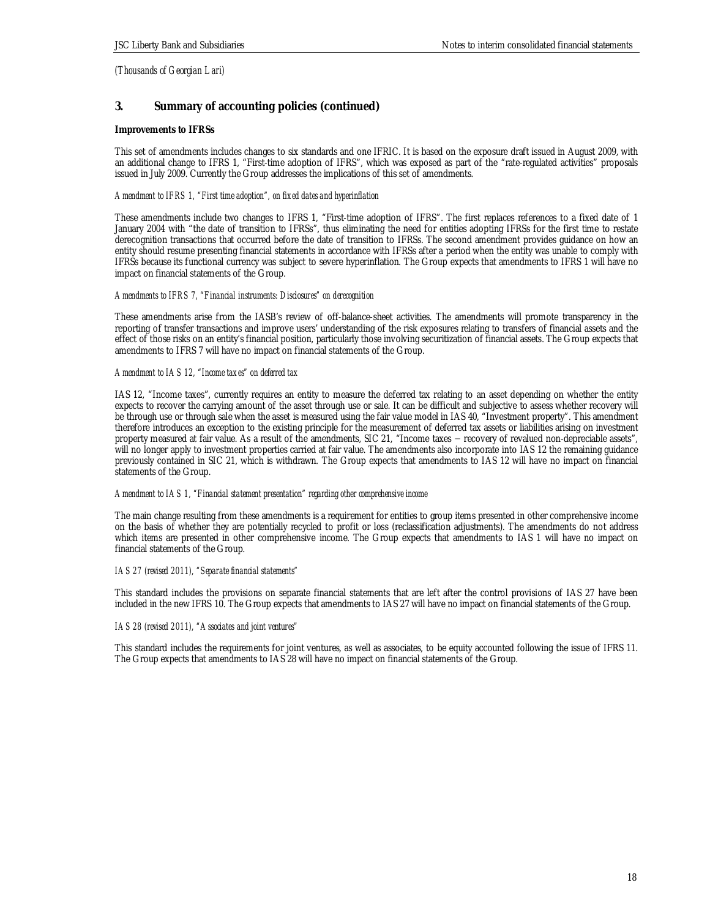*(Thousands of Georgian Lari)*

## 3. Summary of accounting policies (continued)

**Improvements to IFRSs**

This set of amendments includes changes to six standards and one IFRIC. It is based on the exposure draft issued in August 2009, with an additional change to IFRS 1, "First-time adoption of IFRS", which was exposed as part of the "rate-regulated activities" proposals issued in July 2009. Currently the Group addresses the implications of this set of amendments.

*Amendment to IFRS 1, "First time adoption", on fixed dates and hyperinflation*

These amendments include two changes to IFRS 1, "First-time adoption of IFRS". The first replaces references to a fixed date of 1 January 2004 with "the date of transition to IFRSs", thus eliminating the need for entities adopting IFRSs for the first time to restate derecognition transactions that occurred before the date of transition to IFRSs. The second amendment provides guidance on how an entity should resume presenting financial statements in accordance with IFRSs after a period when the entity was unable to comply with IFRSs because its functional currency was subject to severe hyperinflation. The Group expects that amendments to IFRS 1 will have no impact on financial statements of the Group.

*Amendments to IFRS 7, "Financial instruments: Disclosures" on derecognition*

These amendments arise from the IASB's review of off-balance-sheet activities. The amendments will promote transparency in the reporting of transfer transactions and improve users' understanding of the risk exposures relating to transfers of financial assets and the effect of those risks on an entity's financial position, particularly those involving securitization of financial assets. The Group expects that amendments to IFRS 7 will have no impact on financial statements of the Group.

*Amendment to IAS 12, "Income taxes" on deferred tax*

IAS 12, "Income taxes", currently requires an entity to measure the deferred tax relating to an asset depending on whether the entity expects to recover the carrying amount of the asset through use or sale. It can be difficult and subjective to assess whether recovery will be through use or through sale when the asset is measured using the fair value model in IAS 40, "Investment property". This amendment therefore introduces an exception to the existing principle for the measurement of deferred tax assets or liabilities arising on investment property measured at fair value. As a result of the amendments, SIC 21, "Income taxes – recovery of revalued non-depreciable assets", will no longer apply to investment properties carried at fair value. The amendments also incorporate into IAS 12 the remaining guidance previously contained in SIC 21, which is withdrawn. The Group expects that amendments to IAS 12 will have no impact on financial statements of the Group.

*Amendment to IAS 1, "Financial statement presentation" regarding other comprehensive income*

The main change resulting from these amendments is a requirement for entities to group items presented in other comprehensive income on the basis of whether they are potentially recycled to profit or loss (reclassification adjustments). The amendments do not address which items are presented in other comprehensive income. The Group expects that amendments to IAS 1 will have no impact on financial statements of the Group.

*IAS 27 (revised 2011), "Separate financial statements"*

This standard includes the provisions on separate financial statements that are left after the control provisions of IAS 27 have been included in the new IFRS 10. The Group expects that amendments to IAS 27 will have no impact on financial statements of the Group.

*IAS 28 (revised 2011), "Associates and joint ventures"*

This standard includes the requirements for joint ventures, as well as associates, to be equity accounted following the issue of IFRS 11. The Group expects that amendments to IAS 28 will have no impact on financial statements of the Group.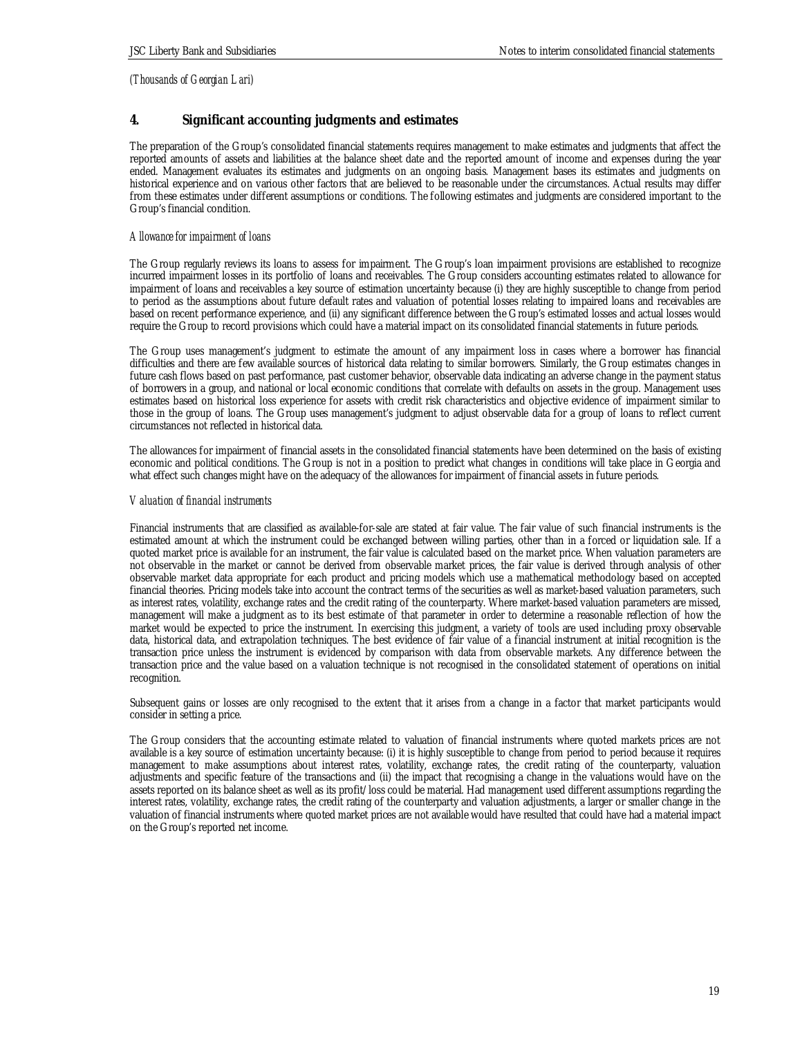*(Thousands of Georgian Lari)*

## 4. Significant accounting judgments and estimates

The preparation of the Group's consolidated financial statements requires management to make estimates and judgments that affect the reported amounts of assets and liabilities at the balance sheet date and the reported amount of income and expenses during the year ended. Management evaluates its estimates and judgments on an ongoing basis. Management bases its estimates and judgments on historical experience and on various other factors that are believed to be reasonable under the circumstances. Actual results may differ from these estimates under different assumptions or conditions. The following estimates and judgments are considered important to the Group's financial condition.

*Allowance for impairment of loans*

The Group regularly reviews its loans to assess for impairment. The Group's loan impairment provisions are established to recognize incurred impairment losses in its portfolio of loans and receivables. The Group considers accounting estimates related to allowance for impairment of loans and receivables a key source of estimation uncertainty because (i) they are highly susceptible to change from period to period as the assumptions about future default rates and valuation of potential losses relating to impaired loans and receivables are based on recent performance experience, and (ii) any significant difference between the Group's estimated losses and actual losses would require the Group to record provisions which could have a material impact on its consolidated financial statements in future periods.

The Group uses management's judgment to estimate the amount of any impairment loss in cases where a borrower has financial difficulties and there are few available sources of historical data relating to similar borrowers. Similarly, the Group estimates changes in future cash flows based on past performance, past customer behavior, observable data indicating an adverse change in the payment status of borrowers in a group, and national or local economic conditions that correlate with defaults on assets in the group. Management uses estimates based on historical loss experience for assets with credit risk characteristics and objective evidence of impairment similar to those in the group of loans. The Group uses management's judgment to adjust observable data for a group of loans to reflect current circumstances not reflected in historical data.

The allowances for impairment of financial assets in the consolidated financial statements have been determined on the basis of existing economic and political conditions. The Group is not in a position to predict what changes in conditions will take place in Georgia and what effect such changes might have on the adequacy of the allowances for impairment of financial assets in future periods.

*Valuation of financial instruments*

Financial instruments that are classified as available-for-sale are stated at fair value. The fair value of such financial instruments is the estimated amount at which the instrument could be exchanged between willing parties, other than in a forced or liquidation sale. If a quoted market price is available for an instrument, the fair value is calculated based on the market price. When valuation parameters are not observable in the market or cannot be derived from observable market prices, the fair value is derived through analysis of other observable market data appropriate for each product and pricing models which use a mathematical methodology based on accepted financial theories. Pricing models take into account the contract terms of the securities as well as market-based valuation parameters, such as interest rates, volatility, exchange rates and the credit rating of the counterparty. Where market-based valuation parameters are missed, management will make a judgment as to its best estimate of that parameter in order to determine a reasonable reflection of how the market would be expected to price the instrument. In exercising this judgment, a variety of tools are used including proxy observable data, historical data, and extrapolation techniques. The best evidence of fair value of a financial instrument at initial recognition is the transaction price unless the instrument is evidenced by comparison with data from observable markets. Any difference between the transaction price and the value based on a valuation technique is not recognised in the consolidated statement of operations on initial recognition.

Subsequent gains or losses are only recognised to the extent that it arises from a change in a factor that market participants would consider in setting a price.

The Group considers that the accounting estimate related to valuation of financial instruments where quoted markets prices are not available is a key source of estimation uncertainty because: (i) it is highly susceptible to change from period to period because it requires management to make assumptions about interest rates, volatility, exchange rates, the credit rating of the counterparty, valuation adjustments and specific feature of the transactions and (ii) the impact that recognising a change in the valuations would have on the assets reported on its balance sheet as well as its profit/loss could be material. Had management used different assumptions regarding the interest rates, volatility, exchange rates, the credit rating of the counterparty and valuation adjustments, a larger or smaller change in the valuation of financial instruments where quoted market prices are not available would have resulted that could have had a material impact on the Group's reported net income.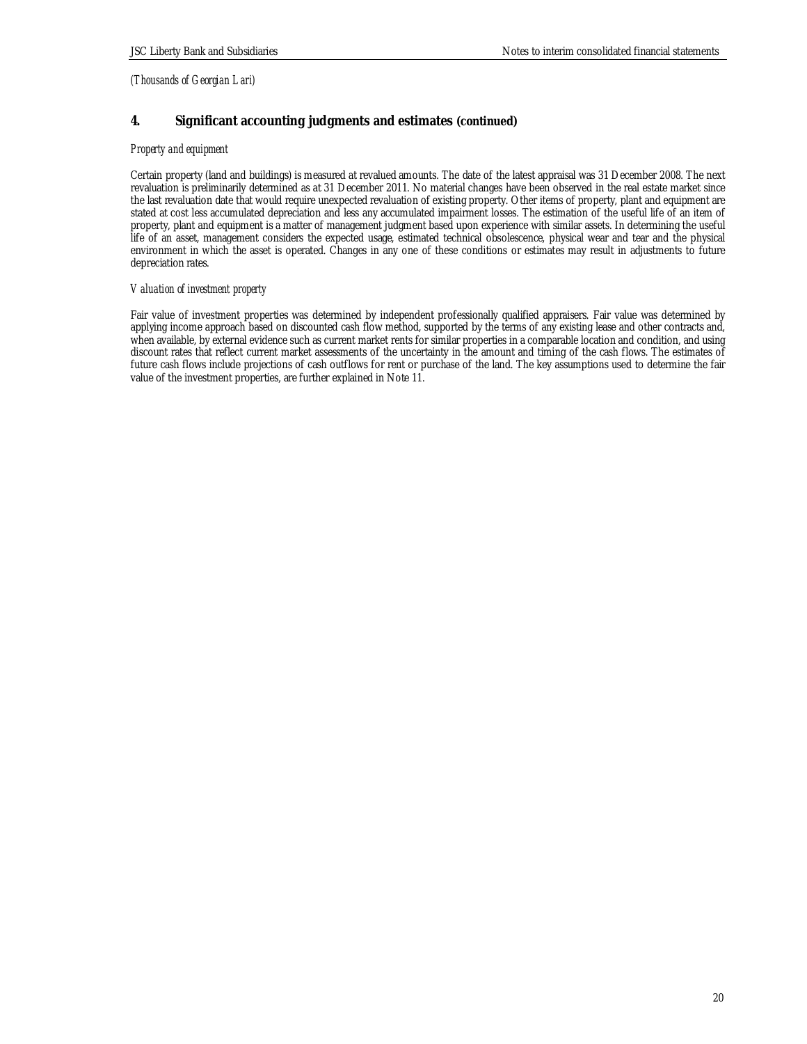*(Thousands of Georgian Lari)*

## 4. Significant accounting judgments and estimates (continued)

*Property and equipment*

Certain property (land and buildings) is measured at revalued amounts. The date of the latest appraisal was 31 December 2008. The next revaluation is preliminarily determined as at 31 December 2011. No material changes have been observed in the real estate market since the last revaluation date that would require unexpected revaluation of existing property. Other items of property, plant and equipment are stated at cost less accumulated depreciation and less any accumulated impairment losses. The estimation of the useful life of an item of property, plant and equipment is a matter of management judgment based upon experience with similar assets. In determining the useful life of an asset, management considers the expected usage, estimated technical obsolescence, physical wear and tear and the physical environment in which the asset is operated. Changes in any one of these conditions or estimates may result in adjustments to future depreciation rates.

*Valuation of investment property*

Fair value of investment properties was determined by independent professionally qualified appraisers. Fair value was determined by applying income approach based on discounted cash flow method, supported by the terms of any existing lease and other contracts and, when available, by external evidence such as current market rents for similar properties in a comparable location and condition, and using discount rates that reflect current market assessments of the uncertainty in the amount and timing of the cash flows. The estimates of future cash flows include projections of cash outflows for rent or purchase of the land. The key assumptions used to determine the fair value of the investment properties, are further explained in Note 11.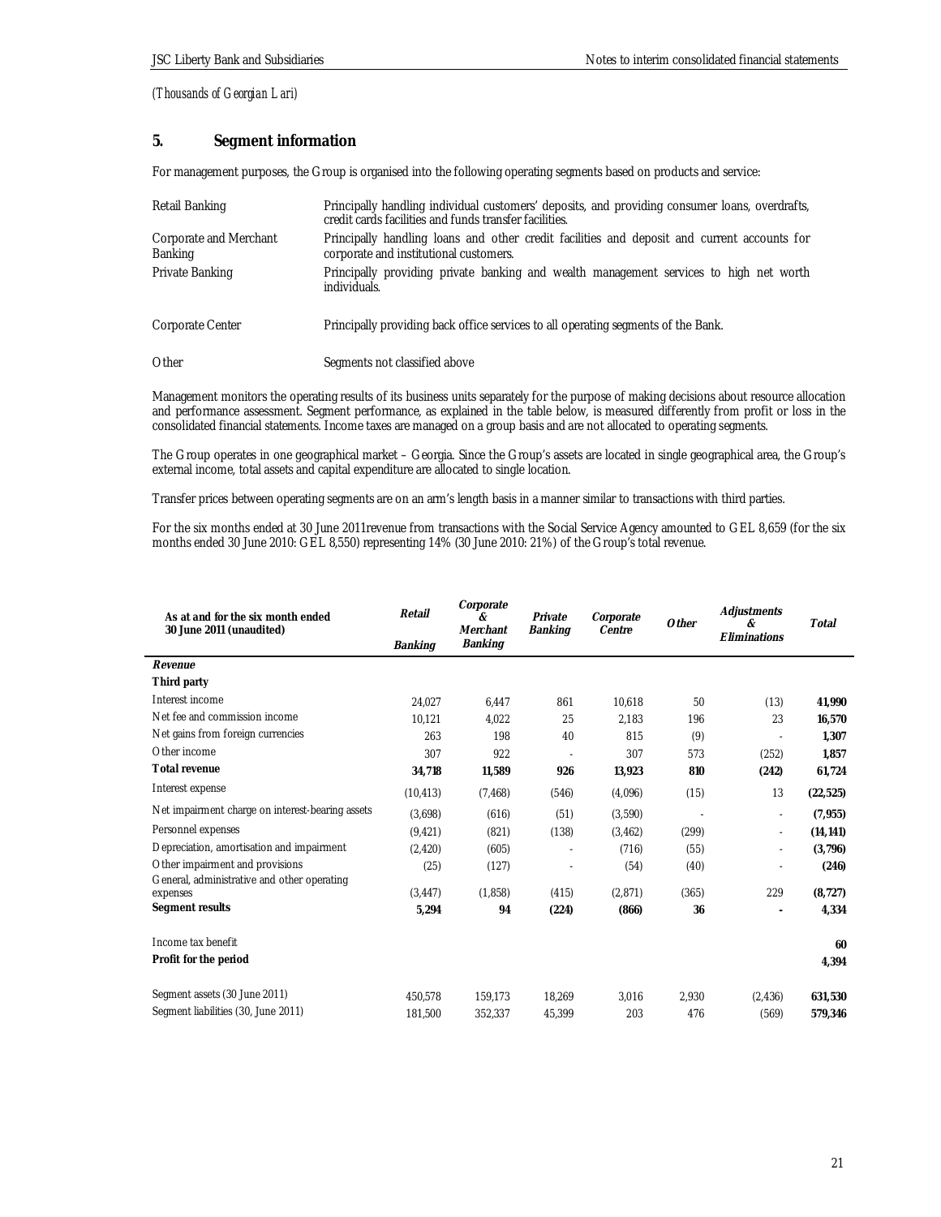*(Thousands of Georgian Lari)*

## 5. Segment information

For management purposes, the Group is organised into the following operating segments based on products and service:

| | |
|---|---|
| Retail Banking | Principally handling individual customers' deposits, and providing consumer loans, overdrafts, credit cards facilities and funds transfer facilities. |
| Corporate and Merchant Banking | Principally handling loans and other credit facilities and deposit and current accounts for corporate and institutional customers. |
| Private Banking | Principally providing private banking and wealth management services to high net worth individuals. |
| Corporate Center | Principally providing back office services to all operating segments of the Bank. |
| Other | Segments not classified above |

Management monitors the operating results of its business units separately for the purpose of making decisions about resource allocation and performance assessment. Segment performance, as explained in the table below, is measured differently from profit or loss in the consolidated financial statements. Income taxes are managed on a group basis and are not allocated to operating segments.

The Group operates in one geographical market – Georgia. Since the Group's assets are located in single geographical area, the Group's external income, total assets and capital expenditure are allocated to single location.

Transfer prices between operating segments are on an arm's length basis in a manner similar to transactions with third parties.

For the six months ended at 30 June 2011revenue from transactions with the Social Service Agency amounted to GEL 8,659 (for the six months ended 30 June 2010: GEL 8,550) representing 14% (30 June 2010: 21%) of the Group's total revenue.

| **As at and for the six month ended 30 June 2011 (unaudited)** | ***Retail Banking*** | ***Corporate & Merchant Banking*** | ***Private Banking*** | ***Corporate Centre*** | ***Other*** | ***Adjustments & Eliminations*** | ***Total*** |
|---|---|---|---|---|---|---|---|
| ***Revenue*** | | | | | | | |
| **Third party** | | | | | | | |
| Interest income | 24,027 | 6,447 | 861 | 10,618 | 50 | (13) | **41,990** |
| Net fee and commission income | 10,121 | 4,022 | 25 | 2,183 | 196 | 23 | **16,570** |
| Net gains from foreign currencies | 263 | 198 | 40 | 815 | (9) | - | **1,307** |
| Other income | 307 | 922 | - | 307 | 573 | (252) | **1,857** |
| **Total revenue** | **34,718** | **11,589** | **926** | **13,923** | **810** | **(242)** | **61,724** |
| Interest expense | (10,413) | (7,468) | (546) | (4,096) | (15) | 13 | **(22,525)** |
| Net impairment charge on interest-bearing assets | (3,698) | (616) | (51) | (3,590) | - | - | **(7,955)** |
| Personnel expenses | (9,421) | (821) | (138) | (3,462) | (299) | - | **(14,141)** |
| Depreciation, amortisation and impairment | (2,420) | (605) | - | (716) | (55) | - | **(3,796)** |
| Other impairment and provisions | (25) | (127) | - | (54) | (40) | - | **(246)** |
| General, administrative and other operating expenses | (3,447) | (1,858) | (415) | (2,871) | (365) | 229 | **(8,727)** |
| **Segment results** | **5,294** | **94** | **(224)** | **(866)** | **36** | **-** | **4,334** |
| Income tax benefit | | | | | | | **60** |
| **Profit for the period** | | | | | | | **4,394** |
| Segment assets (30 June 2011) | 450,578 | 159,173 | 18,269 | 3,016 | 2,930 | (2,436) | **631,530** |
| Segment liabilities (30, June 2011) | 181,500 | 352,337 | 45,399 | 203 | 476 | (569) | **579,346** |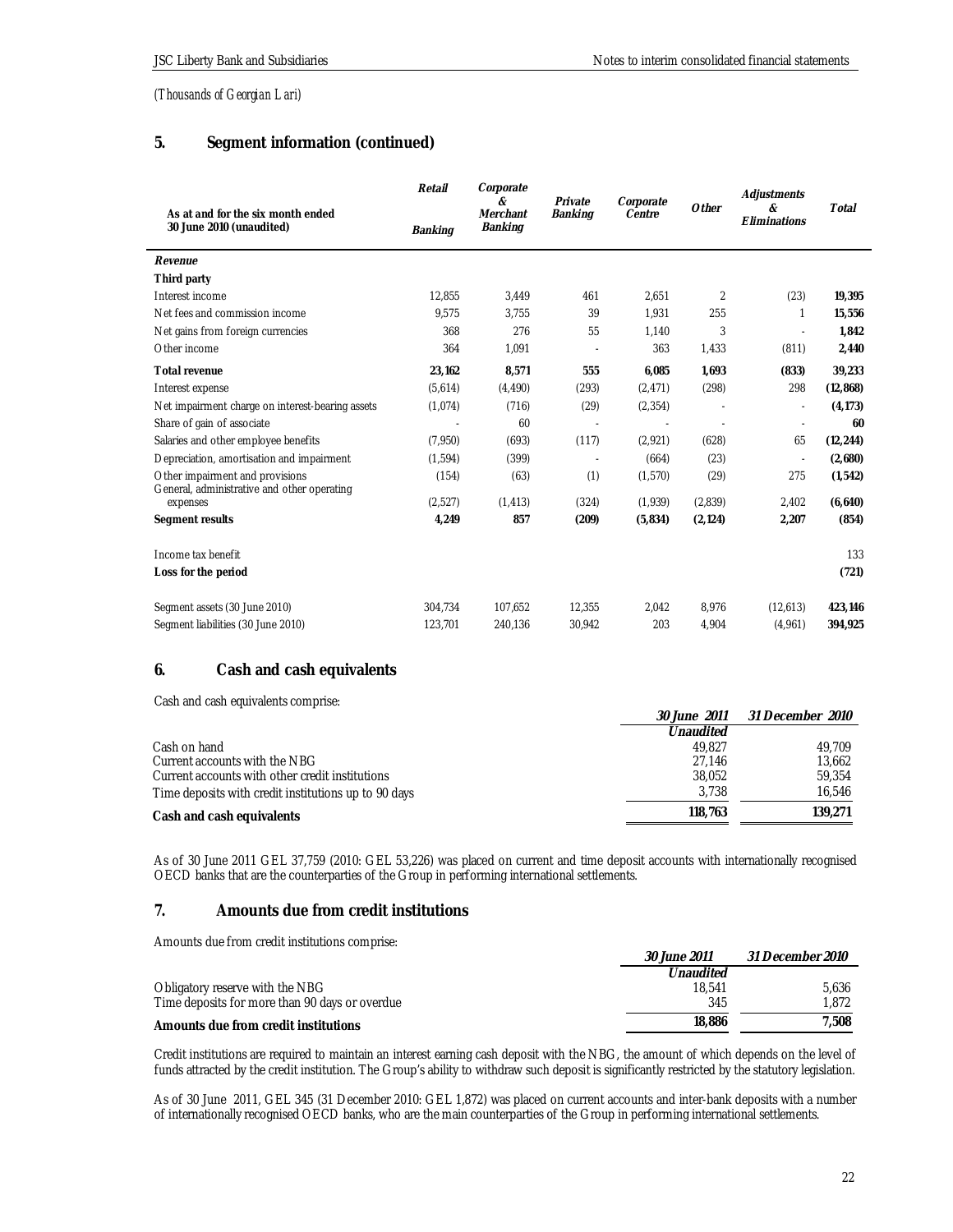*(Thousands of Georgian Lari)*

## 5. Segment information (continued)

| As at and for the six month ended 30 June 2010 (unaudited) | Retail Banking | Corporate & Merchant Banking | Private Banking | Corporate Centre | Other | Adjustments & Eliminations | Total |
|---|---|---|---|---|---|---|---|
| ***Revenue*** | | | | | | | |
| **Third party** | | | | | | | |
| Interest income | 12,855 | 3,449 | 461 | 2,651 | 2 | (23) | **19,395** |
| Net fees and commission income | 9,575 | 3,755 | 39 | 1,931 | 255 | 1 | **15,556** |
| Net gains from foreign currencies | 368 | 276 | 55 | 1,140 | 3 | - | **1,842** |
| Other income | 364 | 1,091 | - | 363 | 1,433 | (811) | **2,440** |
| **Total revenue** | **23,162** | **8,571** | **555** | **6,085** | **1,693** | **(833)** | **39,233** |
| Interest expense | (5,614) | (4,490) | (293) | (2,471) | (298) | 298 | **(12,868)** |
| Net impairment charge on interest-bearing assets | (1,074) | (716) | (29) | (2,354) | - | - | **(4,173)** |
| Share of gain of associate | - | 60 | - | - | - | - | **60** |
| Salaries and other employee benefits | (7,950) | (693) | (117) | (2,921) | (628) | 65 | **(12,244)** |
| Depreciation, amortisation and impairment | (1,594) | (399) | - | (664) | (23) | - | **(2,680)** |
| Other impairment and provisions | (154) | (63) | (1) | (1,570) | (29) | 275 | **(1,542)** |
| General, administrative and other operating expenses | (2,527) | (1,413) | (324) | (1,939) | (2,839) | 2,402 | **(6,640)** |
| **Segment results** | **4,249** | **857** | **(209)** | **(5,834)** | **(2,124)** | **2,207** | **(854)** |
| | | | | | | | |
| Income tax benefit | | | | | | | 133 |
| **Loss for the period** | | | | | | | **(721)** |
| | | | | | | | |
| Segment assets (30 June 2010) | 304,734 | 107,652 | 12,355 | 2,042 | 8,976 | (12,613) | **423,146** |
| Segment liabilities (30 June 2010) | 123,701 | 240,136 | 30,942 | 203 | 4,904 | (4,961) | **394,925** |

## 6. Cash and cash equivalents

Cash and cash equivalents comprise:

| | *30 June 2011* *Unaudited* | *31 December 2010* |
|---|---|---|
| Cash on hand | 49,827 | 49,709 |
| Current accounts with the NBG | 27,146 | 13,662 |
| Current accounts with other credit institutions | 38,052 | 59,354 |
| Time deposits with credit institutions up to 90 days | 3,738 | 16,546 |
| **Cash and cash equivalents** | **118,763** | **139,271** |

As of 30 June 2011 GEL 37,759 (2010: GEL 53,226) was placed on current and time deposit accounts with internationally recognised OECD banks that are the counterparties of the Group in performing international settlements.

## 7. Amounts due from credit institutions

Amounts due from credit institutions comprise:

| | *30 June 2011* *Unaudited* | *31 December 2010* |
|---|---|---|
| Obligatory reserve with the NBG | 18,541 | 5,636 |
| Time deposits for more than 90 days or overdue | 345 | 1,872 |
| **Amounts due from credit institutions** | **18,886** | **7,508** |

Credit institutions are required to maintain an interest earning cash deposit with the NBG, the amount of which depends on the level of funds attracted by the credit institution. The Group's ability to withdraw such deposit is significantly restricted by the statutory legislation.

As of 30 June 2011, GEL 345 (31 December 2010: GEL 1,872) was placed on current accounts and inter-bank deposits with a number of internationally recognised OECD banks, who are the main counterparties of the Group in performing international settlements.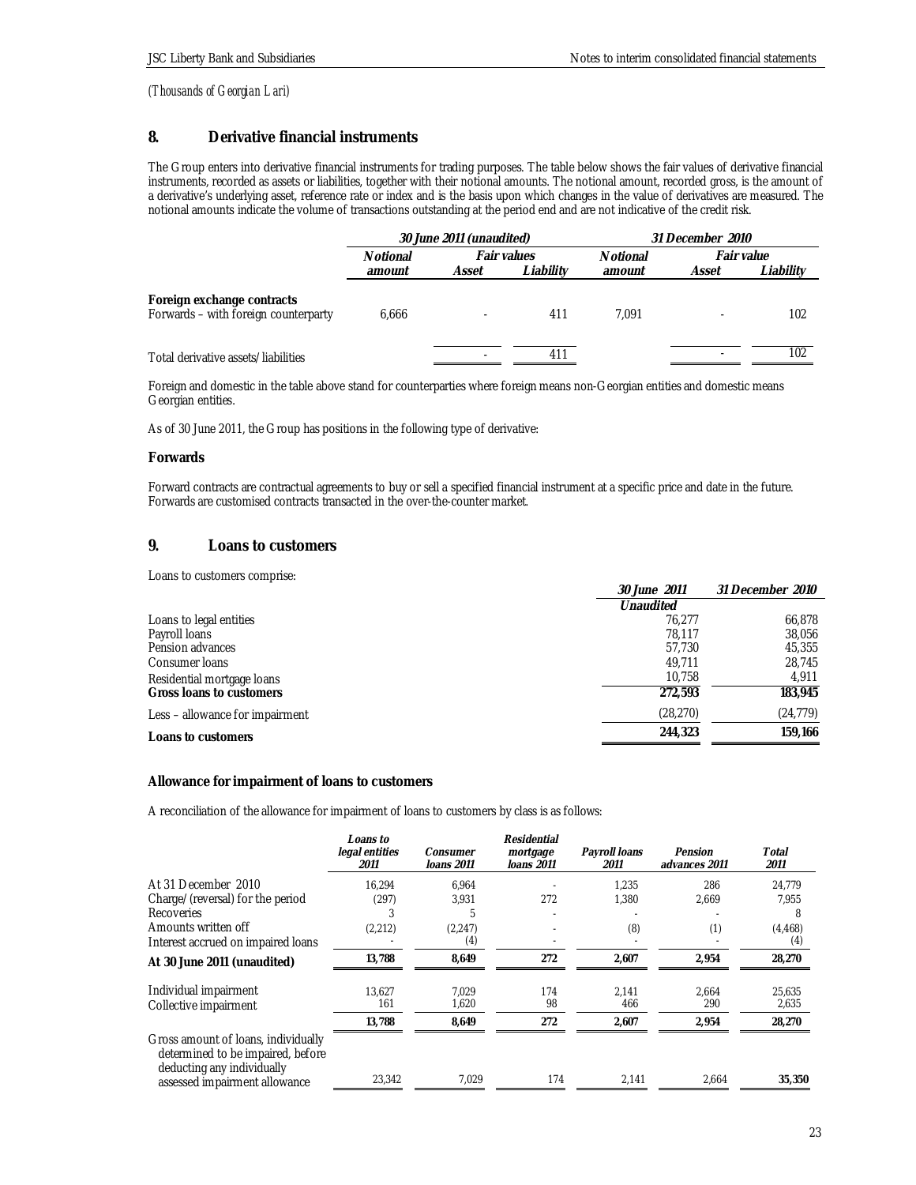*(Thousands of Georgian Lari)*

## 8. Derivative financial instruments

The Group enters into derivative financial instruments for trading purposes. The table below shows the fair values of derivative financial instruments, recorded as assets or liabilities, together with their notional amounts. The notional amount, recorded gross, is the amount of a derivative's underlying asset, reference rate or index and is the basis upon which changes in the value of derivatives are measured. The notional amounts indicate the volume of transactions outstanding at the period end and are not indicative of the credit risk.

| | *30 June 2011 (unaudited)* | | | *31 December 2010* | | |
|---|---|---|---|---|---|---|
| | *Notional amount* | *Fair values* | | *Notional amount* | *Fair value* | |
| | | *Asset* | *Liability* | | *Asset* | *Liability* |
| **Foreign exchange contracts** | | | | | | |
| Forwards – with foreign counterparty | 6,666 | - | 411 | 7,091 | - | 102 |
| Total derivative assets/liabilities | | - | 411 | | - | 102 |

Foreign and domestic in the table above stand for counterparties where foreign means non-Georgian entities and domestic means Georgian entities.

As of 30 June 2011, the Group has positions in the following type of derivative:

### Forwards

Forward contracts are contractual agreements to buy or sell a specified financial instrument at a specific price and date in the future. Forwards are customised contracts transacted in the over-the-counter market.

## 9. Loans to customers

Loans to customers comprise:

| | *30 June 2011* | *31 December 2010* |
|---|---|---|
| | *Unaudited* | |
| Loans to legal entities | 76,277 | 66,878 |
| Payroll loans | 78,117 | 38,056 |
| Pension advances | 57,730 | 45,355 |
| Consumer loans | 49,711 | 28,745 |
| Residential mortgage loans | 10,758 | 4,911 |
| **Gross loans to customers** | **272,593** | **183,945** |
| Less – allowance for impairment | (28,270) | (24,779) |
| **Loans to customers** | **244,323** | **159,166** |

### Allowance for impairment of loans to customers

A reconciliation of the allowance for impairment of loans to customers by class is as follows:

| | *Loans to legal entities 2011* | *Consumer loans 2011* | *Residential mortgage loans 2011* | *Payroll loans 2011* | *Pension advances 2011* | *Total 2011* |
|---|---|---|---|---|---|---|
| At 31 December 2010 | 16,294 | 6,964 | - | 1,235 | 286 | 24,779 |
| Charge/(reversal) for the period | (297) | 3,931 | 272 | 1,380 | 2,669 | 7,955 |
| Recoveries | 3 | 5 | - | - | - | 8 |
| Amounts written off | (2,212) | (2,247) | - | (8) | (1) | (4,468) |
| Interest accrued on impaired loans | - | (4) | - | - | - | (4) |
| **At 30 June 2011 (unaudited)** | **13,788** | **8,649** | **272** | **2,607** | **2,954** | **28,270** |
| Individual impairment | 13,627 | 7,029 | 174 | 2,141 | 2,664 | 25,635 |
| Collective impairment | 161 | 1,620 | 98 | 466 | 290 | 2,635 |
| | **13,788** | **8,649** | **272** | **2,607** | **2,954** | **28,270** |
| Gross amount of loans, individually determined to be impaired, before deducting any individually assessed impairment allowance | 23,342 | 7,029 | 174 | 2,141 | 2,664 | **35,350** |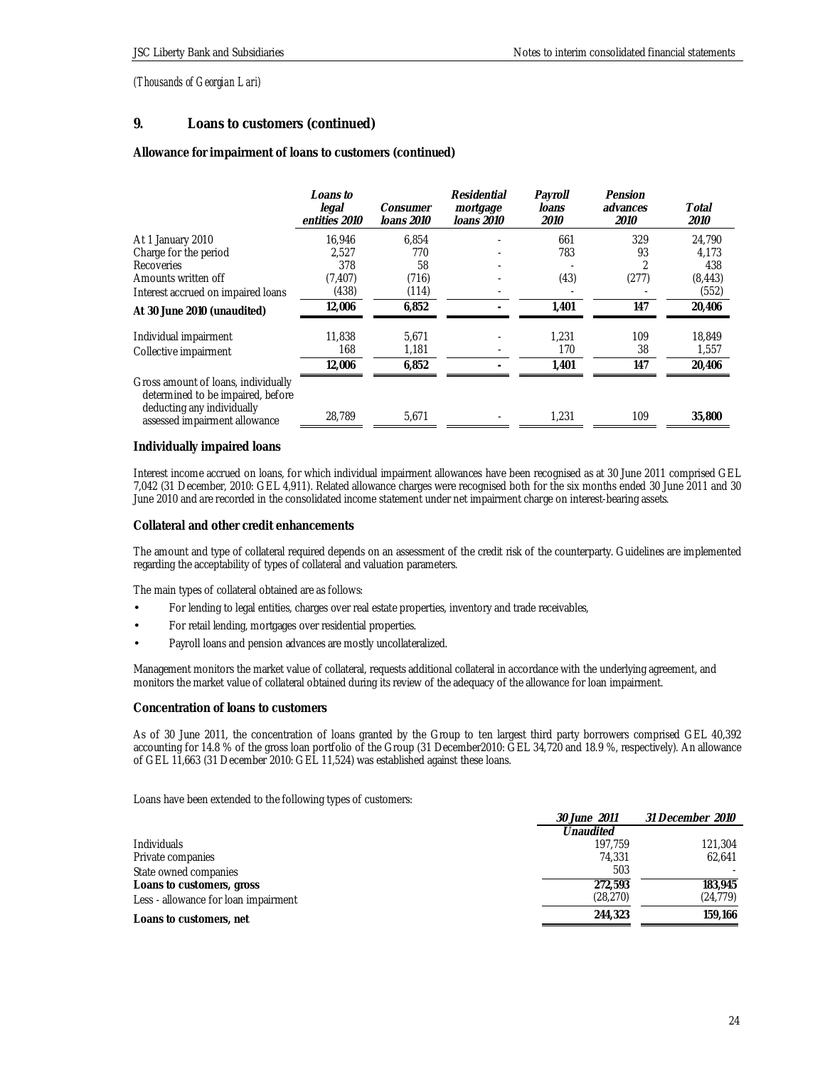*(Thousands of Georgian Lari)*

## 9. Loans to customers (continued)

### Allowance for impairment of loans to customers (continued)

| | *Loans to legal entities 2010* | *Consumer loans 2010* | *Residential mortgage loans 2010* | *Payroll loans 2010* | *Pension advances 2010* | *Total 2010* |
|---|---|---|---|---|---|---|
| At 1 January 2010 | 16,946 | 6,854 | - | 661 | 329 | 24,790 |
| Charge for the period | 2,527 | 770 | - | 783 | 93 | 4,173 |
| Recoveries | 378 | 58 | - | - | 2 | 438 |
| Amounts written off | (7,407) | (716) | - | (43) | (277) | (8,443) |
| Interest accrued on impaired loans | (438) | (114) | - | - | - | (552) |
| **At 30 June 2010 (unaudited)** | **12,006** | **6,852** | **-** | **1,401** | **147** | **20,406** |
| Individual impairment | 11,838 | 5,671 | - | 1,231 | 109 | 18,849 |
| Collective impairment | 168 | 1,181 | - | 170 | 38 | 1,557 |
| | **12,006** | **6,852** | **-** | **1,401** | **147** | **20,406** |
| Gross amount of loans, individually determined to be impaired, before deducting any individually assessed impairment allowance | 28,789 | 5,671 | - | 1,231 | 109 | **35,800** |

### Individually impaired loans

Interest income accrued on loans, for which individual impairment allowances have been recognised as at 30 June 2011 comprised GEL 7,042 (31 December, 2010: GEL 4,911). Related allowance charges were recognised both for the six months ended 30 June 2011 and 30 June 2010 and are recorded in the consolidated income statement under net impairment charge on interest-bearing assets.

### Collateral and other credit enhancements

The amount and type of collateral required depends on an assessment of the credit risk of the counterparty. Guidelines are implemented regarding the acceptability of types of collateral and valuation parameters.

The main types of collateral obtained are as follows:

- For lending to legal entities, charges over real estate properties, inventory and trade receivables,
- For retail lending, mortgages over residential properties.
- Payroll loans and pension advances are mostly uncollateralized.

Management monitors the market value of collateral, requests additional collateral in accordance with the underlying agreement, and monitors the market value of collateral obtained during its review of the adequacy of the allowance for loan impairment.

### Concentration of loans to customers

As of 30 June 2011, the concentration of loans granted by the Group to ten largest third party borrowers comprised GEL 40,392 accounting for 14.8 % of the gross loan portfolio of the Group (31 December2010: GEL 34,720 and 18.9 %, respectively). An allowance of GEL 11,663 (31 December 2010: GEL 11,524) was established against these loans.

Loans have been extended to the following types of customers:

| | *30 June 2011* *Unaudited* | *31 December 2010* |
|---|---|---|
| Individuals | 197,759 | 121,304 |
| Private companies | 74,331 | 62,641 |
| State owned companies | 503 | - |
| **Loans to customers, gross** | **272,593** | **183,945** |
| Less - allowance for loan impairment | (28,270) | (24,779) |
| **Loans to customers, net** | **244,323** | **159,166** |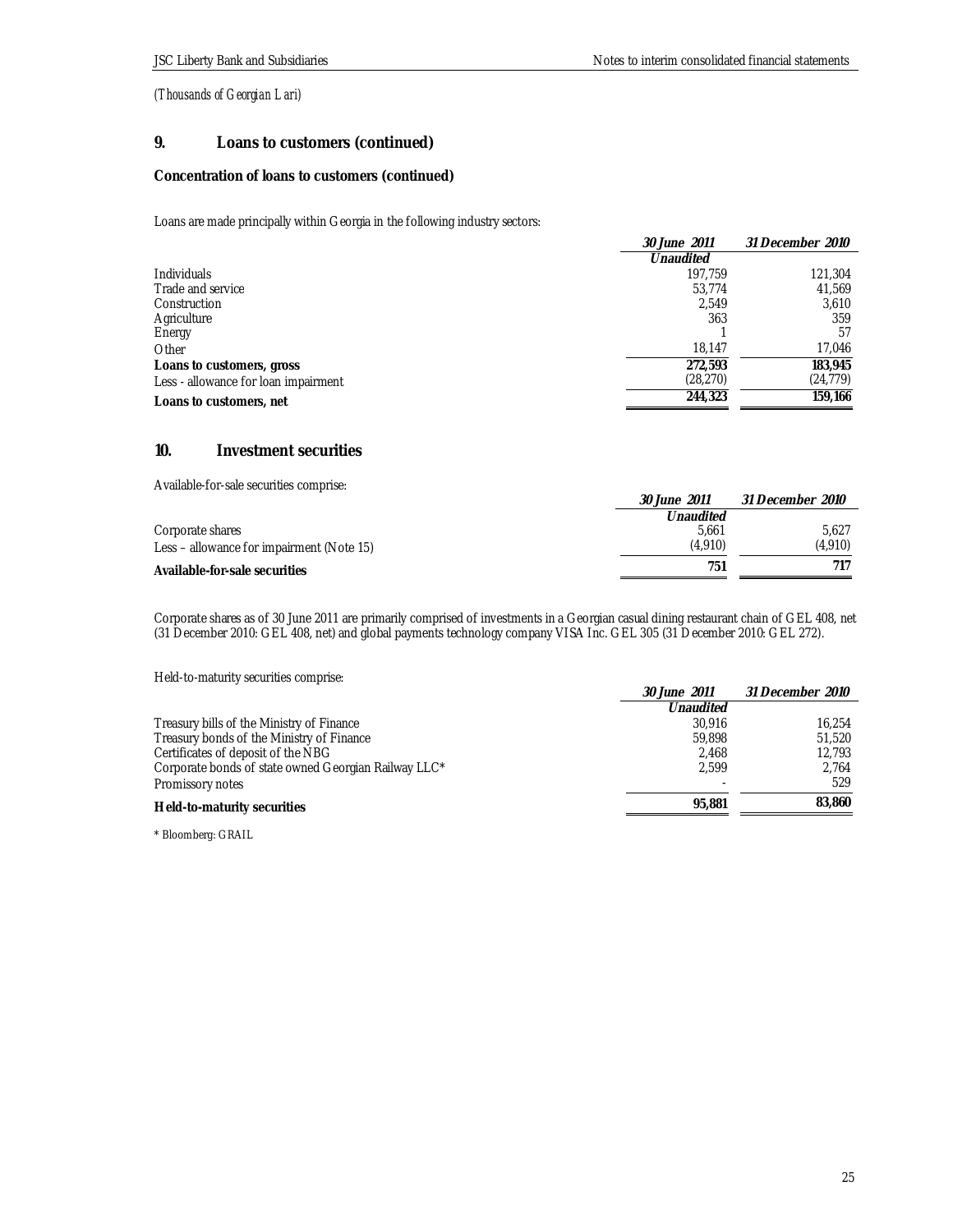*(Thousands of Georgian Lari)*

## 9. Loans to customers (continued)

**Concentration of loans to customers (continued)**

Loans are made principally within Georgia in the following industry sectors:

| | *30 June 2011* | *31 December 2010* |
|---|---|---|
| | *Unaudited* | |
| Individuals | 197,759 | 121,304 |
| Trade and service | 53,774 | 41,569 |
| Construction | 2,549 | 3,610 |
| Agriculture | 363 | 359 |
| Energy | 1 | 57 |
| Other | 18,147 | 17,046 |
| **Loans to customers, gross** | **272,593** | **183,945** |
| Less - allowance for loan impairment | (28,270) | (24,779) |
| **Loans to customers, net** | **244,323** | **159,166** |

## 10. Investment securities

Available-for-sale securities comprise:

| | *30 June 2011* | *31 December 2010* |
|---|---|---|
| | *Unaudited* | |
| Corporate shares | 5,661 | 5,627 |
| Less – allowance for impairment (Note 15) | (4,910) | (4,910) |
| **Available-for-sale securities** | **751** | **717** |

Corporate shares as of 30 June 2011 are primarily comprised of investments in a Georgian casual dining restaurant chain of GEL 408, net (31 December 2010: GEL 408, net) and global payments technology company VISA Inc. GEL 305 (31 December 2010: GEL 272).

Held-to-maturity securities comprise:

| | *30 June 2011* | *31 December 2010* |
|---|---|---|
| | *Unaudited* | |
| Treasury bills of the Ministry of Finance | 30,916 | 16,254 |
| Treasury bonds of the Ministry of Finance | 59,898 | 51,520 |
| Certificates of deposit of the NBG | 2,468 | 12,793 |
| Corporate bonds of state owned Georgian Railway LLC* | 2,599 | 2,764 |
| Promissory notes | - | 529 |
| **Held-to-maturity securities** | **95,881** | **83,860** |

\* Bloomberg: GRAIL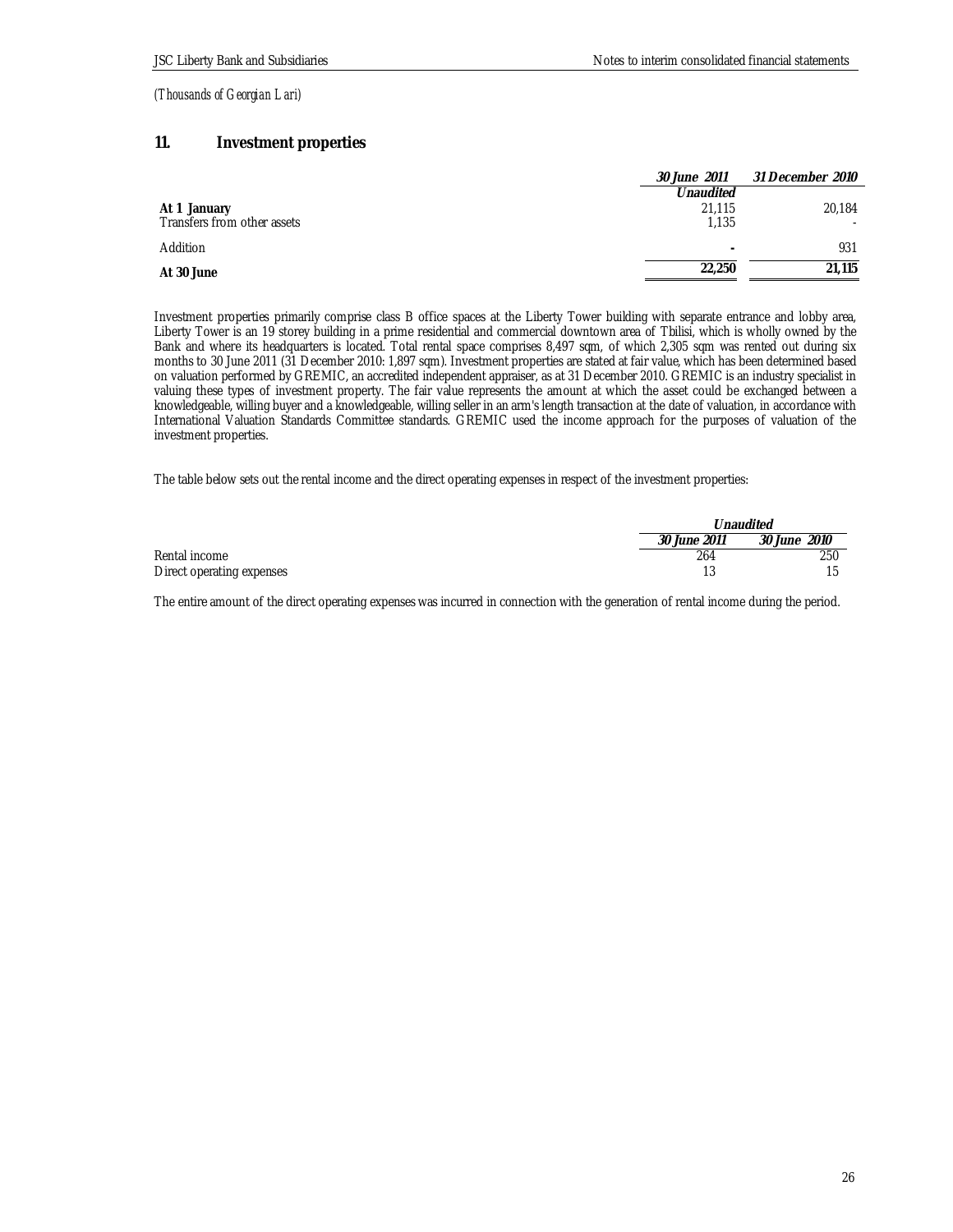*(Thousands of Georgian Lari)*

## 11. Investment properties

| | *30 June 2011* | *31 December 2010* |
|---|---|---|
| | *Unaudited* | |
| **At 1 January** | 21,115 | 20,184 |
| Transfers from other assets | 1,135 | - |
| Addition | - | 931 |
| **At 30 June** | **22,250** | **21,115** |

Investment properties primarily comprise class B office spaces at the Liberty Tower building with separate entrance and lobby area, Liberty Tower is an 19 storey building in a prime residential and commercial downtown area of Tbilisi, which is wholly owned by the Bank and where its headquarters is located. Total rental space comprises 8,497 sqm, of which 2,305 sqm was rented out during six months to 30 June 2011 (31 December 2010: 1,897 sqm). Investment properties are stated at fair value, which has been determined based on valuation performed by GREMIC, an accredited independent appraiser, as at 31 December 2010. GREMIC is an industry specialist in valuing these types of investment property. The fair value represents the amount at which the asset could be exchanged between a knowledgeable, willing buyer and a knowledgeable, willing seller in an arm's length transaction at the date of valuation, in accordance with International Valuation Standards Committee standards. GREMIC used the income approach for the purposes of valuation of the investment properties.

The table below sets out the rental income and the direct operating expenses in respect of the investment properties:

| | *Unaudited* | |
|---|---|---|
| | *30 June 2011* | *30 June 2010* |
| Rental income | 264 | 250 |
| Direct operating expenses | 13 | 15 |

The entire amount of the direct operating expenses was incurred in connection with the generation of rental income during the period.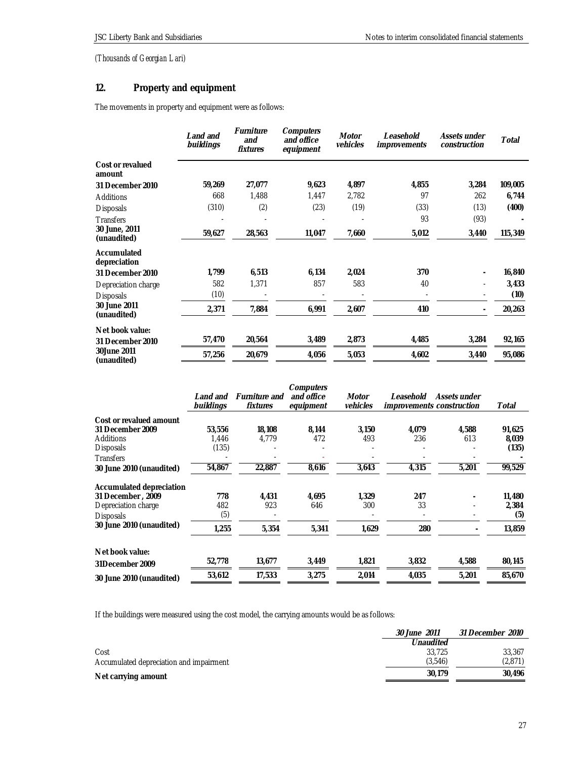*(Thousands of Georgian Lari)*

## 12. Property and equipment

The movements in property and equipment were as follows:

| | *Land and buildings* | *Furniture and fixtures* | *Computers and office equipment* | *Motor vehicles* | *Leasehold improvements* | *Assets under construction* | *Total* |
|---|---|---|---|---|---|---|---|
| **Cost or revalued amount** | | | | | | | |
| **31 December 2010** | **59,269** | **27,077** | **9,623** | **4,897** | **4,855** | **3,284** | **109,005** |
| Additions | 668 | 1,488 | 1,447 | 2,782 | 97 | 262 | **6,744** |
| Disposals | (310) | (2) | (23) | (19) | (33) | (13) | **(400)** |
| Transfers | - | - | - | - | 93 | (93) | **-** |
| **30 June, 2011 (unaudited)** | **59,627** | **28,563** | **11,047** | **7,660** | **5,012** | **3,440** | **115,349** |
| **Accumulated depreciation** | | | | | | | |
| **31 December 2010** | **1,799** | **6,513** | **6,134** | **2,024** | **370** | **-** | **16,840** |
| Depreciation charge | 582 | 1,371 | 857 | 583 | 40 | - | **3,433** |
| Disposals | (10) | - | - | - | - | - | **(10)** |
| **30 June 2011 (unaudited)** | **2,371** | **7,884** | **6,991** | **2,607** | **410** | **-** | **20,263** |
| **Net book value:** | | | | | | | |
| **31 December 2010** | **57,470** | **20,564** | **3,489** | **2,873** | **4,485** | **3,284** | **92,165** |
| **30June 2011 (unaudited)** | **57,256** | **20,679** | **4,056** | **5,053** | **4,602** | **3,440** | **95,086** |

| | *Land and buildings* | *Furniture and fixtures* | *Computers and office equipment* | *Motor vehicles* | *Leasehold improvements* | *Assets under construction* | *Total* |
|---|---|---|---|---|---|---|---|
| **Cost or revalued amount** | | | | | | | |
| **31 December 2009** | **53,556** | **18,108** | **8,144** | **3,150** | **4,079** | **4,588** | **91,625** |
| Additions | 1,446 | 4,779 | 472 | 493 | 236 | 613 | **8,039** |
| Disposals | (135) | - | - | - | - | - | **(135)** |
| Transfers | - | - | - | - | - | - | **-** |
| **30 June 2010 (unaudited)** | **54,867** | **22,887** | **8,616** | **3,643** | **4,315** | **5,201** | **99,529** |
| **Accumulated depreciation** | | | | | | | |
| **31 December , 2009** | **778** | **4,431** | **4,695** | **1,329** | **247** | **-** | **11,480** |
| Depreciation charge | 482 | 923 | 646 | 300 | 33 | - | **2,384** |
| Disposals | (5) | - | | - | - | - | **(5)** |
| **30 June 2010 (unaudited)** | **1,255** | **5,354** | **5,341** | **1,629** | **280** | **-** | **13,859** |
| **Net book value:** | | | | | | | |
| **31December 2009** | **52,778** | **13,677** | **3,449** | **1,821** | **3,832** | **4,588** | **80,145** |
| **30 June 2010 (unaudited)** | **53,612** | **17,533** | **3,275** | **2,014** | **4,035** | **5,201** | **85,670** |

If the buildings were measured using the cost model, the carrying amounts would be as follows:

| | *30 June 2011* | *31 December 2010* |
|---|---|---|
| | *Unaudited* | |
| Cost | 33,725 | 33,367 |
| Accumulated depreciation and impairment | (3,546) | (2,871) |
| **Net carrying amount** | **30,179** | **30,496** |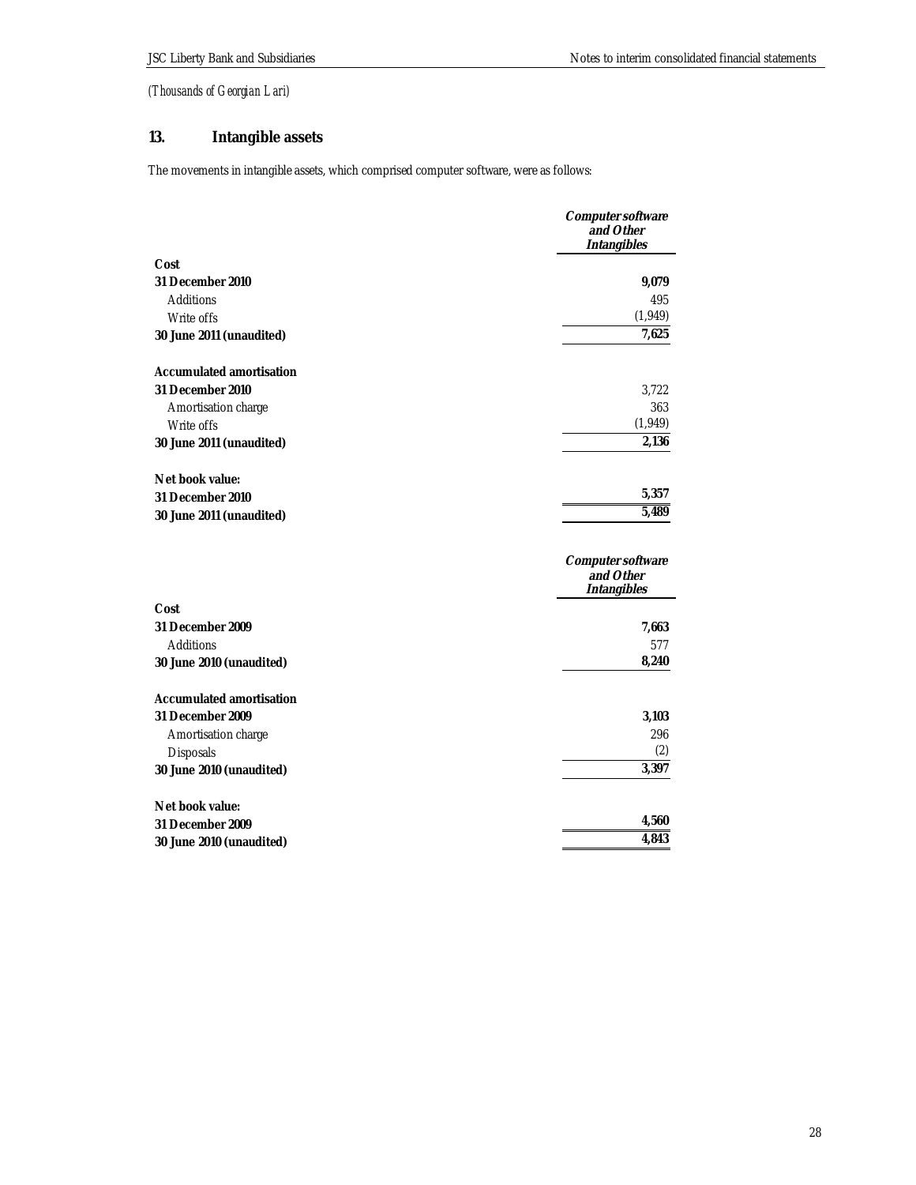*(Thousands of Georgian Lari)*

## 13. Intangible assets

The movements in intangible assets, which comprised computer software, were as follows:

| | *Computer software and Other Intangibles* |
|---|---|
| **Cost** | |
| **31 December 2010** | **9,079** |
| Additions | 495 |
| Write offs | (1,949) |
| **30 June 2011 (unaudited)** | **7,625** |
| | |
| **Accumulated amortisation** | |
| **31 December 2010** | 3,722 |
| Amortisation charge | 363 |
| Write offs | (1,949) |
| **30 June 2011 (unaudited)** | **2,136** |
| | |
| **Net book value:** | |
| **31 December 2010** | **5,357** |
| **30 June 2011 (unaudited)** | **5,489** |

| | *Computer software and Other Intangibles* |
|---|---|
| **Cost** | |
| **31 December 2009** | **7,663** |
| Additions | 577 |
| **30 June 2010 (unaudited)** | **8,240** |
| | |
| **Accumulated amortisation** | |
| **31 December 2009** | **3,103** |
| Amortisation charge | 296 |
| Disposals | (2) |
| **30 June 2010 (unaudited)** | **3,397** |
| | |
| **Net book value:** | |
| **31 December 2009** | **4,560** |
| **30 June 2010 (unaudited)** | **4,843** |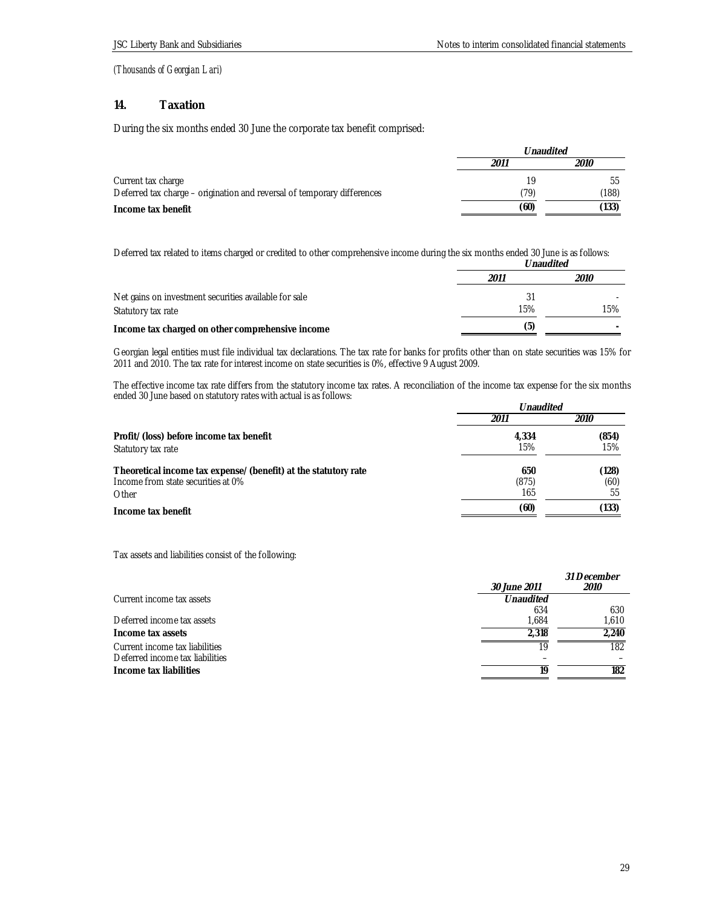*(Thousands of Georgian Lari)*

## 14. Taxation

During the six months ended 30 June the corporate tax benefit comprised:

| | *Unaudited* | |
|---|---|---|
| | *2011* | *2010* |
| Current tax charge | 19 | 55 |
| Deferred tax charge – origination and reversal of temporary differences | (79) | (188) |
| **Income tax benefit** | **(60)** | **(133)** |

Deferred tax related to items charged or credited to other comprehensive income during the six months ended 30 June is as follows:

| | *Unaudited* | |
|---|---|---|
| | *2011* | *2010* |
| Net gains on investment securities available for sale | 31 | - |
| Statutory tax rate | 15% | 15% |
| **Income tax charged on other comprehensive income** | **(5)** | **-** |

Georgian legal entities must file individual tax declarations. The tax rate for banks for profits other than on state securities was 15% for 2011 and 2010. The tax rate for interest income on state securities is 0%, effective 9 August 2009.

The effective income tax rate differs from the statutory income tax rates. A reconciliation of the income tax expense for the six months ended 30 June based on statutory rates with actual is as follows:

| | *Unaudited* | |
|---|---|---|
| | *2011* | *2010* |
| **Profit/(loss) before income tax benefit** | **4,334** | **(854)** |
| Statutory tax rate | 15% | 15% |
| **Theoretical income tax expense/(benefit) at the statutory rate** | **650** | **(128)** |
| Income from state securities at 0% | (875) | (60) |
| Other | 165 | 55 |
| **Income tax benefit** | **(60)** | **(133)** |

Tax assets and liabilities consist of the following:

| | *30 June 2011* | *31 December 2010* |
|---|---|---|
| | *Unaudited* | |
| Current income tax assets | 634 | 630 |
| Deferred income tax assets | 1,684 | 1,610 |
| **Income tax assets** | **2,318** | **2,240** |
| Current income tax liabilities | 19 | 182 |
| Deferred income tax liabilities | – | – |
| **Income tax liabilities** | **19** | **182** |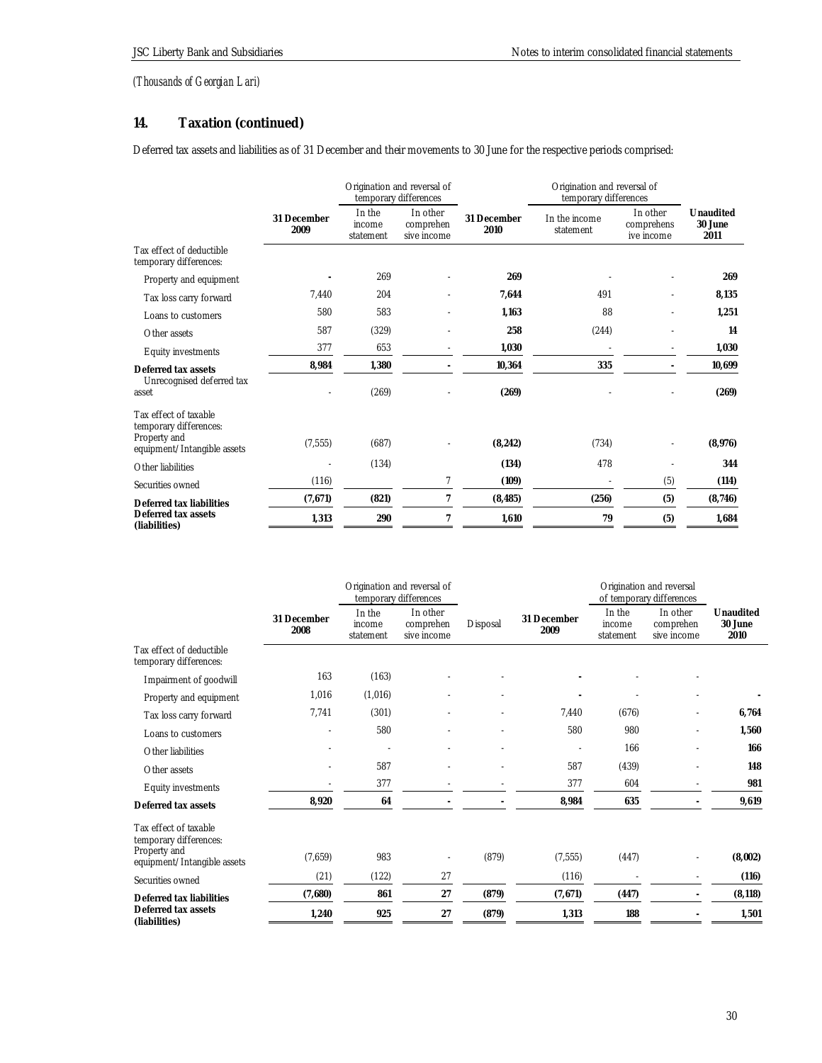*(Thousands of Georgian Lari)*

## 14. Taxation (continued)

Deferred tax assets and liabilities as of 31 December and their movements to 30 June for the respective periods comprised:

| | 31 December 2009 | Origination and reversal of temporary differences | | 31 December 2010 | Origination and reversal of temporary differences | | Unaudited 30 June 2011 |
|---|---|---|---|---|---|---|---|
| | | In the income statement | In other comprehensive income | | In the income statement | In other comprehensive income | |
| Tax effect of deductible temporary differences: | | | | | | | |
| Property and equipment | - | 269 | - | **269** | - | - | **269** |
| Tax loss carry forward | 7,440 | 204 | - | **7,644** | 491 | - | **8,135** |
| Loans to customers | 580 | 583 | - | **1,163** | 88 | - | **1,251** |
| Other assets | 587 | (329) | - | **258** | (244) | - | **14** |
| Equity investments | 377 | 653 | - | **1,030** | - | - | **1,030** |
| **Deferred tax assets** | **8,984** | **1,380** | **-** | **10,364** | **335** | **-** | **10,699** |
| Unrecognised deferred tax asset | - | (269) | - | **(269)** | - | - | **(269)** |
| Tax effect of taxable temporary differences: | | | | | | | |
| Property and equipment/Intangible assets | (7,555) | (687) | - | **(8,242)** | (734) | - | **(8,976)** |
| Other liabilities | - | (134) | | **(134)** | 478 | - | **344** |
| Securities owned | (116) | | 7 | **(109)** | - | (5) | **(114)** |
| **Deferred tax liabilities** | **(7,671)** | **(821)** | **7** | **(8,485)** | **(256)** | **(5)** | **(8,746)** |
| **Deferred tax assets (liabilities)** | **1,313** | **290** | **7** | **1,610** | **79** | **(5)** | **1,684** |

| | 31 December 2008 | Origination and reversal of temporary differences | | Disposal | 31 December 2009 | Origination and reversal of temporary differences | | Unaudited 30 June 2010 |
|---|---|---|---|---|---|---|---|---|
| | | In the income statement | In other comprehensive income | | | In the income statement | In other comprehensive income | |
| Tax effect of deductible temporary differences: | | | | | | | | |
| Impairment of goodwill | 163 | (163) | - | - | **-** | - | - | |
| Property and equipment | 1,016 | (1,016) | - | - | **-** | - | - | **-** |
| Tax loss carry forward | 7,741 | (301) | - | - | 7,440 | (676) | - | **6,764** |
| Loans to customers | - | 580 | - | - | 580 | 980 | - | **1,560** |
| Other liabilities | - | - | - | - | - | 166 | - | **166** |
| Other assets | - | 587 | - | - | 587 | (439) | - | **148** |
| Equity investments | - | 377 | - | - | 377 | 604 | - | **981** |
| **Deferred tax assets** | **8,920** | **64** | **-** | **-** | **8,984** | **635** | **-** | **9,619** |
| Tax effect of taxable temporary differences: | | | | | | | | |
| Property and equipment/Intangible assets | (7,659) | 983 | - | (879) | (7,555) | (447) | - | **(8,002)** |
| Securities owned | (21) | (122) | 27 | | (116) | - | - | **(116)** |
| **Deferred tax liabilities** | **(7,680)** | **861** | **27** | **(879)** | **(7,671)** | **(447)** | **-** | **(8,118)** |
| **Deferred tax assets (liabilities)** | **1,240** | **925** | **27** | **(879)** | **1,313** | **188** | **-** | **1,501** |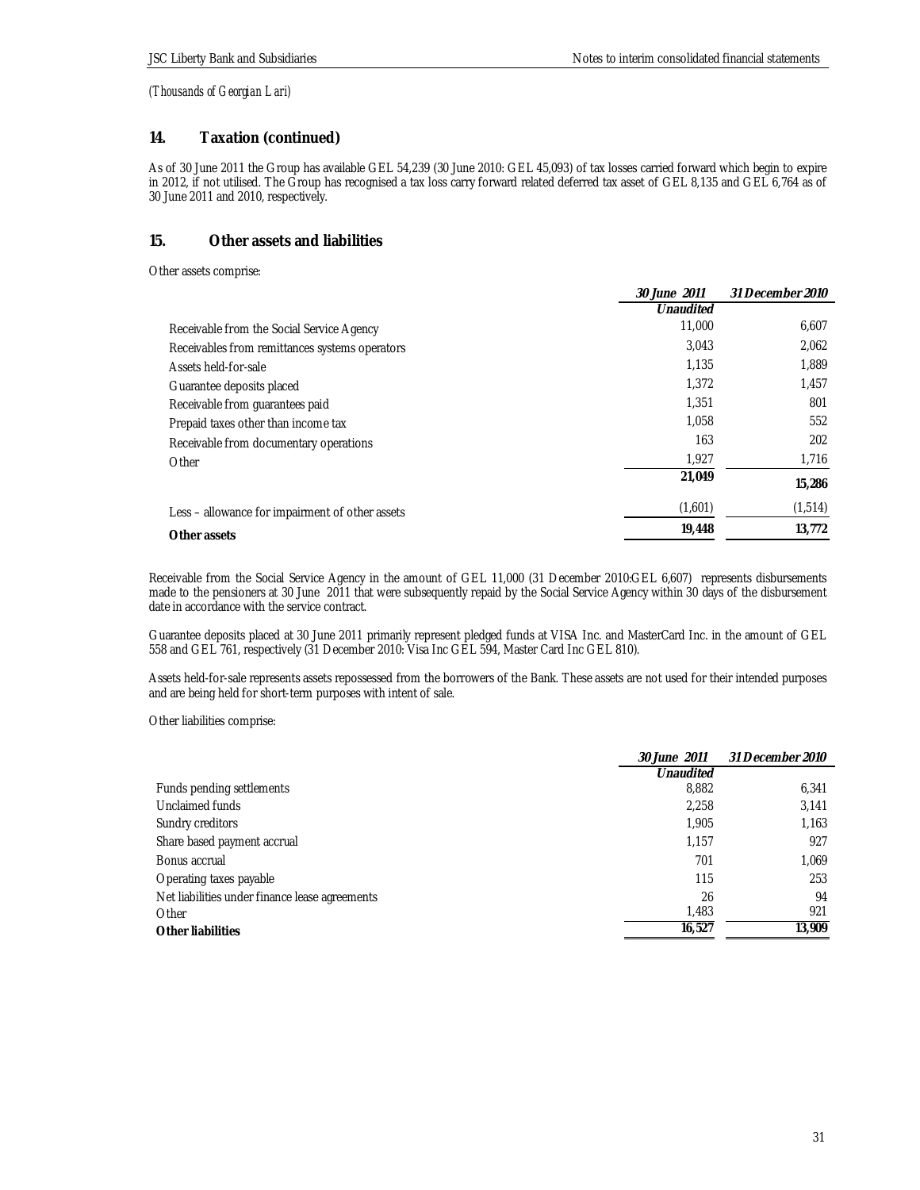*(Thousands of Georgian Lari)*

## 14. Taxation (continued)

As of 30 June 2011 the Group has available GEL 54,239 (30 June 2010: GEL 45,093) of tax losses carried forward which begin to expire in 2012, if not utilised. The Group has recognised a tax loss carry forward related deferred tax asset of GEL 8,135 and GEL 6,764 as of 30 June 2011 and 2010, respectively.

## 15. Other assets and liabilities

Other assets comprise:

| | *30 June 2011* | *31 December 2010* |
|---|---|---|
| | *Unaudited* | |
| Receivable from the Social Service Agency | 11,000 | 6,607 |
| Receivables from remittances systems operators | 3,043 | 2,062 |
| Assets held-for-sale | 1,135 | 1,889 |
| Guarantee deposits placed | 1,372 | 1,457 |
| Receivable from guarantees paid | 1,351 | 801 |
| Prepaid taxes other than income tax | 1,058 | 552 |
| Receivable from documentary operations | 163 | 202 |
| Other | 1,927 | 1,716 |
| | **21,049** | **15,286** |
| Less – allowance for impairment of other assets | (1,601) | (1,514) |
| **Other assets** | **19,448** | **13,772** |

Receivable from the Social Service Agency in the amount of GEL 11,000 (31 December 2010:GEL 6,607) represents disbursements made to the pensioners at 30 June 2011 that were subsequently repaid by the Social Service Agency within 30 days of the disbursement date in accordance with the service contract.

Guarantee deposits placed at 30 June 2011 primarily represent pledged funds at VISA Inc. and MasterCard Inc. in the amount of GEL 558 and GEL 761, respectively (31 December 2010: Visa Inc GEL 594, Master Card Inc GEL 810).

Assets held-for-sale represents assets repossessed from the borrowers of the Bank. These assets are not used for their intended purposes and are being held for short-term purposes with intent of sale.

Other liabilities comprise:

| | *30 June 2011* | *31 December 2010* |
|---|---|---|
| | *Unaudited* | |
| Funds pending settlements | 8,882 | 6,341 |
| Unclaimed funds | 2,258 | 3,141 |
| Sundry creditors | 1,905 | 1,163 |
| Share based payment accrual | 1,157 | 927 |
| Bonus accrual | 701 | 1,069 |
| Operating taxes payable | 115 | 253 |
| Net liabilities under finance lease agreements | 26 | 94 |
| Other | 1,483 | 921 |
| **Other liabilities** | **16,527** | **13,909** |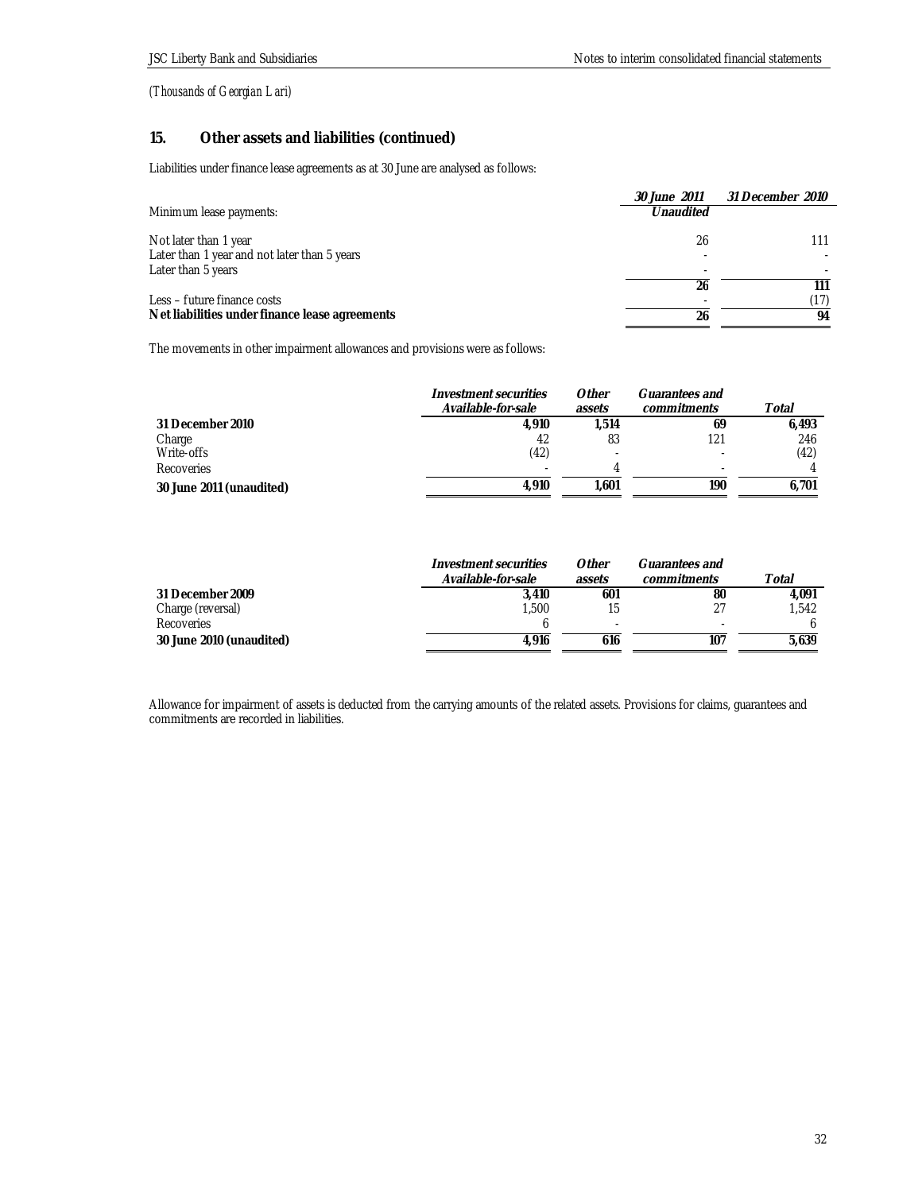*(Thousands of Georgian Lari)*

## 15. Other assets and liabilities (continued)

Liabilities under finance lease agreements as at 30 June are analysed as follows:

| | *30 June 2011* | *31 December 2010* |
|---|---|---|
| Minimum lease payments: | *Unaudited* | |
| Not later than 1 year | 26 | 111 |
| Later than 1 year and not later than 5 years | - | - |
| Later than 5 years | - | - |
| | **26** | **111** |
| Less – future finance costs | - | (17) |
| **Net liabilities under finance lease agreements** | **26** | **94** |

The movements in other impairment allowances and provisions were as follows:

| | *Investment securities Available-for-sale* | *Other assets* | *Guarantees and commitments* | *Total* |
|---|---|---|---|---|
| **31 December 2010** | **4,910** | **1,514** | **69** | **6,493** |
| Charge | 42 | 83 | 121 | 246 |
| Write-offs | (42) | - | - | (42) |
| Recoveries | - | 4 | - | 4 |
| **30 June 2011 (unaudited)** | **4,910** | **1,601** | **190** | **6,701** |

| | *Investment securities Available-for-sale* | *Other assets* | *Guarantees and commitments* | *Total* |
|---|---|---|---|---|
| **31 December 2009** | **3,410** | **601** | **80** | **4,091** |
| Charge (reversal) | 1,500 | 15 | 27 | 1,542 |
| Recoveries | 6 | - | - | 6 |
| **30 June 2010 (unaudited)** | **4,916** | **616** | **107** | **5,639** |

Allowance for impairment of assets is deducted from the carrying amounts of the related assets. Provisions for claims, guarantees and commitments are recorded in liabilities.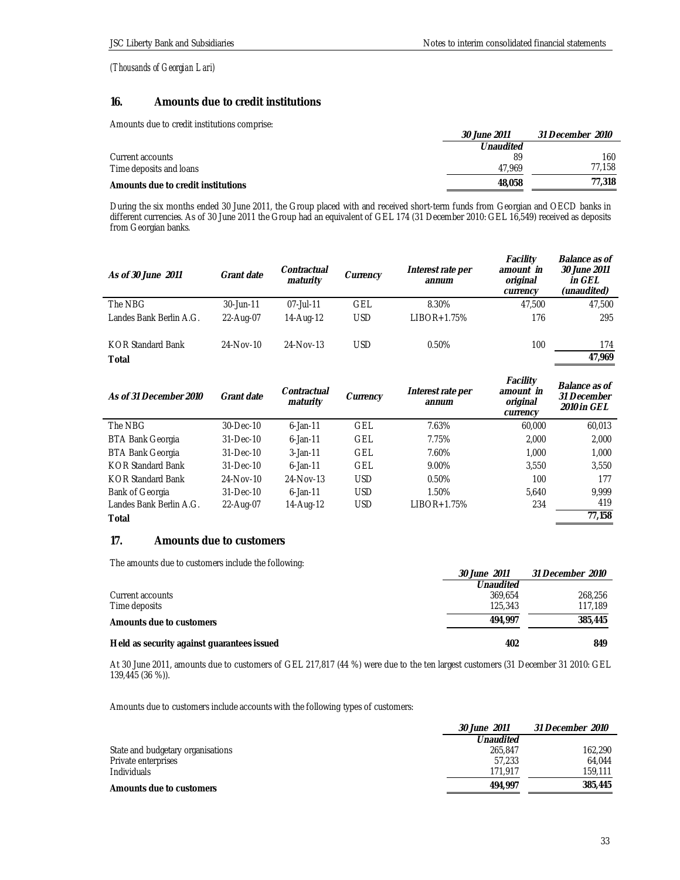*(Thousands of Georgian Lari)*

## 16. Amounts due to credit institutions

Amounts due to credit institutions comprise:

| | *30 June 2011* | *31 December 2010* |
|---|---|---|
| | *Unaudited* | |
| Current accounts | 89 | 160 |
| Time deposits and loans | 47,969 | 77,158 |
| **Amounts due to credit institutions** | **48,058** | **77,318** |

During the six months ended 30 June 2011, the Group placed with and received short-term funds from Georgian and OECD banks in different currencies. As of 30 June 2011 the Group had an equivalent of GEL 174 (31 December 2010: GEL 16,549) received as deposits from Georgian banks.

| *As of 30 June 2011* | *Grant date* | *Contractual maturity* | *Currency* | *Interest rate per annum* | *Facility amount in original currency* | *Balance as of 30 June 2011 in GEL (unaudited)* |
|---|---|---|---|---|---|---|
| The NBG | 30-Jun-11 | 07-Jul-11 | GEL | 8.30% | 47,500 | 47,500 |
| Landes Bank Berlin A.G. | 22-Aug-07 | 14-Aug-12 | USD | LIBOR+1.75% | 176 | 295 |
| KOR Standard Bank | 24-Nov-10 | 24-Nov-13 | USD | 0.50% | 100 | 174 |
| **Total** | | | | | | **47,969** |

| *As of 31 December 2010* | *Grant date* | *Contractual maturity* | *Currency* | *Interest rate per annum* | *Facility amount in original currency* | *Balance as of 31 December 2010 in GEL* |
|---|---|---|---|---|---|---|
| The NBG | 30-Dec-10 | 6-Jan-11 | GEL | 7.63% | 60,000 | 60,013 |
| BTA Bank Georgia | 31-Dec-10 | 6-Jan-11 | GEL | 7.75% | 2,000 | 2,000 |
| BTA Bank Georgia | 31-Dec-10 | 3-Jan-11 | GEL | 7.60% | 1,000 | 1,000 |
| KOR Standard Bank | 31-Dec-10 | 6-Jan-11 | GEL | 9.00% | 3,550 | 3,550 |
| KOR Standard Bank | 24-Nov-10 | 24-Nov-13 | USD | 0.50% | 100 | 177 |
| Bank of Georgia | 31-Dec-10 | 6-Jan-11 | USD | 1.50% | 5,640 | 9,999 |
| Landes Bank Berlin A.G. | 22-Aug-07 | 14-Aug-12 | USD | LIBOR+1.75% | 234 | 419 |
| **Total** | | | | | | **77,158** |

## 17. Amounts due to customers

The amounts due to customers include the following:

| | *30 June 2011* | *31 December 2010* |
|---|---|---|
| | *Unaudited* | |
| Current accounts | 369,654 | 268,256 |
| Time deposits | 125,343 | 117,189 |
| **Amounts due to customers** | **494,997** | **385,445** |
| **Held as security against guarantees issued** | **402** | **849** |

At 30 June 2011, amounts due to customers of GEL 217,817 (44 %) were due to the ten largest customers (31 December 31 2010: GEL 139,445 (36 %)).

Amounts due to customers include accounts with the following types of customers:

| | *30 June 2011* | *31 December 2010* |
|---|---|---|
| | *Unaudited* | |
| State and budgetary organisations | 265,847 | 162,290 |
| Private enterprises | 57,233 | 64,044 |
| Individuals | 171,917 | 159,111 |
| **Amounts due to customers** | **494,997** | **385,445** |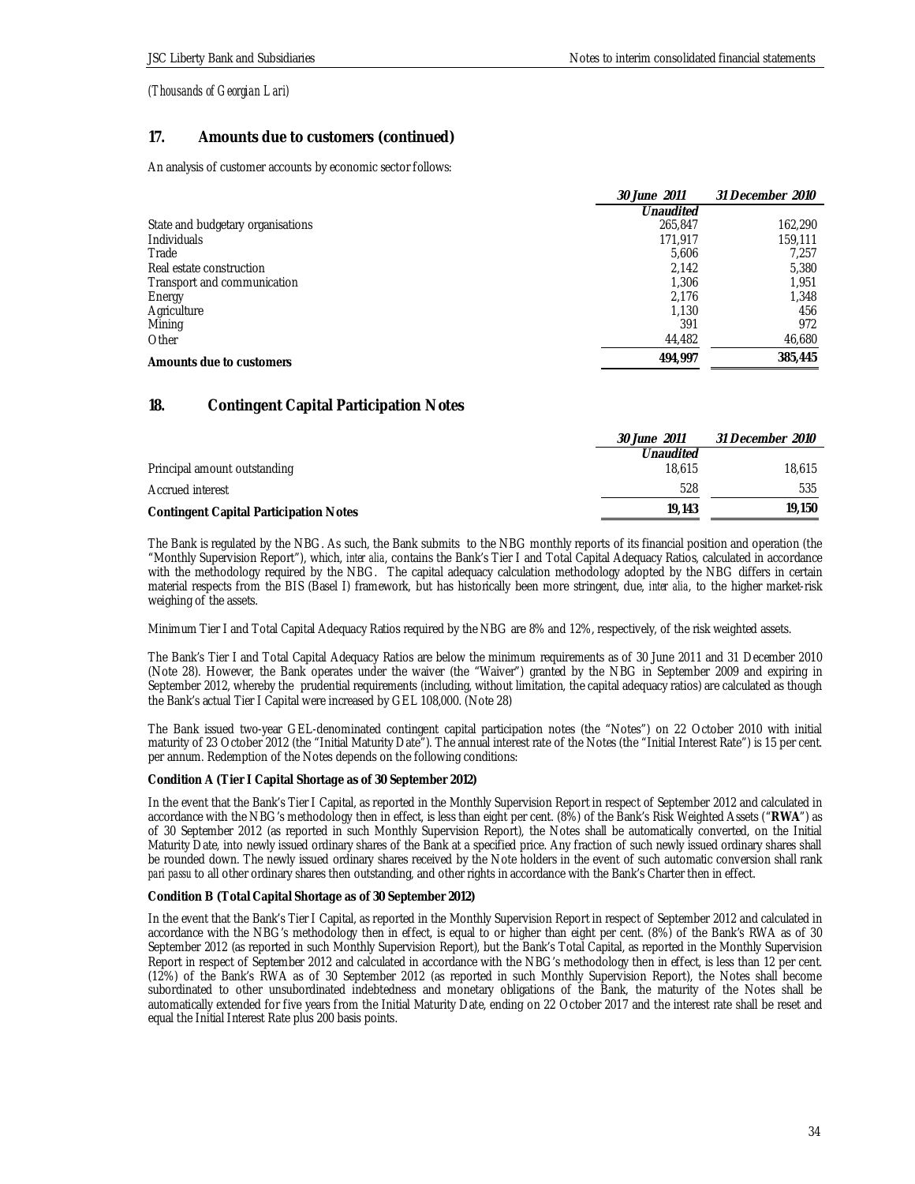*(Thousands of Georgian Lari)*

## 17. Amounts due to customers (continued)

An analysis of customer accounts by economic sector follows:

| | *30 June 2011* | *31 December 2010* |
|---|---|---|
| | *Unaudited* | |
| State and budgetary organisations | 265,847 | 162,290 |
| Individuals | 171,917 | 159,111 |
| Trade | 5,606 | 7,257 |
| Real estate construction | 2,142 | 5,380 |
| Transport and communication | 1,306 | 1,951 |
| Energy | 2,176 | 1,348 |
| Agriculture | 1,130 | 456 |
| Mining | 391 | 972 |
| Other | 44,482 | 46,680 |
| **Amounts due to customers** | **494,997** | **385,445** |

## 18. Contingent Capital Participation Notes

| | *30 June 2011* | *31 December 2010* |
|---|---|---|
| | *Unaudited* | |
| Principal amount outstanding | 18,615 | 18,615 |
| Accrued interest | 528 | 535 |
| **Contingent Capital Participation Notes** | **19,143** | **19,150** |

The Bank is regulated by the NBG. As such, the Bank submits to the NBG monthly reports of its financial position and operation (the "Monthly Supervision Report"), which, *inter alia*, contains the Bank's Tier I and Total Capital Adequacy Ratios, calculated in accordance with the methodology required by the NBG. The capital adequacy calculation methodology adopted by the NBG differs in certain material respects from the BIS (Basel I) framework, but has historically been more stringent, due, *inter alia*, to the higher market-risk weighing of the assets.

Minimum Tier I and Total Capital Adequacy Ratios required by the NBG are 8% and 12%, respectively, of the risk weighted assets.

The Bank's Tier I and Total Capital Adequacy Ratios are below the minimum requirements as of 30 June 2011 and 31 December 2010 (Note 28). However, the Bank operates under the waiver (the "Waiver") granted by the NBG in September 2009 and expiring in September 2012, whereby the prudential requirements (including, without limitation, the capital adequacy ratios) are calculated as though the Bank's actual Tier I Capital were increased by GEL 108,000. (Note 28)

The Bank issued two-year GEL-denominated contingent capital participation notes (the "Notes") on 22 October 2010 with initial maturity of 23 October 2012 (the "Initial Maturity Date"). The annual interest rate of the Notes (the "Initial Interest Rate") is 15 per cent. per annum. Redemption of the Notes depends on the following conditions:

**Condition A (Tier I Capital Shortage as of 30 September 2012)**

In the event that the Bank's Tier I Capital, as reported in the Monthly Supervision Report in respect of September 2012 and calculated in accordance with the NBG's methodology then in effect, is less than eight per cent. (8%) of the Bank's Risk Weighted Assets ("**RWA**") as of 30 September 2012 (as reported in such Monthly Supervision Report), the Notes shall be automatically converted, on the Initial Maturity Date, into newly issued ordinary shares of the Bank at a specified price. Any fraction of such newly issued ordinary shares shall be rounded down. The newly issued ordinary shares received by the Note holders in the event of such automatic conversion shall rank *pari passu* to all other ordinary shares then outstanding, and other rights in accordance with the Bank's Charter then in effect.

**Condition B (Total Capital Shortage as of 30 September 2012)**

In the event that the Bank's Tier I Capital, as reported in the Monthly Supervision Report in respect of September 2012 and calculated in accordance with the NBG's methodology then in effect, is equal to or higher than eight per cent. (8%) of the Bank's RWA as of 30 September 2012 (as reported in such Monthly Supervision Report), but the Bank's Total Capital, as reported in the Monthly Supervision Report in respect of September 2012 and calculated in accordance with the NBG's methodology then in effect, is less than 12 per cent. (12%) of the Bank's RWA as of 30 September 2012 (as reported in such Monthly Supervision Report), the Notes shall become subordinated to other unsubordinated indebtedness and monetary obligations of the Bank, the maturity of the Notes shall be automatically extended for five years from the Initial Maturity Date, ending on 22 October 2017 and the interest rate shall be reset and equal the Initial Interest Rate plus 200 basis points.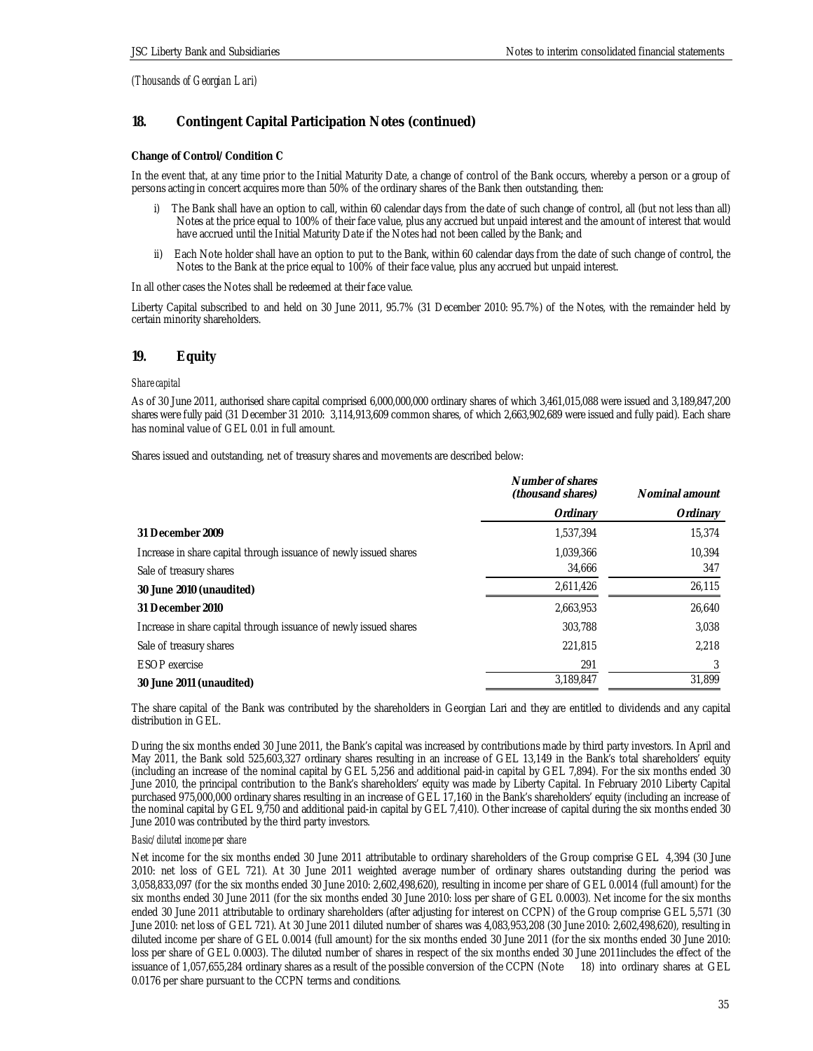*(Thousands of Georgian Lari)*

## 18. Contingent Capital Participation Notes (continued)

**Change of Control/Condition C**

In the event that, at any time prior to the Initial Maturity Date, a change of control of the Bank occurs, whereby a person or a group of persons acting in concert acquires more than 50% of the ordinary shares of the Bank then outstanding, then:

i) The Bank shall have an option to call, within 60 calendar days from the date of such change of control, all (but not less than all) Notes at the price equal to 100% of their face value, plus any accrued but unpaid interest and the amount of interest that would have accrued until the Initial Maturity Date if the Notes had not been called by the Bank; and

ii) Each Note holder shall have an option to put to the Bank, within 60 calendar days from the date of such change of control, the Notes to the Bank at the price equal to 100% of their face value, plus any accrued but unpaid interest.

In all other cases the Notes shall be redeemed at their face value.

Liberty Capital subscribed to and held on 30 June 2011, 95.7% (31 December 2010: 95.7%) of the Notes, with the remainder held by certain minority shareholders.

## 19. Equity

*Share capital*

As of 30 June 2011, authorised share capital comprised 6,000,000,000 ordinary shares of which 3,461,015,088 were issued and 3,189,847,200 shares were fully paid (31 December 31 2010: 3,114,913,609 common shares, of which 2,663,902,689 were issued and fully paid). Each share has nominal value of GEL 0.01 in full amount.

Shares issued and outstanding, net of treasury shares and movements are described below:

| | Number of shares (thousand shares) | Nominal amount |
|---|---|---|
| | *Ordinary* | *Ordinary* |
| **31 December 2009** | 1,537,394 | 15,374 |
| Increase in share capital through issuance of newly issued shares | 1,039,366 | 10,394 |
| Sale of treasury shares | 34,666 | 347 |
| **30 June 2010 (unaudited)** | 2,611,426 | 26,115 |
| **31 December 2010** | 2,663,953 | 26,640 |
| Increase in share capital through issuance of newly issued shares | 303,788 | 3,038 |
| Sale of treasury shares | 221,815 | 2,218 |
| ESOP exercise | 291 | 3 |
| **30 June 2011 (unaudited)** | 3,189,847 | 31,899 |

The share capital of the Bank was contributed by the shareholders in Georgian Lari and they are entitled to dividends and any capital distribution in GEL.

During the six months ended 30 June 2011, the Bank's capital was increased by contributions made by third party investors. In April and May 2011, the Bank sold 525,603,327 ordinary shares resulting in an increase of GEL 13,149 in the Bank's total shareholders' equity (including an increase of the nominal capital by GEL 5,256 and additional paid-in capital by GEL 7,894). For the six months ended 30 June 2010, the principal contribution to the Bank's shareholders' equity was made by Liberty Capital. In February 2010 Liberty Capital purchased 975,000,000 ordinary shares resulting in an increase of GEL 17,160 in the Bank's shareholders' equity (including an increase of the nominal capital by GEL 9,750 and additional paid-in capital by GEL 7,410). Other increase of capital during the six months ended 30 June 2010 was contributed by the third party investors.

*Basic/diluted income per share*

Net income for the six months ended 30 June 2011 attributable to ordinary shareholders of the Group comprise GEL 4,394 (30 June 2010: net loss of GEL 721). At 30 June 2011 weighted average number of ordinary shares outstanding during the period was 3,058,833,097 (for the six months ended 30 June 2010: 2,602,498,620), resulting in income per share of GEL 0.0014 (full amount) for the six months ended 30 June 2011 (for the six months ended 30 June 2010: loss per share of GEL 0.0003). Net income for the six months ended 30 June 2011 attributable to ordinary shareholders (after adjusting for interest on CCPN) of the Group comprise GEL 5,571 (30 June 2010: net loss of GEL 721). At 30 June 2011 diluted number of shares was 4,083,953,208 (30 June 2010: 2,602,498,620), resulting in diluted income per share of GEL 0.0014 (full amount) for the six months ended 30 June 2011 (for the six months ended 30 June 2010: loss per share of GEL 0.0003). The diluted number of shares in respect of the six months ended 30 June 2011includes the effect of the issuance of 1,057,655,284 ordinary shares as a result of the possible conversion of the CCPN (Note 18) into ordinary shares at GEL 0.0176 per share pursuant to the CCPN terms and conditions.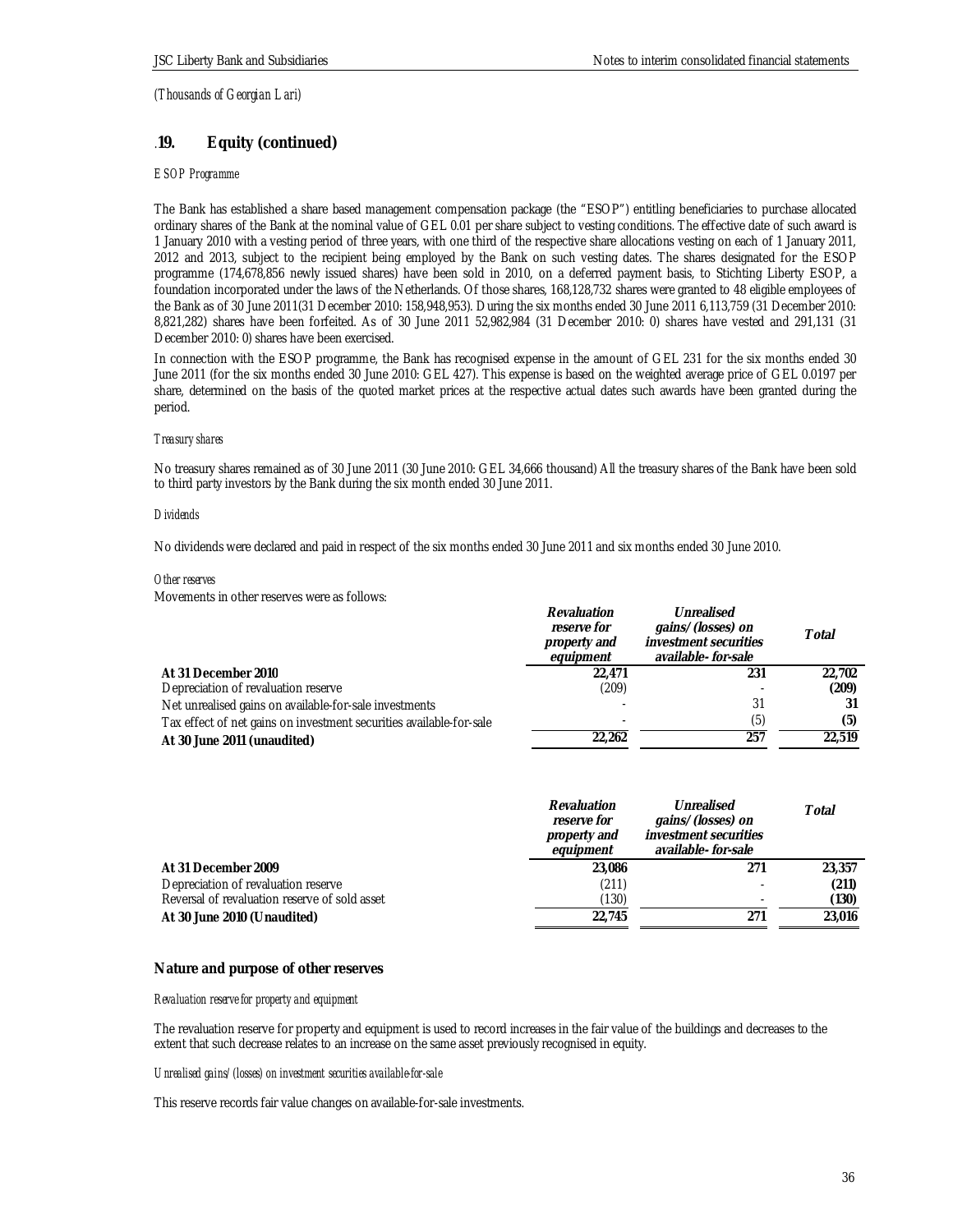*(Thousands of Georgian Lari)*

## .19. Equity (continued)

*ESOP Programme*

The Bank has established a share based management compensation package (the "ESOP") entitling beneficiaries to purchase allocated ordinary shares of the Bank at the nominal value of GEL 0.01 per share subject to vesting conditions. The effective date of such award is 1 January 2010 with a vesting period of three years, with one third of the respective share allocations vesting on each of 1 January 2011, 2012 and 2013, subject to the recipient being employed by the Bank on such vesting dates. The shares designated for the ESOP programme (174,678,856 newly issued shares) have been sold in 2010, on a deferred payment basis, to Stichting Liberty ESOP, a foundation incorporated under the laws of the Netherlands. Of those shares, 168,128,732 shares were granted to 48 eligible employees of the Bank as of 30 June 2011(31 December 2010: 158,948,953). During the six months ended 30 June 2011 6,113,759 (31 December 2010: 8,821,282) shares have been forfeited. As of 30 June 2011 52,982,984 (31 December 2010: 0) shares have vested and 291,131 (31 December 2010: 0) shares have been exercised.

In connection with the ESOP programme, the Bank has recognised expense in the amount of GEL 231 for the six months ended 30 June 2011 (for the six months ended 30 June 2010: GEL 427). This expense is based on the weighted average price of GEL 0.0197 per share, determined on the basis of the quoted market prices at the respective actual dates such awards have been granted during the period.

*Treasury shares*

No treasury shares remained as of 30 June 2011 (30 June 2010: GEL 34,666 thousand) All the treasury shares of the Bank have been sold to third party investors by the Bank during the six month ended 30 June 2011.

*Dividends*

No dividends were declared and paid in respect of the six months ended 30 June 2011 and six months ended 30 June 2010.

*Other reserves*

Movements in other reserves were as follows:

| | *Revaluation reserve for property and equipment* | *Unrealised gains/(losses) on investment securities available- for-sale* | *Total* |
|---|---|---|---|
| **At 31 December 2010** | **22,471** | **231** | **22,702** |
| Depreciation of revaluation reserve | (209) | - | **(209)** |
| Net unrealised gains on available-for-sale investments | - | 31 | **31** |
| Tax effect of net gains on investment securities available-for-sale | - | (5) | **(5)** |
| **At 30 June 2011 (unaudited)** | **22,262** | **257** | **22,519** |

| | *Revaluation reserve for property and equipment* | *Unrealised gains/(losses) on investment securities available- for-sale* | *Total* |
|---|---|---|---|
| **At 31 December 2009** | **23,086** | **271** | **23,357** |
| Depreciation of revaluation reserve | (211) | - | **(211)** |
| Reversal of revaluation reserve of sold asset | (130) | - | **(130)** |
| **At 30 June 2010 (Unaudited)** | **22,745** | **271** | **23,016** |

### Nature and purpose of other reserves

*Revaluation reserve for property and equipment*

The revaluation reserve for property and equipment is used to record increases in the fair value of the buildings and decreases to the extent that such decrease relates to an increase on the same asset previously recognised in equity.

*Unrealised gains/(losses) on investment securities available-for-sale*

This reserve records fair value changes on available-for-sale investments.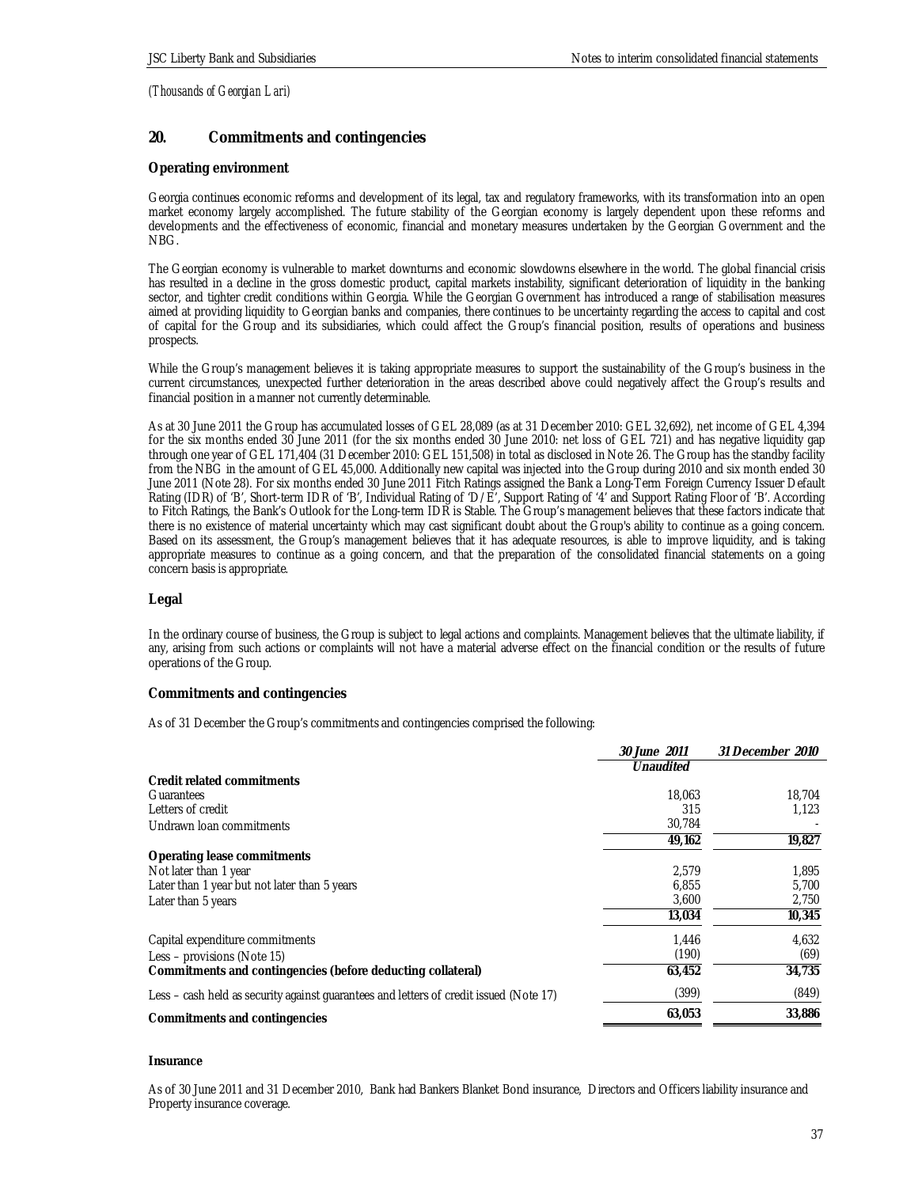*(Thousands of Georgian Lari)*

## 20. Commitments and contingencies

### Operating environment

Georgia continues economic reforms and development of its legal, tax and regulatory frameworks, with its transformation into an open market economy largely accomplished. The future stability of the Georgian economy is largely dependent upon these reforms and developments and the effectiveness of economic, financial and monetary measures undertaken by the Georgian Government and the NBG.

The Georgian economy is vulnerable to market downturns and economic slowdowns elsewhere in the world. The global financial crisis has resulted in a decline in the gross domestic product, capital markets instability, significant deterioration of liquidity in the banking sector, and tighter credit conditions within Georgia. While the Georgian Government has introduced a range of stabilisation measures aimed at providing liquidity to Georgian banks and companies, there continues to be uncertainty regarding the access to capital and cost of capital for the Group and its subsidiaries, which could affect the Group's financial position, results of operations and business prospects.

While the Group's management believes it is taking appropriate measures to support the sustainability of the Group's business in the current circumstances, unexpected further deterioration in the areas described above could negatively affect the Group's results and financial position in a manner not currently determinable.

As at 30 June 2011 the Group has accumulated losses of GEL 28,089 (as at 31 December 2010: GEL 32,692), net income of GEL 4,394 for the six months ended 30 June 2011 (for the six months ended 30 June 2010: net loss of GEL 721) and has negative liquidity gap through one year of GEL 171,404 (31 December 2010: GEL 151,508) in total as disclosed in Note 26. The Group has the standby facility from the NBG in the amount of GEL 45,000. Additionally new capital was injected into the Group during 2010 and six month ended 30 June 2011 (Note 28). For six months ended 30 June 2011 Fitch Ratings assigned the Bank a Long-Term Foreign Currency Issuer Default Rating (IDR) of 'B', Short-term IDR of 'B', Individual Rating of 'D/E', Support Rating of '4' and Support Rating Floor of 'B'. According to Fitch Ratings, the Bank's Outlook for the Long-term IDR is Stable. The Group's management believes that these factors indicate that there is no existence of material uncertainty which may cast significant doubt about the Group's ability to continue as a going concern. Based on its assessment, the Group's management believes that it has adequate resources, is able to improve liquidity, and is taking appropriate measures to continue as a going concern, and that the preparation of the consolidated financial statements on a going concern basis is appropriate.

### Legal

In the ordinary course of business, the Group is subject to legal actions and complaints. Management believes that the ultimate liability, if any, arising from such actions or complaints will not have a material adverse effect on the financial condition or the results of future operations of the Group.

### Commitments and contingencies

As of 31 December the Group's commitments and contingencies comprised the following:

| | *30 June 2011* | *31 December 2010* |
|---|---|---|
| | *Unaudited* | |
| **Credit related commitments** | | |
| Guarantees | 18,063 | 18,704 |
| Letters of credit | 315 | 1,123 |
| Undrawn loan commitments | 30,784 | - |
| | **49,162** | **19,827** |
| **Operating lease commitments** | | |
| Not later than 1 year | 2,579 | 1,895 |
| Later than 1 year but not later than 5 years | 6,855 | 5,700 |
| Later than 5 years | 3,600 | 2,750 |
| | **13,034** | **10,345** |
| Capital expenditure commitments | 1,446 | 4,632 |
| Less – provisions (Note 15) | (190) | (69) |
| **Commitments and contingencies (before deducting collateral)** | **63,452** | **34,735** |
| Less – cash held as security against guarantees and letters of credit issued (Note 17) | (399) | (849) |
| **Commitments and contingencies** | **63,053** | **33,886** |

### Insurance

As of 30 June 2011 and 31 December 2010, Bank had Bankers Blanket Bond insurance, Directors and Officers liability insurance and Property insurance coverage.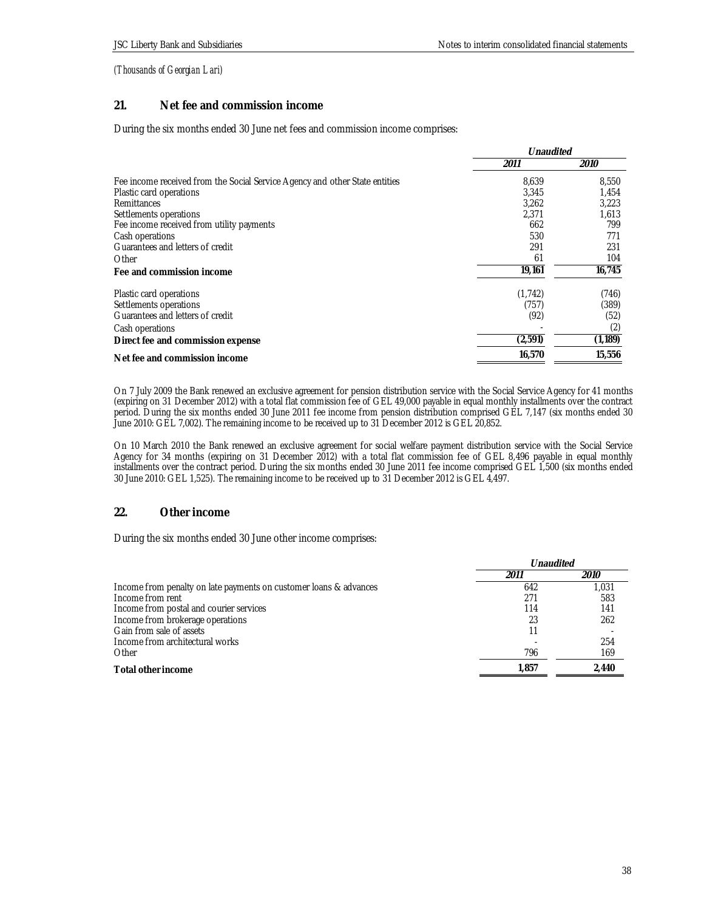*(Thousands of Georgian Lari)*

## 21. Net fee and commission income

During the six months ended 30 June net fees and commission income comprises:

| | *Unaudited* | |
|---|---|---|
| | *2011* | *2010* |
| Fee income received from the Social Service Agency and other State entities | 8,639 | 8,550 |
| Plastic card operations | 3,345 | 1,454 |
| Remittances | 3,262 | 3,223 |
| Settlements operations | 2,371 | 1,613 |
| Fee income received from utility payments | 662 | 799 |
| Cash operations | 530 | 771 |
| Guarantees and letters of credit | 291 | 231 |
| Other | 61 | 104 |
| **Fee and commission income** | **19,161** | **16,745** |
| Plastic card operations | (1,742) | (746) |
| Settlements operations | (757) | (389) |
| Guarantees and letters of credit | (92) | (52) |
| Cash operations | - | (2) |
| **Direct fee and commission expense** | **(2,591)** | **(1,189)** |
| **Net fee and commission income** | **16,570** | **15,556** |

On 7 July 2009 the Bank renewed an exclusive agreement for pension distribution service with the Social Service Agency for 41 months (expiring on 31 December 2012) with a total flat commission fee of GEL 49,000 payable in equal monthly installments over the contract period. During the six months ended 30 June 2011 fee income from pension distribution comprised GEL 7,147 (six months ended 30 June 2010: GEL 7,002). The remaining income to be received up to 31 December 2012 is GEL 20,852.

On 10 March 2010 the Bank renewed an exclusive agreement for social welfare payment distribution service with the Social Service Agency for 34 months (expiring on 31 December 2012) with a total flat commission fee of GEL 8,496 payable in equal monthly installments over the contract period. During the six months ended 30 June 2011 fee income comprised GEL 1,500 (six months ended 30 June 2010: GEL 1,525). The remaining income to be received up to 31 December 2012 is GEL 4,497.

## 22. Other income

During the six months ended 30 June other income comprises:

| | *Unaudited* | |
|---|---|---|
| | *2011* | *2010* |
| Income from penalty on late payments on customer loans & advances | 642 | 1,031 |
| Income from rent | 271 | 583 |
| Income from postal and courier services | 114 | 141 |
| Income from brokerage operations | 23 | 262 |
| Gain from sale of assets | 11 | - |
| Income from architectural works | - | 254 |
| Other | 796 | 169 |
| **Total other income** | **1,857** | **2,440** |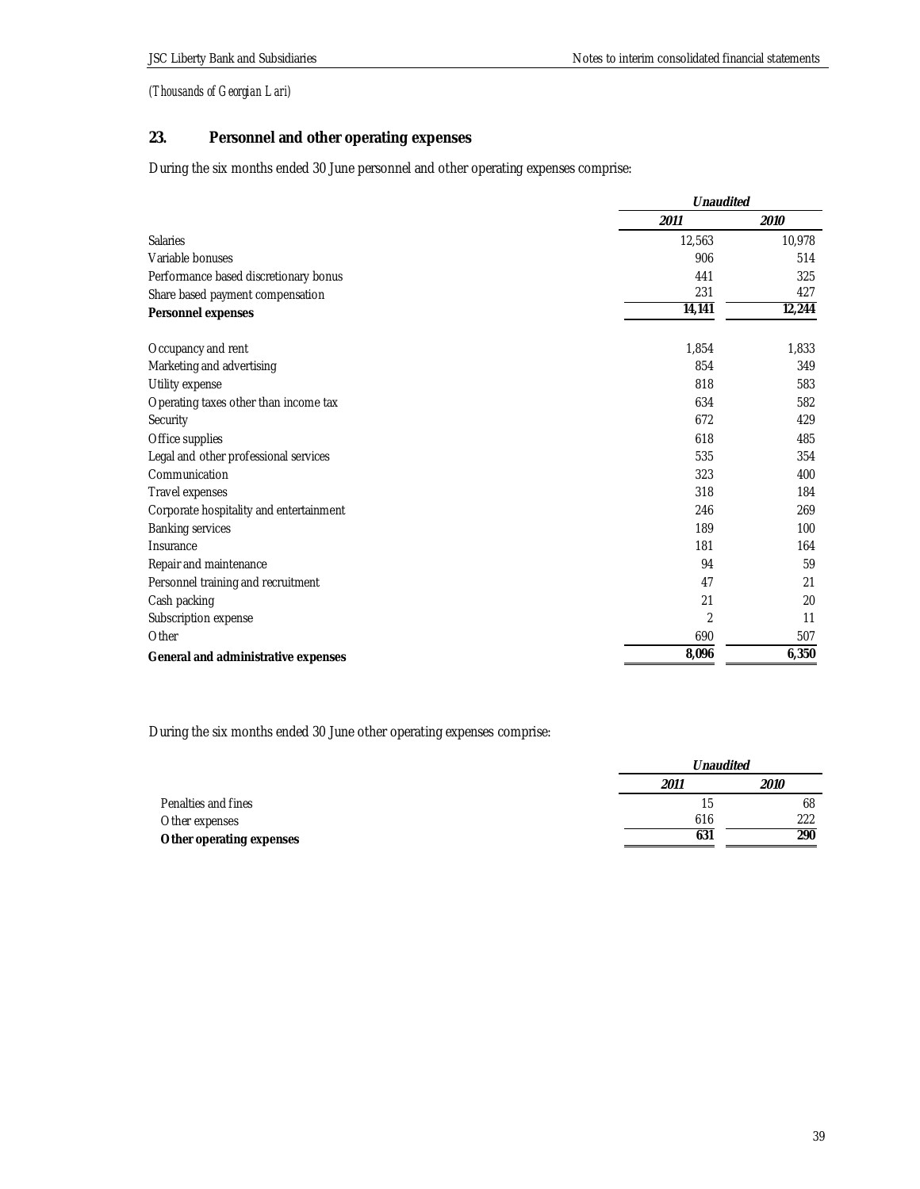*(Thousands of Georgian Lari)*

## 23. Personnel and other operating expenses

During the six months ended 30 June personnel and other operating expenses comprise:

| | *Unaudited* | |
|---|---|---|
| | *2011* | *2010* |
| Salaries | 12,563 | 10,978 |
| Variable bonuses | 906 | 514 |
| Performance based discretionary bonus | 441 | 325 |
| Share based payment compensation | 231 | 427 |
| **Personnel expenses** | **14,141** | **12,244** |
| | | |
| Occupancy and rent | 1,854 | 1,833 |
| Marketing and advertising | 854 | 349 |
| Utility expense | 818 | 583 |
| Operating taxes other than income tax | 634 | 582 |
| Security | 672 | 429 |
| Office supplies | 618 | 485 |
| Legal and other professional services | 535 | 354 |
| Communication | 323 | 400 |
| Travel expenses | 318 | 184 |
| Corporate hospitality and entertainment | 246 | 269 |
| Banking services | 189 | 100 |
| Insurance | 181 | 164 |
| Repair and maintenance | 94 | 59 |
| Personnel training and recruitment | 47 | 21 |
| Cash packing | 21 | 20 |
| Subscription expense | 2 | 11 |
| Other | 690 | 507 |
| **General and administrative expenses** | **8,096** | **6,350** |

During the six months ended 30 June other operating expenses comprise:

| | *Unaudited* | |
|---|---|---|
| | *2011* | *2010* |
| Penalties and fines | 15 | 68 |
| Other expenses | 616 | 222 |
| **Other operating expenses** | **631** | **290** |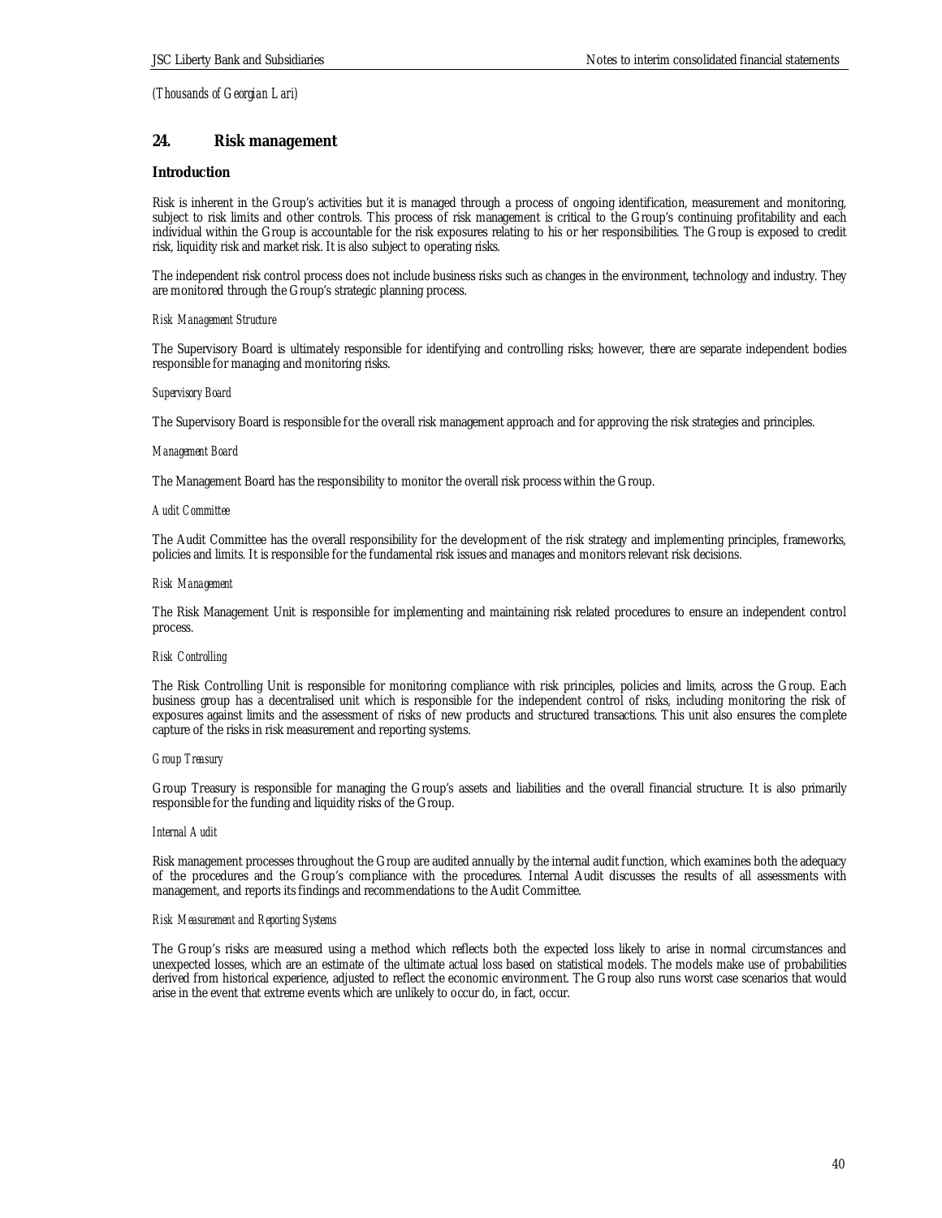*(Thousands of Georgian Lari)*

## 24. Risk management

### Introduction

Risk is inherent in the Group's activities but it is managed through a process of ongoing identification, measurement and monitoring, subject to risk limits and other controls. This process of risk management is critical to the Group's continuing profitability and each individual within the Group is accountable for the risk exposures relating to his or her responsibilities. The Group is exposed to credit risk, liquidity risk and market risk. It is also subject to operating risks.

The independent risk control process does not include business risks such as changes in the environment, technology and industry. They are monitored through the Group's strategic planning process.

*Risk Management Structure*

The Supervisory Board is ultimately responsible for identifying and controlling risks; however, there are separate independent bodies responsible for managing and monitoring risks.

*Supervisory Board*

The Supervisory Board is responsible for the overall risk management approach and for approving the risk strategies and principles.

*Management Board*

The Management Board has the responsibility to monitor the overall risk process within the Group.

*Audit Committee*

The Audit Committee has the overall responsibility for the development of the risk strategy and implementing principles, frameworks, policies and limits. It is responsible for the fundamental risk issues and manages and monitors relevant risk decisions.

*Risk Management*

The Risk Management Unit is responsible for implementing and maintaining risk related procedures to ensure an independent control process.

*Risk Controlling*

The Risk Controlling Unit is responsible for monitoring compliance with risk principles, policies and limits, across the Group. Each business group has a decentralised unit which is responsible for the independent control of risks, including monitoring the risk of exposures against limits and the assessment of risks of new products and structured transactions. This unit also ensures the complete capture of the risks in risk measurement and reporting systems.

*Group Treasury*

Group Treasury is responsible for managing the Group's assets and liabilities and the overall financial structure. It is also primarily responsible for the funding and liquidity risks of the Group.

*Internal Audit*

Risk management processes throughout the Group are audited annually by the internal audit function, which examines both the adequacy of the procedures and the Group's compliance with the procedures. Internal Audit discusses the results of all assessments with management, and reports its findings and recommendations to the Audit Committee.

*Risk Measurement and Reporting Systems*

The Group's risks are measured using a method which reflects both the expected loss likely to arise in normal circumstances and unexpected losses, which are an estimate of the ultimate actual loss based on statistical models. The models make use of probabilities derived from historical experience, adjusted to reflect the economic environment. The Group also runs worst case scenarios that would arise in the event that extreme events which are unlikely to occur do, in fact, occur.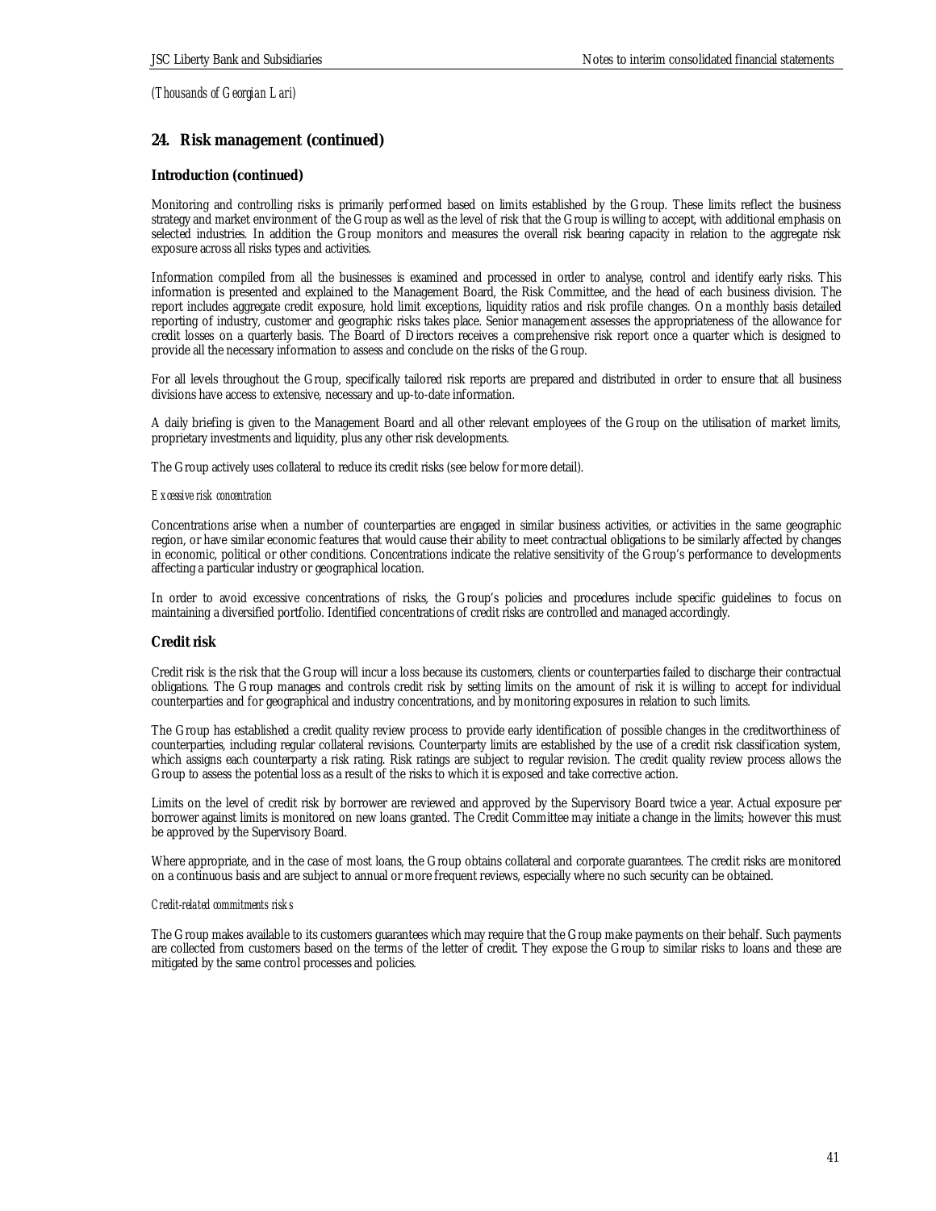*(Thousands of Georgian Lari)*

## 24. Risk management (continued)

### Introduction (continued)

Monitoring and controlling risks is primarily performed based on limits established by the Group. These limits reflect the business strategy and market environment of the Group as well as the level of risk that the Group is willing to accept, with additional emphasis on selected industries. In addition the Group monitors and measures the overall risk bearing capacity in relation to the aggregate risk exposure across all risks types and activities.

Information compiled from all the businesses is examined and processed in order to analyse, control and identify early risks. This information is presented and explained to the Management Board, the Risk Committee, and the head of each business division. The report includes aggregate credit exposure, hold limit exceptions, liquidity ratios and risk profile changes. On a monthly basis detailed reporting of industry, customer and geographic risks takes place. Senior management assesses the appropriateness of the allowance for credit losses on a quarterly basis. The Board of Directors receives a comprehensive risk report once a quarter which is designed to provide all the necessary information to assess and conclude on the risks of the Group.

For all levels throughout the Group, specifically tailored risk reports are prepared and distributed in order to ensure that all business divisions have access to extensive, necessary and up-to-date information.

A daily briefing is given to the Management Board and all other relevant employees of the Group on the utilisation of market limits, proprietary investments and liquidity, plus any other risk developments.

The Group actively uses collateral to reduce its credit risks (see below for more detail).

*Excessive risk concentration*

Concentrations arise when a number of counterparties are engaged in similar business activities, or activities in the same geographic region, or have similar economic features that would cause their ability to meet contractual obligations to be similarly affected by changes in economic, political or other conditions. Concentrations indicate the relative sensitivity of the Group's performance to developments affecting a particular industry or geographical location.

In order to avoid excessive concentrations of risks, the Group's policies and procedures include specific guidelines to focus on maintaining a diversified portfolio. Identified concentrations of credit risks are controlled and managed accordingly.

### Credit risk

Credit risk is the risk that the Group will incur a loss because its customers, clients or counterparties failed to discharge their contractual obligations. The Group manages and controls credit risk by setting limits on the amount of risk it is willing to accept for individual counterparties and for geographical and industry concentrations, and by monitoring exposures in relation to such limits.

The Group has established a credit quality review process to provide early identification of possible changes in the creditworthiness of counterparties, including regular collateral revisions. Counterparty limits are established by the use of a credit risk classification system, which assigns each counterparty a risk rating. Risk ratings are subject to regular revision. The credit quality review process allows the Group to assess the potential loss as a result of the risks to which it is exposed and take corrective action.

Limits on the level of credit risk by borrower are reviewed and approved by the Supervisory Board twice a year. Actual exposure per borrower against limits is monitored on new loans granted. The Credit Committee may initiate a change in the limits; however this must be approved by the Supervisory Board.

Where appropriate, and in the case of most loans, the Group obtains collateral and corporate guarantees. The credit risks are monitored on a continuous basis and are subject to annual or more frequent reviews, especially where no such security can be obtained.

*Credit-related commitments risks*

The Group makes available to its customers guarantees which may require that the Group make payments on their behalf. Such payments are collected from customers based on the terms of the letter of credit. They expose the Group to similar risks to loans and these are mitigated by the same control processes and policies.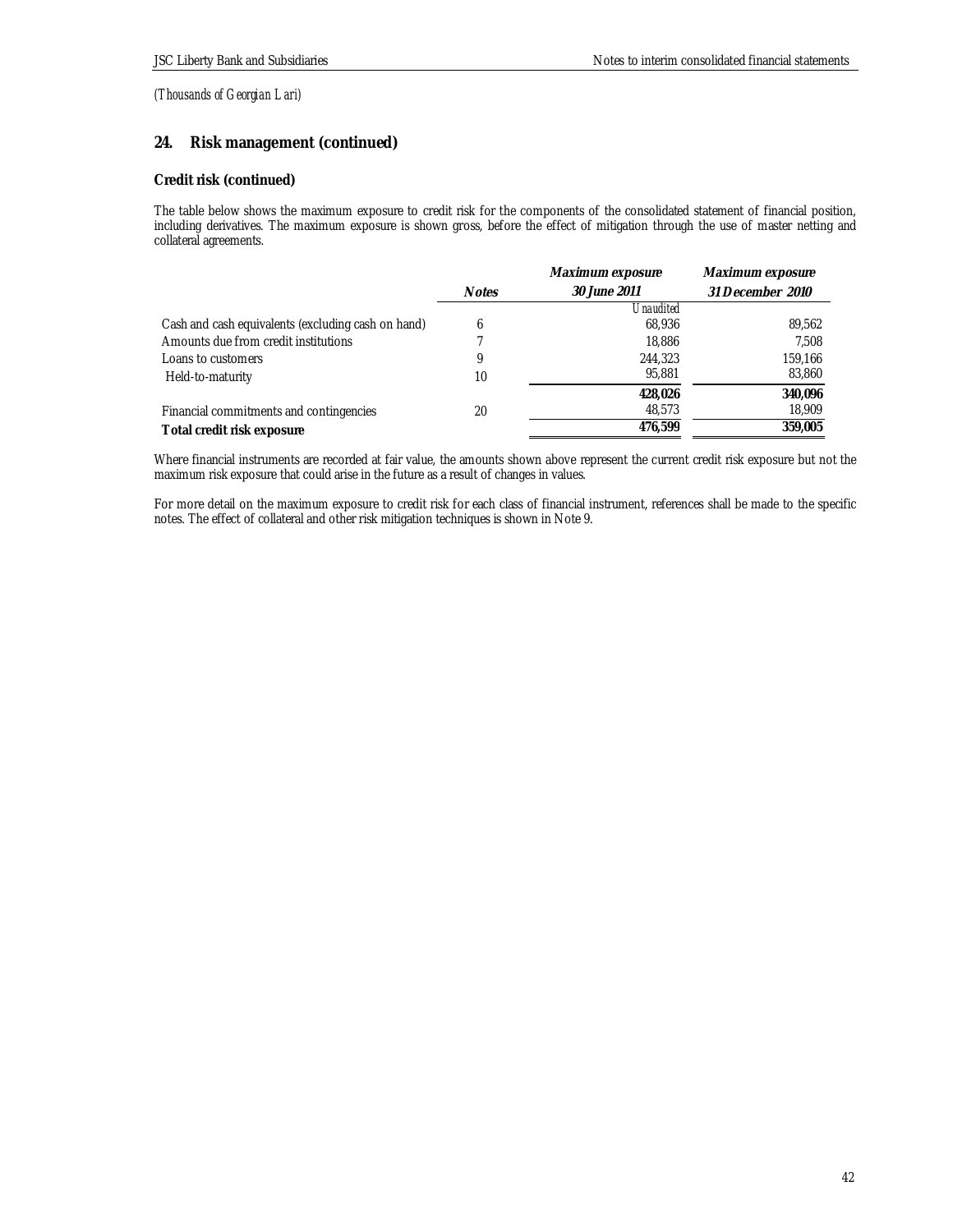*(Thousands of Georgian Lari)*

## 24. Risk management (continued)

### Credit risk (continued)

The table below shows the maximum exposure to credit risk for the components of the consolidated statement of financial position, including derivatives. The maximum exposure is shown gross, before the effect of mitigation through the use of master netting and collateral agreements.

| | *Notes* | *Maximum exposure 30 June 2011* | *Maximum exposure 31 December 2010* |
|---|---|---|---|
| | | *Unaudited* | |
| Cash and cash equivalents (excluding cash on hand) | 6 | 68,936 | 89,562 |
| Amounts due from credit institutions | 7 | 18,886 | 7,508 |
| Loans to customers | 9 | 244,323 | 159,166 |
| Held-to-maturity | 10 | 95,881 | 83,860 |
| | | **428,026** | **340,096** |
| Financial commitments and contingencies | 20 | 48,573 | 18,909 |
| **Total credit risk exposure** | | **476,599** | **359,005** |

Where financial instruments are recorded at fair value, the amounts shown above represent the current credit risk exposure but not the maximum risk exposure that could arise in the future as a result of changes in values.

For more detail on the maximum exposure to credit risk for each class of financial instrument, references shall be made to the specific notes. The effect of collateral and other risk mitigation techniques is shown in Note 9.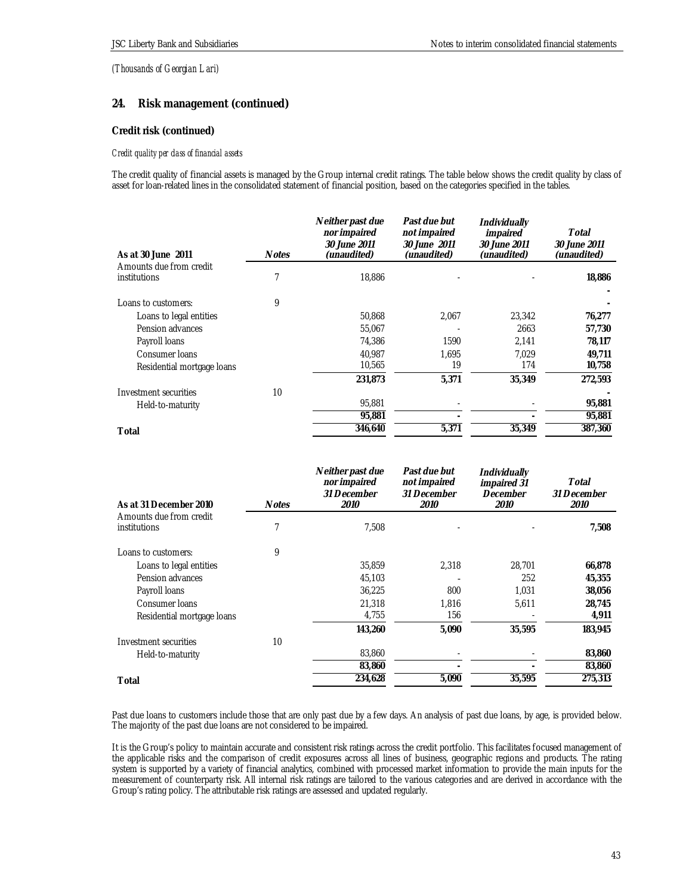*(Thousands of Georgian Lari)*

## 24. Risk management (continued)

### Credit risk (continued)

*Credit quality per class of financial assets*

The credit quality of financial assets is managed by the Group internal credit ratings. The table below shows the credit quality by class of asset for loan-related lines in the consolidated statement of financial position, based on the categories specified in the tables.

| As at 30 June 2011 | Notes | Neither past due nor impaired 30 June 2011 (unaudited) | Past due but not impaired 30 June 2011 (unaudited) | Individually impaired 30 June 2011 (unaudited) | Total 30 June 2011 (unaudited) |
|---|---|---|---|---|---|
| Amounts due from credit institutions | 7 | 18,886 | - | - | **18,886** |
| | | | | | **-** |
| Loans to customers: | 9 | | | | **-** |
| Loans to legal entities | | 50,868 | 2,067 | 23,342 | **76,277** |
| Pension advances | | 55,067 | - | 2663 | **57,730** |
| Payroll loans | | 74,386 | 1590 | 2,141 | **78,117** |
| Consumer loans | | 40,987 | 1,695 | 7,029 | **49,711** |
| Residential mortgage loans | | 10,565 | 19 | 174 | **10,758** |
| | | **231,873** | **5,371** | **35,349** | **272,593** |
| Investment securities | 10 | | | | **-** |
| Held-to-maturity | | 95,881 | - | - | **95,881** |
| | | **95,881** | **-** | **-** | **95,881** |
| **Total** | | **346,640** | **5,371** | **35,349** | **387,360** |

| As at 31 December 2010 | Notes | Neither past due nor impaired 31 December 2010 | Past due but not impaired 31 December 2010 | Individually impaired 31 December 2010 | Total 31 December 2010 |
|---|---|---|---|---|---|
| Amounts due from credit institutions | 7 | 7,508 | - | - | **7,508** |
| Loans to customers: | 9 | | | | |
| Loans to legal entities | | 35,859 | 2,318 | 28,701 | **66,878** |
| Pension advances | | 45,103 | - | 252 | **45,355** |
| Payroll loans | | 36,225 | 800 | 1,031 | **38,056** |
| Consumer loans | | 21,318 | 1,816 | 5,611 | **28,745** |
| Residential mortgage loans | | 4,755 | 156 | - | **4,911** |
| | | **143,260** | **5,090** | **35,595** | **183,945** |
| Investment securities | 10 | | | | |
| Held-to-maturity | | 83,860 | - | - | **83,860** |
| | | **83,860** | **-** | **-** | **83,860** |
| **Total** | | **234,628** | **5,090** | **35,595** | **275,313** |

Past due loans to customers include those that are only past due by a few days. An analysis of past due loans, by age, is provided below. The majority of the past due loans are not considered to be impaired.

It is the Group's policy to maintain accurate and consistent risk ratings across the credit portfolio. This facilitates focused management of the applicable risks and the comparison of credit exposures across all lines of business, geographic regions and products. The rating system is supported by a variety of financial analytics, combined with processed market information to provide the main inputs for the measurement of counterparty risk. All internal risk ratings are tailored to the various categories and are derived in accordance with the Group's rating policy. The attributable risk ratings are assessed and updated regularly.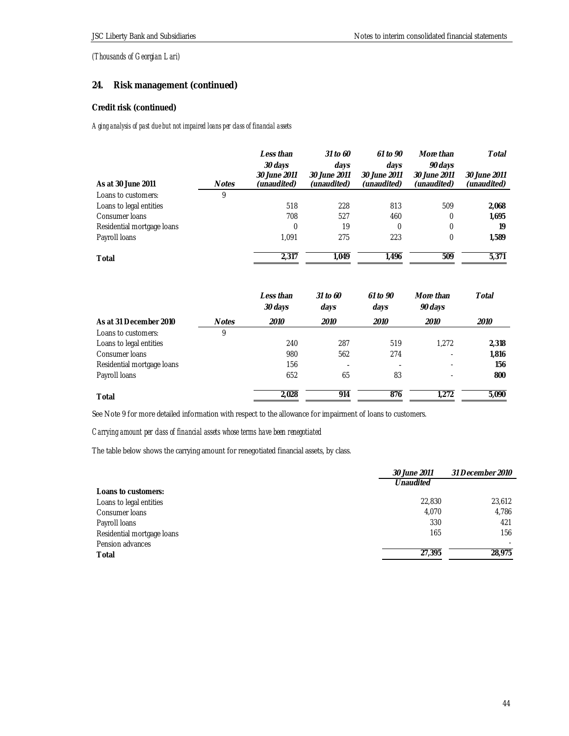(Thousands of Georgian Lari)

## 24. Risk management (continued)

### Credit risk (continued)

*Aging analysis of past due but not impaired loans per class of financial assets*

| As at 30 June 2011 | Notes | *Less than 30 days 30 June 2011 (unaudited)* | *31 to 60 days 30 June 2011 (unaudited)* | *61 to 90 days 30 June 2011 (unaudited)* | *More than 90 days 30 June 2011 (unaudited)* | *Total 30 June 2011 (unaudited)* |
|---|---|---|---|---|---|---|
| Loans to customers: | 9 | | | | | |
| Loans to legal entities | | 518 | 228 | 813 | 509 | **2,068** |
| Consumer loans | | 708 | 527 | 460 | 0 | **1,695** |
| Residential mortgage loans | | 0 | 19 | 0 | 0 | **19** |
| Payroll loans | | 1,091 | 275 | 223 | 0 | **1,589** |
| **Total** | | **2,317** | **1,049** | **1,496** | **509** | **5,371** |

| As at 31 December 2010 | Notes | *Less than 30 days 2010* | *31 to 60 days 2010* | *61 to 90 days 2010* | *More than 90 days 2010* | *Total 2010* |
|---|---|---|---|---|---|---|
| Loans to customers: | 9 | | | | | |
| Loans to legal entities | | 240 | 287 | 519 | 1,272 | **2,318** |
| Consumer loans | | 980 | 562 | 274 | - | **1,816** |
| Residential mortgage loans | | 156 | - | - | - | **156** |
| Payroll loans | | 652 | 65 | 83 | - | **800** |
| **Total** | | **2,028** | **914** | **876** | **1,272** | **5,090** |

See Note 9 for more detailed information with respect to the allowance for impairment of loans to customers.

*Carrying amount per class of financial assets whose terms have been renegotiated*

The table below shows the carrying amount for renegotiated financial assets, by class.

| | *30 June 2011 Unaudited* | *31 December 2010* |
|---|---|---|
| **Loans to customers:** | | |
| Loans to legal entities | 22,830 | 23,612 |
| Consumer loans | 4,070 | 4,786 |
| Payroll loans | 330 | 421 |
| Residential mortgage loans | 165 | 156 |
| Pension advances | - | - |
| **Total** | **27,395** | **28,975** |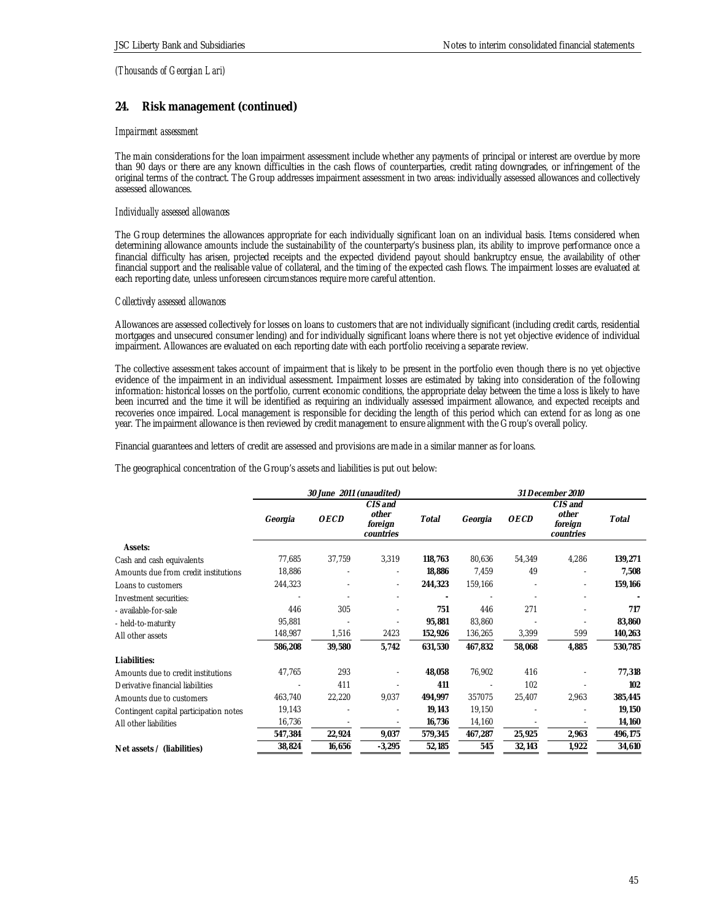*(Thousands of Georgian Lari)*

## 24. Risk management (continued)

*Impairment assessment*

The main considerations for the loan impairment assessment include whether any payments of principal or interest are overdue by more than 90 days or there are any known difficulties in the cash flows of counterparties, credit rating downgrades, or infringement of the original terms of the contract. The Group addresses impairment assessment in two areas: individually assessed allowances and collectively assessed allowances.

*Individually assessed allowances*

The Group determines the allowances appropriate for each individually significant loan on an individual basis. Items considered when determining allowance amounts include the sustainability of the counterparty's business plan, its ability to improve performance once a financial difficulty has arisen, projected receipts and the expected dividend payout should bankruptcy ensue, the availability of other financial support and the realisable value of collateral, and the timing of the expected cash flows. The impairment losses are evaluated at each reporting date, unless unforeseen circumstances require more careful attention.

*Collectively assessed allowances*

Allowances are assessed collectively for losses on loans to customers that are not individually significant (including credit cards, residential mortgages and unsecured consumer lending) and for individually significant loans where there is not yet objective evidence of individual impairment. Allowances are evaluated on each reporting date with each portfolio receiving a separate review.

The collective assessment takes account of impairment that is likely to be present in the portfolio even though there is no yet objective evidence of the impairment in an individual assessment. Impairment losses are estimated by taking into consideration of the following information: historical losses on the portfolio, current economic conditions, the appropriate delay between the time a loss is likely to have been incurred and the time it will be identified as requiring an individually assessed impairment allowance, and expected receipts and recoveries once impaired. Local management is responsible for deciding the length of this period which can extend for as long as one year. The impairment allowance is then reviewed by credit management to ensure alignment with the Group's overall policy.

Financial guarantees and letters of credit are assessed and provisions are made in a similar manner as for loans.

The geographical concentration of the Group's assets and liabilities is put out below:

| | *30 June 2011 (unaudited)* | | | | *31 December 2010* | | | |
|---|---|---|---|---|---|---|---|---|
| | *Georgia* | *OECD* | *CIS and other foreign countries* | *Total* | *Georgia* | *OECD* | *CIS and other foreign countries* | *Total* |
| **Assets:** | | | | | | | | |
| Cash and cash equivalents | 77,685 | 37,759 | 3,319 | **118,763** | 80,636 | 54,349 | 4,286 | **139,271** |
| Amounts due from credit institutions | 18,886 | - | - | **18,886** | 7,459 | 49 | - | **7,508** |
| Loans to customers | 244,323 | - | - | **244,323** | 159,166 | - | - | **159,166** |
| Investment securities: | - | - | - | **-** | - | - | - | **-** |
| - available-for-sale | 446 | 305 | - | **751** | 446 | 271 | - | **717** |
| - held-to-maturity | 95,881 | - | - | **95,881** | 83,860 | - | - | **83,860** |
| All other assets | 148,987 | 1,516 | 2423 | **152,926** | 136,265 | 3,399 | 599 | **140,263** |
| | **586,208** | **39,580** | **5,742** | **631,530** | **467,832** | **58,068** | **4,885** | **530,785** |
| **Liabilities:** | | | | | | | | |
| Amounts due to credit institutions | 47,765 | 293 | - | **48,058** | 76,902 | 416 | - | **77,318** |
| Derivative financial liabilities | - | 411 | - | **411** | - | 102 | - | **102** |
| Amounts due to customers | 463,740 | 22,220 | 9,037 | **494,997** | 357075 | 25,407 | 2,963 | **385,445** |
| Contingent capital participation notes | 19,143 | - | - | **19,143** | 19,150 | - | - | **19,150** |
| All other liabilities | 16,736 | - | - | **16,736** | 14,160 | - | - | **14,160** |
| | **547,384** | **22,924** | **9,037** | **579,345** | **467,287** | **25,925** | **2,963** | **496,175** |
| **Net assets / (liabilities)** | **38,824** | **16,656** | **-3,295** | **52,185** | **545** | **32,143** | **1,922** | **34,610** |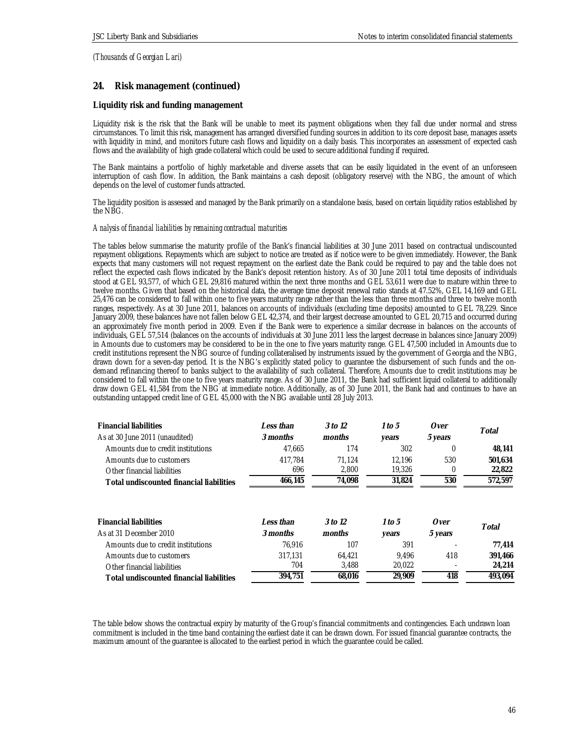*(Thousands of Georgian Lari)*

## 24. Risk management (continued)

### Liquidity risk and funding management

Liquidity risk is the risk that the Bank will be unable to meet its payment obligations when they fall due under normal and stress circumstances. To limit this risk, management has arranged diversified funding sources in addition to its core deposit base, manages assets with liquidity in mind, and monitors future cash flows and liquidity on a daily basis. This incorporates an assessment of expected cash flows and the availability of high grade collateral which could be used to secure additional funding if required.

The Bank maintains a portfolio of highly marketable and diverse assets that can be easily liquidated in the event of an unforeseen interruption of cash flow. In addition, the Bank maintains a cash deposit (obligatory reserve) with the NBG, the amount of which depends on the level of customer funds attracted.

The liquidity position is assessed and managed by the Bank primarily on a standalone basis, based on certain liquidity ratios established by the NBG.

*Analysis of financial liabilities by remaining contractual maturities*

The tables below summarise the maturity profile of the Bank's financial liabilities at 30 June 2011 based on contractual undiscounted repayment obligations. Repayments which are subject to notice are treated as if notice were to be given immediately. However, the Bank expects that many customers will not request repayment on the earliest date the Bank could be required to pay and the table does not reflect the expected cash flows indicated by the Bank's deposit retention history. As of 30 June 2011 total time deposits of individuals stood at GEL 93,577, of which GEL 29,816 matured within the next three months and GEL 53,611 were due to mature within three to twelve months. Given that based on the historical data, the average time deposit renewal ratio stands at 47.52%, GEL 14,169 and GEL 25,476 can be considered to fall within one to five years maturity range rather than the less than three months and three to twelve month ranges, respectively. As at 30 June 2011, balances on accounts of individuals (excluding time deposits) amounted to GEL 78,229. Since January 2009, these balances have not fallen below GEL 42,374, and their largest decrease amounted to GEL 20,715 and occurred during an approximately five month period in 2009. Even if the Bank were to experience a similar decrease in balances on the accounts of individuals, GEL 57,514 (balances on the accounts of individuals at 30 June 2011 less the largest decrease in balances since January 2009) in Amounts due to customers may be considered to be in the one to five years maturity range. GEL 47,500 included in Amounts due to credit institutions represent the NBG source of funding collateralised by instruments issued by the government of Georgia and the NBG, drawn down for a seven-day period. It is the NBG's explicitly stated policy to guarantee the disbursement of such funds and the on-demand refinancing thereof to banks subject to the availability of such collateral. Therefore, Amounts due to credit institutions may be considered to fall within the one to five years maturity range. As of 30 June 2011, the Bank had sufficient liquid collateral to additionally draw down GEL 41,584 from the NBG at immediate notice. Additionally, as of 30 June 2011, the Bank had and continues to have an outstanding untapped credit line of GEL 45,000 with the NBG available until 28 July 2013.

| **Financial liabilities**<br>As at 30 June 2011 (unaudited) | *Less than 3 months* | *3 to 12 months* | *1 to 5 years* | *Over 5 years* | *Total* |
|---|---|---|---|---|---|
| Amounts due to credit institutions | 47,665 | 174 | 302 | 0 | **48,141** |
| Amounts due to customers | 417,784 | 71,124 | 12,196 | 530 | **501,634** |
| Other financial liabilities | 696 | 2,800 | 19,326 | 0 | **22,822** |
| **Total undiscounted financial liabilities** | **466,145** | **74,098** | **31,824** | **530** | **572,597** |

| **Financial liabilities**<br>As at 31 December 2010 | *Less than 3 months* | *3 to 12 months* | *1 to 5 years* | *Over 5 years* | *Total* |
|---|---|---|---|---|---|
| Amounts due to credit institutions | 76,916 | 107 | 391 | - | **77,414** |
| Amounts due to customers | 317,131 | 64,421 | 9,496 | 418 | **391,466** |
| Other financial liabilities | 704 | 3,488 | 20,022 | - | **24,214** |
| **Total undiscounted financial liabilities** | **394,751** | **68,016** | **29,909** | **418** | **493,094** |

The table below shows the contractual expiry by maturity of the Group's financial commitments and contingencies. Each undrawn loan commitment is included in the time band containing the earliest date it can be drawn down. For issued financial guarantee contracts, the maximum amount of the guarantee is allocated to the earliest period in which the guarantee could be called.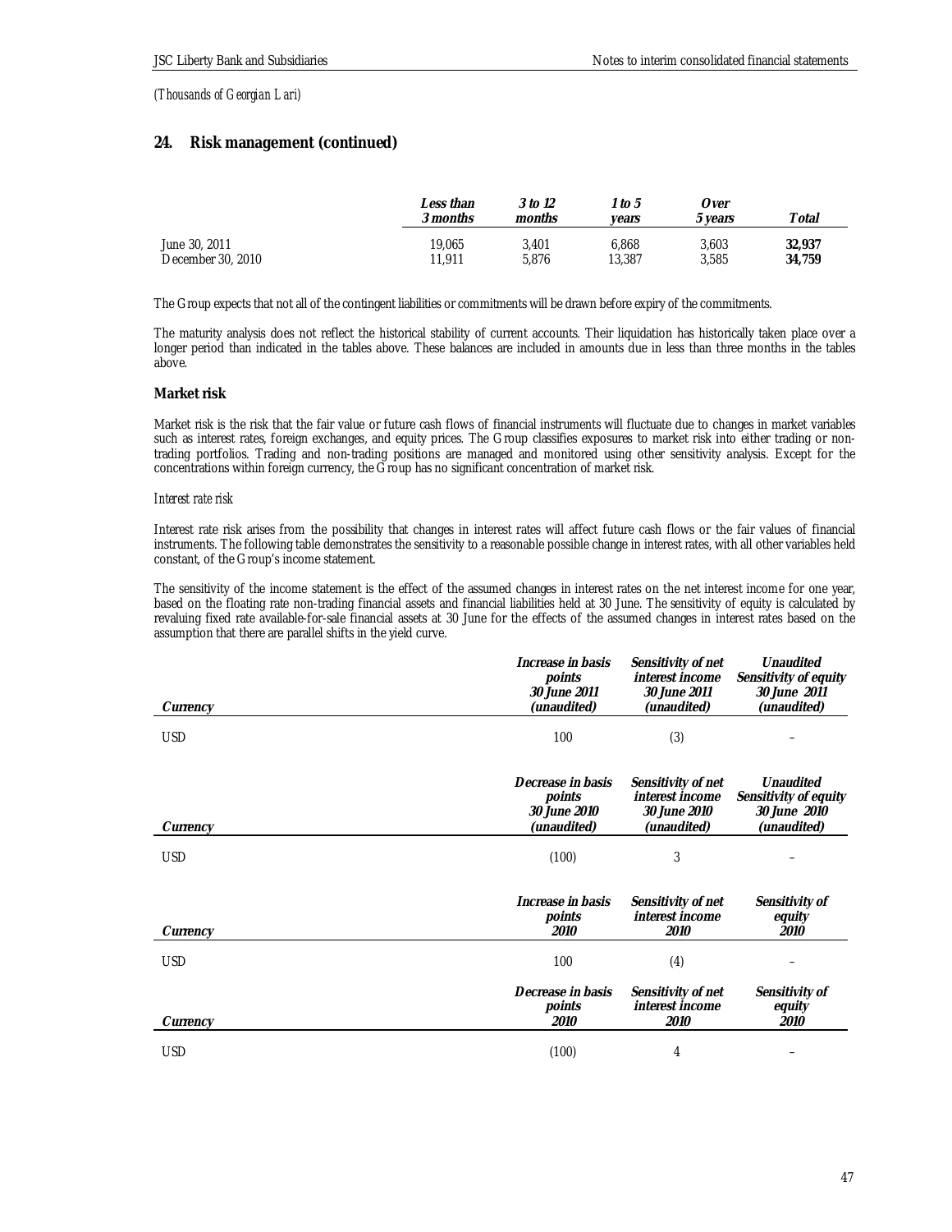*(Thousands of Georgian Lari)*

## 24. Risk management (continued)

| | *Less than 3 months* | *3 to 12 months* | *1 to 5 years* | *Over 5 years* | *Total* |
|---|---|---|---|---|---|
| June 30, 2011 | 19,065 | 3,401 | 6,868 | 3,603 | **32,937** |
| December 30, 2010 | 11,911 | 5,876 | 13,387 | 3,585 | **34,759** |

The Group expects that not all of the contingent liabilities or commitments will be drawn before expiry of the commitments.

The maturity analysis does not reflect the historical stability of current accounts. Their liquidation has historically taken place over a longer period than indicated in the tables above. These balances are included in amounts due in less than three months in the tables above.

### Market risk

Market risk is the risk that the fair value or future cash flows of financial instruments will fluctuate due to changes in market variables such as interest rates, foreign exchanges, and equity prices. The Group classifies exposures to market risk into either trading or non-trading portfolios. Trading and non-trading positions are managed and monitored using other sensitivity analysis. Except for the concentrations within foreign currency, the Group has no significant concentration of market risk.

*Interest rate risk*

Interest rate risk arises from the possibility that changes in interest rates will affect future cash flows or the fair values of financial instruments. The following table demonstrates the sensitivity to a reasonable possible change in interest rates, with all other variables held constant, of the Group's income statement.

The sensitivity of the income statement is the effect of the assumed changes in interest rates on the net interest income for one year, based on the floating rate non-trading financial assets and financial liabilities held at 30 June. The sensitivity of equity is calculated by revaluing fixed rate available-for-sale financial assets at 30 June for the effects of the assumed changes in interest rates based on the assumption that there are parallel shifts in the yield curve.

| *Currency* | *Increase in basis points 30 June 2011 (unaudited)* | *Sensitivity of net interest income 30 June 2011 (unaudited)* | *Unaudited Sensitivity of equity 30 June 2011 (unaudited)* |
|---|---|---|---|
| USD | 100 | (3) | – |

| *Currency* | *Decrease in basis points 30 June 2010 (unaudited)* | *Sensitivity of net interest income 30 June 2010 (unaudited)* | *Unaudited Sensitivity of equity 30 June 2010 (unaudited)* |
|---|---|---|---|
| USD | (100) | 3 | – |

| *Currency* | *Increase in basis points 2010* | *Sensitivity of net interest income 2010* | *Sensitivity of equity 2010* |
|---|---|---|---|
| USD | 100 | (4) | – |

| *Currency* | *Decrease in basis points 2010* | *Sensitivity of net interest income 2010* | *Sensitivity of equity 2010* |
|---|---|---|---|
| USD | (100) | 4 | – |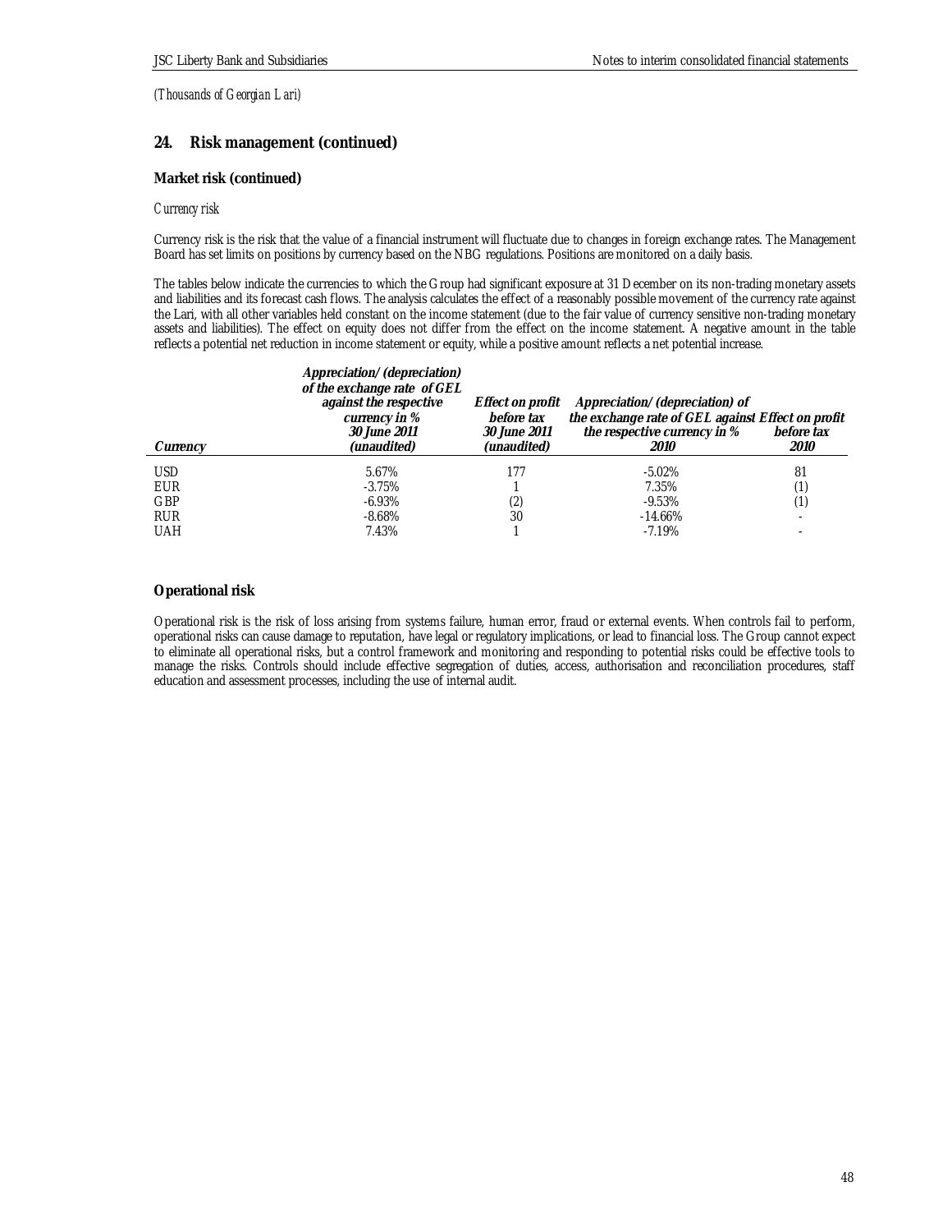*(Thousands of Georgian Lari)*

## 24. Risk management (continued)

### Market risk (continued)

*Currency risk*

Currency risk is the risk that the value of a financial instrument will fluctuate due to changes in foreign exchange rates. The Management Board has set limits on positions by currency based on the NBG regulations. Positions are monitored on a daily basis.

The tables below indicate the currencies to which the Group had significant exposure at 31 December on its non-trading monetary assets and liabilities and its forecast cash flows. The analysis calculates the effect of a reasonably possible movement of the currency rate against the Lari, with all other variables held constant on the income statement (due to the fair value of currency sensitive non-trading monetary assets and liabilities). The effect on equity does not differ from the effect on the income statement. A negative amount in the table reflects a potential net reduction in income statement or equity, while a positive amount reflects a net potential increase.

| *Currency* | *Appreciation/(depreciation) of the exchange rate of GEL against the respective currency in % 30 June 2011 (unaudited)* | *Effect on profit before tax 30 June 2011 (unaudited)* | *Appreciation/(depreciation) of the exchange rate of GEL against the respective currency in % 2010* | *Effect on profit before tax 2010* |
|---|---|---|---|---|
| USD | 5.67% | 177 | -5.02% | 81 |
| EUR | -3.75% | 1 | 7.35% | (1) |
| GBP | -6.93% | (2) | -9.53% | (1) |
| RUR | -8.68% | 30 | -14.66% | - |
| UAH | 7.43% | 1 | -7.19% | - |

### Operational risk

Operational risk is the risk of loss arising from systems failure, human error, fraud or external events. When controls fail to perform, operational risks can cause damage to reputation, have legal or regulatory implications, or lead to financial loss. The Group cannot expect to eliminate all operational risks, but a control framework and monitoring and responding to potential risks could be effective tools to manage the risks. Controls should include effective segregation of duties, access, authorisation and reconciliation procedures, staff education and assessment processes, including the use of internal audit.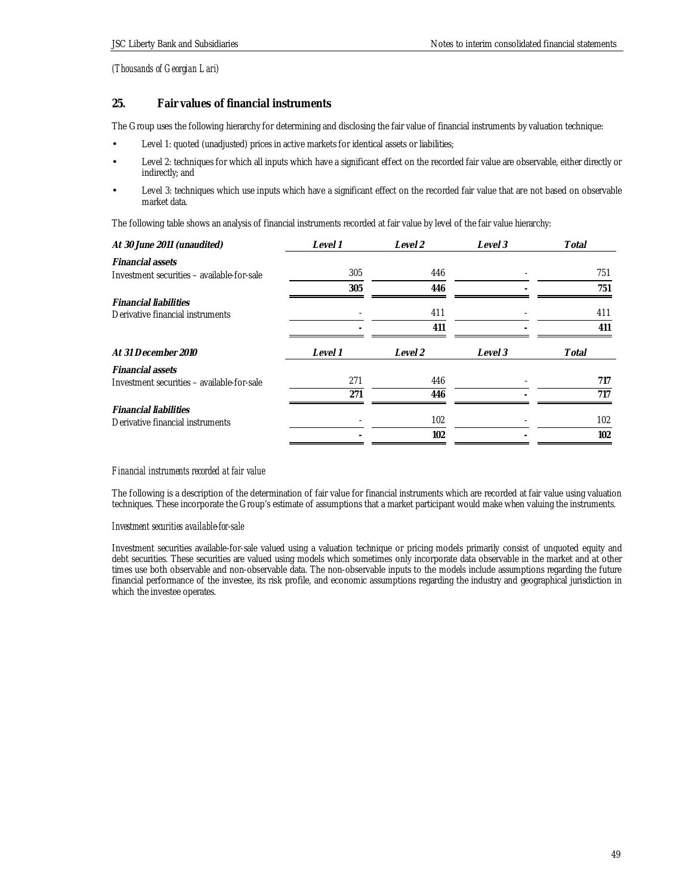*(Thousands of Georgian Lari)*

## 25. Fair values of financial instruments

The Group uses the following hierarchy for determining and disclosing the fair value of financial instruments by valuation technique:

- Level 1: quoted (unadjusted) prices in active markets for identical assets or liabilities;
- Level 2: techniques for which all inputs which have a significant effect on the recorded fair value are observable, either directly or indirectly; and
- Level 3: techniques which use inputs which have a significant effect on the recorded fair value that are not based on observable market data.

The following table shows an analysis of financial instruments recorded at fair value by level of the fair value hierarchy:

| *At 30 June 2011 (unaudited)* | *Level 1* | *Level 2* | *Level 3* | *Total* |
|---|---|---|---|---|
| ***Financial assets*** | | | | |
| Investment securities – available-for-sale | 305 | 446 | - | 751 |
| | **305** | **446** | **-** | **751** |
| ***Financial liabilities*** | | | | |
| Derivative financial instruments | - | 411 | - | 411 |
| | **-** | **411** | **-** | **411** |

| *At 31 December 2010* | *Level 1* | *Level 2* | *Level 3* | *Total* |
|---|---|---|---|---|
| ***Financial assets*** | | | | |
| Investment securities – available-for-sale | 271 | 446 | - | **717** |
| | **271** | **446** | **-** | **717** |
| ***Financial liabilities*** | | | | |
| Derivative financial instruments | - | 102 | - | 102 |
| | **-** | **102** | **-** | **102** |

*Financial instruments recorded at fair value*

The following is a description of the determination of fair value for financial instruments which are recorded at fair value using valuation techniques. These incorporate the Group's estimate of assumptions that a market participant would make when valuing the instruments.

*Investment securities available-for-sale*

Investment securities available-for-sale valued using a valuation technique or pricing models primarily consist of unquoted equity and debt securities. These securities are valued using models which sometimes only incorporate data observable in the market and at other times use both observable and non-observable data. The non-observable inputs to the models include assumptions regarding the future financial performance of the investee, its risk profile, and economic assumptions regarding the industry and geographical jurisdiction in which the investee operates.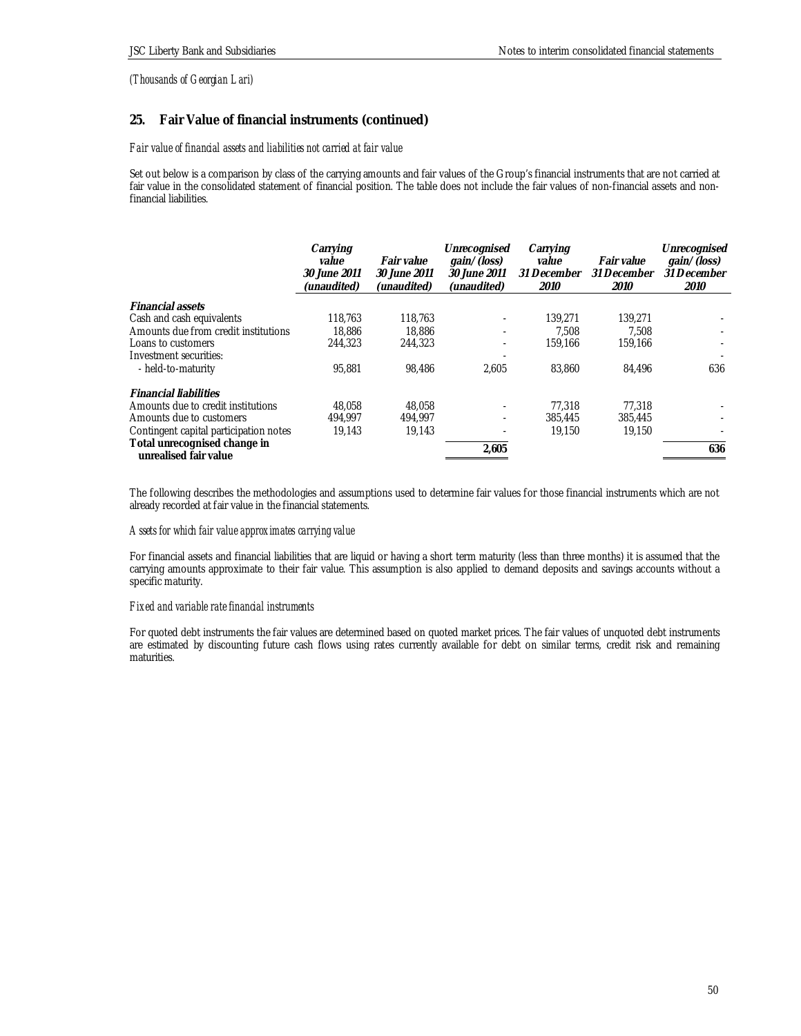*(Thousands of Georgian Lari)*

## 25. Fair Value of financial instruments (continued)

*Fair value of financial assets and liabilities not carried at fair value*

Set out below is a comparison by class of the carrying amounts and fair values of the Group's financial instruments that are not carried at fair value in the consolidated statement of financial position. The table does not include the fair values of non-financial assets and non-financial liabilities.

| | *Carrying value 30 June 2011 (unaudited)* | *Fair value 30 June 2011 (unaudited)* | *Unrecognised gain/(loss) 30 June 2011 (unaudited)* | *Carrying value 31 December 2010* | *Fair value 31 December 2010* | *Unrecognised gain/(loss) 31 December 2010* |
|---|---|---|---|---|---|---|
| ***Financial assets*** | | | | | | |
| Cash and cash equivalents | 118,763 | 118,763 | - | 139,271 | 139,271 | - |
| Amounts due from credit institutions | 18,886 | 18,886 | - | 7,508 | 7,508 | - |
| Loans to customers | 244,323 | 244,323 | - | 159,166 | 159,166 | - |
| Investment securities: | | | - | | | - |
| - held-to-maturity | 95,881 | 98,486 | 2,605 | 83,860 | 84,496 | 636 |
| ***Financial liabilities*** | | | | | | |
| Amounts due to credit institutions | 48,058 | 48,058 | - | 77,318 | 77,318 | - |
| Amounts due to customers | 494,997 | 494,997 | - | 385,445 | 385,445 | - |
| Contingent capital participation notes | 19,143 | 19,143 | - | 19,150 | 19,150 | - |
| **Total unrecognised change in unrealised fair value** | | | **2,605** | | | **636** |

The following describes the methodologies and assumptions used to determine fair values for those financial instruments which are not already recorded at fair value in the financial statements.

*Assets for which fair value approximates carrying value*

For financial assets and financial liabilities that are liquid or having a short term maturity (less than three months) it is assumed that the carrying amounts approximate to their fair value. This assumption is also applied to demand deposits and savings accounts without a specific maturity.

*Fixed and variable rate financial instruments*

For quoted debt instruments the fair values are determined based on quoted market prices. The fair values of unquoted debt instruments are estimated by discounting future cash flows using rates currently available for debt on similar terms, credit risk and remaining maturities.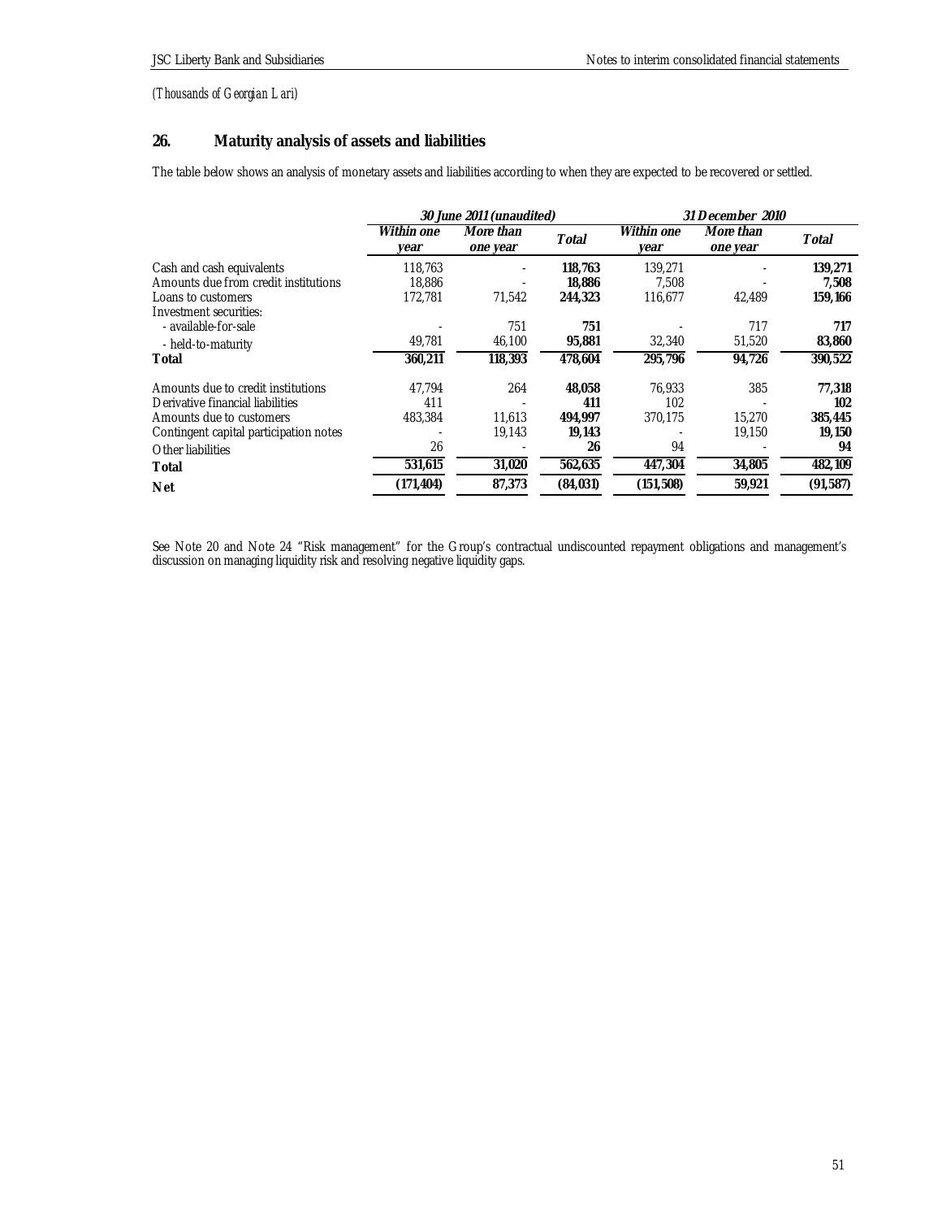*(Thousands of Georgian Lari)*

## 26. Maturity analysis of assets and liabilities

The table below shows an analysis of monetary assets and liabilities according to when they are expected to be recovered or settled.

| | *30 June 2011 (unaudited)* | | | *31 December 2010* | | |
|---|---|---|---|---|---|---|
| | *Within one year* | *More than one year* | *Total* | *Within one year* | *More than one year* | *Total* |
| Cash and cash equivalents | 118,763 | - | **118,763** | 139,271 | - | **139,271** |
| Amounts due from credit institutions | 18,886 | - | **18,886** | 7,508 | - | **7,508** |
| Loans to customers | 172,781 | 71,542 | **244,323** | 116,677 | 42,489 | **159,166** |
| Investment securities: | | | | | | |
| - available-for-sale | - | 751 | **751** | - | 717 | **717** |
| - held-to-maturity | 49,781 | 46,100 | **95,881** | 32,340 | 51,520 | **83,860** |
| **Total** | **360,211** | **118,393** | **478,604** | **295,796** | **94,726** | **390,522** |
| Amounts due to credit institutions | 47,794 | 264 | **48,058** | 76,933 | 385 | **77,318** |
| Derivative financial liabilities | 411 | - | **411** | 102 | - | **102** |
| Amounts due to customers | 483,384 | 11,613 | **494,997** | 370,175 | 15,270 | **385,445** |
| Contingent capital participation notes | - | 19,143 | **19,143** | - | 19,150 | **19,150** |
| Other liabilities | 26 | - | **26** | 94 | - | **94** |
| **Total** | **531,615** | **31,020** | **562,635** | **447,304** | **34,805** | **482,109** |
| **Net** | **(171,404)** | **87,373** | **(84,031)** | **(151,508)** | **59,921** | **(91,587)** |

See Note 20 and Note 24 "Risk management" for the Group's contractual undiscounted repayment obligations and management's discussion on managing liquidity risk and resolving negative liquidity gaps.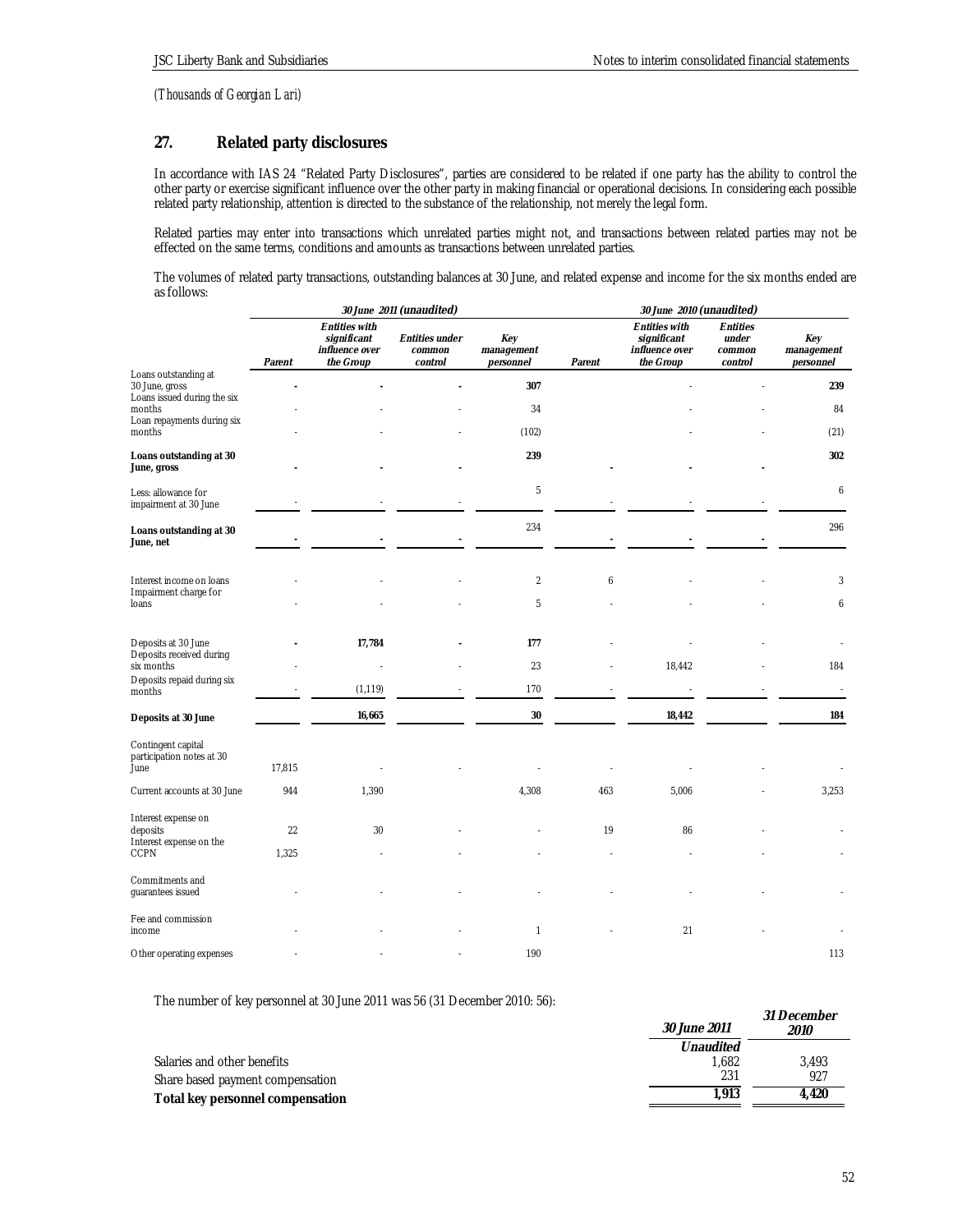*(Thousands of Georgian Lari)*

## 27. Related party disclosures

In accordance with IAS 24 "Related Party Disclosures", parties are considered to be related if one party has the ability to control the other party or exercise significant influence over the other party in making financial or operational decisions. In considering each possible related party relationship, attention is directed to the substance of the relationship, not merely the legal form.

Related parties may enter into transactions which unrelated parties might not, and transactions between related parties may not be effected on the same terms, conditions and amounts as transactions between unrelated parties.

The volumes of related party transactions, outstanding balances at 30 June, and related expense and income for the six months ended are as follows:

| | *30 June 2011 (unaudited)* | | | | *30 June 2010 (unaudited)* | | | |
|---|---|---|---|---|---|---|---|---|
| | *Parent* | *Entities with significant influence over the Group* | *Entities under common control* | *Key management personnel* | *Parent* | *Entities with significant influence over the Group* | *Entities under common control* | *Key management personnel* |
| Loans outstanding at 30 June, gross | - | - | - | 307 | | - | - | 239 |
| Loans issued during the six months | - | - | - | 34 | | - | - | 84 |
| Loan repayments during six months | - | - | - | (102) | | - | - | (21) |
| **Loans outstanding at 30 June, gross** | - | - | - | 239 | - | - | - | 302 |
| Less: allowance for impairment at 30 June | - | - | - | 5 | - | - | - | 6 |
| **Loans outstanding at 30 June, net** | - | - | - | 234 | - | - | - | 296 |
| Interest income on loans | - | - | - | 2 | 6 | - | - | 3 |
| Impairment charge for loans | - | - | - | 5 | - | - | - | 6 |
| Deposits at 30 June | - | 17,784 | - | 177 | - | - | - | - |
| Deposits received during six months | - | - | - | 23 | - | 18,442 | - | 184 |
| Deposits repaid during six months | - | (1,119) | - | 170 | - | - | - | - |
| **Deposits at 30 June** | | 16,665 | | 30 | | 18,442 | | 184 |
| Contingent capital participation notes at 30 June | 17,815 | - | - | - | - | - | - | - |
| Current accounts at 30 June | 944 | 1,390 | | 4,308 | 463 | 5,006 | - | 3,253 |
| Interest expense on deposits | 22 | 30 | - | - | 19 | 86 | - | - |
| Interest expense on the CCPN | 1,325 | - | - | - | - | - | - | - |
| Commitments and guarantees issued | - | - | - | - | - | - | - | - |
| Fee and commission income | - | - | - | 1 | - | 21 | - | - |
| Other operating expenses | - | - | - | 190 | | | | 113 |

The number of key personnel at 30 June 2011 was 56 (31 December 2010: 56):

| | *30 June 2011* | *31 December 2010* |
|---|---|---|
| | *Unaudited* | |
| Salaries and other benefits | 1,682 | 3,493 |
| Share based payment compensation | 231 | 927 |
| **Total key personnel compensation** | **1,913** | **4,420** |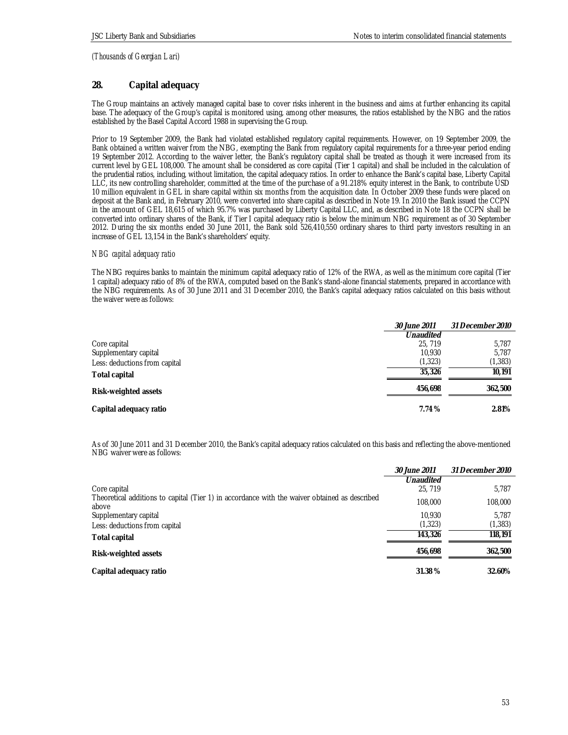*(Thousands of Georgian Lari)*

## 28. Capital adequacy

The Group maintains an actively managed capital base to cover risks inherent in the business and aims at further enhancing its capital base. The adequacy of the Group's capital is monitored using, among other measures, the ratios established by the NBG and the ratios established by the Basel Capital Accord 1988 in supervising the Group.

Prior to 19 September 2009, the Bank had violated established regulatory capital requirements. However, on 19 September 2009, the Bank obtained a written waiver from the NBG, exempting the Bank from regulatory capital requirements for a three-year period ending 19 September 2012. According to the waiver letter, the Bank's regulatory capital shall be treated as though it were increased from its current level by GEL 108,000. The amount shall be considered as core capital (Tier 1 capital) and shall be included in the calculation of the prudential ratios, including, without limitation, the capital adequacy ratios. In order to enhance the Bank's capital base, Liberty Capital LLC, its new controlling shareholder, committed at the time of the purchase of a 91.218% equity interest in the Bank, to contribute USD 10 million equivalent in GEL in share capital within six months from the acquisition date. In October 2009 these funds were placed on deposit at the Bank and, in February 2010, were converted into share capital as described in Note 19. In 2010 the Bank issued the CCPN in the amount of GEL 18,615 of which 95.7% was purchased by Liberty Capital LLC, and, as described in Note 18 the CCPN shall be converted into ordinary shares of the Bank, if Tier I capital adequacy ratio is below the minimum NBG requirement as of 30 September 2012. During the six months ended 30 June 2011, the Bank sold 526,410,550 ordinary shares to third party investors resulting in an increase of GEL 13,154 in the Bank's shareholders' equity.

*NBG capital adequacy ratio*

The NBG requires banks to maintain the minimum capital adequacy ratio of 12% of the RWA, as well as the minimum core capital (Tier 1 capital) adequacy ratio of 8% of the RWA, computed based on the Bank's stand-alone financial statements, prepared in accordance with the NBG requirements. As of 30 June 2011 and 31 December 2010, the Bank's capital adequacy ratios calculated on this basis without the waiver were as follows:

| | *30 June 2011* | *31 December 2010* |
|---|---|---|
| | *Unaudited* | |
| Core capital | 25, 719 | 5,787 |
| Supplementary capital | 10,930 | 5,787 |
| Less: deductions from capital | (1,323) | (1,383) |
| **Total capital** | **35,326** | **10,191** |
| **Risk-weighted assets** | **456,698** | **362,500** |
| **Capital adequacy ratio** | **7.74 %** | **2.81%** |

As of 30 June 2011 and 31 December 2010, the Bank's capital adequacy ratios calculated on this basis and reflecting the above-mentioned NBG waiver were as follows:

| | *30 June 2011* | *31 December 2010* |
|---|---|---|
| | *Unaudited* | |
| Core capital | 25, 719 | 5,787 |
| Theoretical additions to capital (Tier 1) in accordance with the waiver obtained as described above | 108,000 | 108,000 |
| Supplementary capital | 10,930 | 5,787 |
| Less: deductions from capital | (1,323) | (1,383) |
| **Total capital** | **143,326** | **118,191** |
| **Risk-weighted assets** | **456,698** | **362,500** |
| **Capital adequacy ratio** | **31.38 %** | **32.60%** |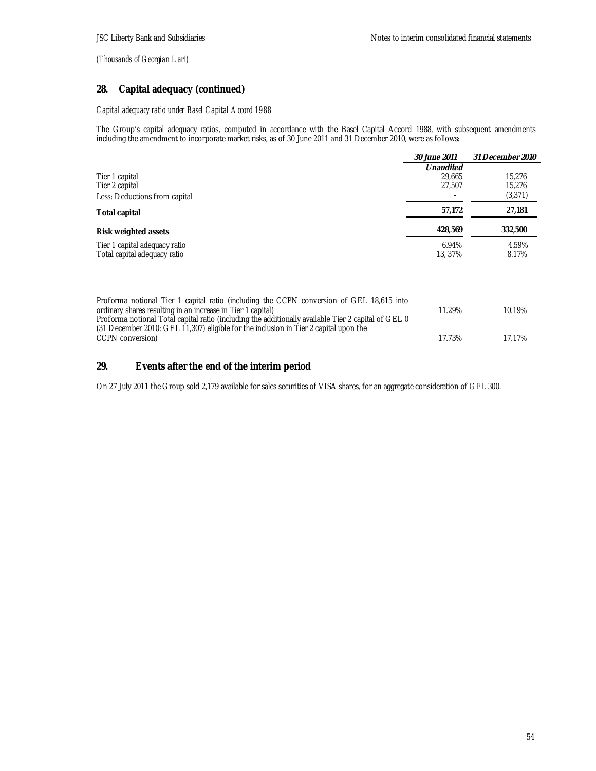*(Thousands of Georgian Lari)*

## 28. Capital adequacy (continued)

*Capital adequacy ratio under Basel Capital Accord 1988*

The Group's capital adequacy ratios, computed in accordance with the Basel Capital Accord 1988, with subsequent amendments including the amendment to incorporate market risks, as of 30 June 2011 and 31 December 2010, were as follows:

| | *30 June 2011* | *31 December 2010* |
|---|---|---|
| | *Unaudited* | |
| Tier 1 capital | 29,665 | 15,276 |
| Tier 2 capital | 27,507 | 15,276 |
| Less: Deductions from capital | - | (3,371) |
| **Total capital** | **57,172** | **27,181** |
| **Risk weighted assets** | **428,569** | **332,500** |
| Tier 1 capital adequacy ratio | 6.94% | 4.59% |
| Total capital adequacy ratio | 13, 37% | 8.17% |
| Proforma notional Tier 1 capital ratio (including the CCPN conversion of GEL 18,615 into ordinary shares resulting in an increase in Tier 1 capital) | 11.29% | 10.19% |
| Proforma notional Total capital ratio (including the additionally available Tier 2 capital of GEL 0 (31 December 2010: GEL 11,307) eligible for the inclusion in Tier 2 capital upon the CCPN conversion) | 17.73% | 17.17% |

## 29. Events after the end of the interim period

On 27 July 2011 the Group sold 2,179 available for sales securities of VISA shares, for an aggregate consideration of GEL 300.